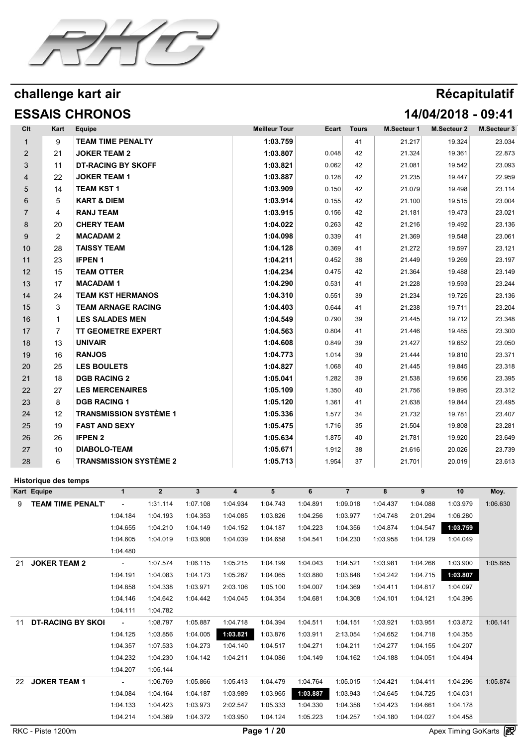# challenge kart air

## Récapitulatif

## ESSAIS CHRONOS

## 14/04/2018 - 09:41

| Clt | Kart | Equipe | Meilleur Tour | Ecart | Tours | M.Secteur 1 | M.Secteur 2 | M.Secteur 3 |
|---|---|---|---|---|---|---|---|---|
| 1 | 9 | **TEAM TIME PENALTY** | **1:03.759** | | 41 | 21.217 | 19.324 | 23.034 |
| 2 | 21 | **JOKER TEAM 2** | **1:03.807** | 0.048 | 42 | 21.324 | 19.361 | 22.873 |
| 3 | 11 | **DT-RACING BY SKOFF** | **1:03.821** | 0.062 | 42 | 21.081 | 19.542 | 23.093 |
| 4 | 22 | **JOKER TEAM 1** | **1:03.887** | 0.128 | 42 | 21.235 | 19.447 | 22.959 |
| 5 | 14 | **TEAM KST 1** | **1:03.909** | 0.150 | 42 | 21.079 | 19.498 | 23.114 |
| 6 | 5 | **KART & DIEM** | **1:03.914** | 0.155 | 42 | 21.100 | 19.515 | 23.004 |
| 7 | 4 | **RANJ TEAM** | **1:03.915** | 0.156 | 42 | 21.181 | 19.473 | 23.021 |
| 8 | 20 | **CHERY TEAM** | **1:04.022** | 0.263 | 42 | 21.216 | 19.492 | 23.136 |
| 9 | 2 | **MACADAM 2** | **1:04.098** | 0.339 | 41 | 21.369 | 19.548 | 23.061 |
| 10 | 28 | **TAISSY TEAM** | **1:04.128** | 0.369 | 41 | 21.272 | 19.597 | 23.121 |
| 11 | 23 | **IFPEN 1** | **1:04.211** | 0.452 | 38 | 21.449 | 19.269 | 23.197 |
| 12 | 15 | **TEAM OTTER** | **1:04.234** | 0.475 | 42 | 21.364 | 19.488 | 23.149 |
| 13 | 17 | **MACADAM 1** | **1:04.290** | 0.531 | 41 | 21.228 | 19.593 | 23.244 |
| 14 | 24 | **TEAM KST HERMANOS** | **1:04.310** | 0.551 | 39 | 21.234 | 19.725 | 23.136 |
| 15 | 3 | **TEAM ARNAGE RACING** | **1:04.403** | 0.644 | 41 | 21.238 | 19.711 | 23.204 |
| 16 | 1 | **LES SALADES MEN** | **1:04.549** | 0.790 | 39 | 21.445 | 19.712 | 23.348 |
| 17 | 7 | **TT GEOMETRE EXPERT** | **1:04.563** | 0.804 | 41 | 21.446 | 19.485 | 23.300 |
| 18 | 13 | **UNIVAIR** | **1:04.608** | 0.849 | 39 | 21.427 | 19.652 | 23.050 |
| 19 | 16 | **RANJOS** | **1:04.773** | 1.014 | 39 | 21.444 | 19.810 | 23.371 |
| 20 | 25 | **LES BOULETS** | **1:04.827** | 1.068 | 40 | 21.445 | 19.845 | 23.318 |
| 21 | 18 | **DGB RACING 2** | **1:05.041** | 1.282 | 39 | 21.538 | 19.656 | 23.395 |
| 22 | 27 | **LES MERCENAIRES** | **1:05.109** | 1.350 | 40 | 21.756 | 19.895 | 23.312 |
| 23 | 8 | **DGB RACING 1** | **1:05.120** | 1.361 | 41 | 21.638 | 19.844 | 23.495 |
| 24 | 12 | **TRANSMISSION SYSTÈME 1** | **1:05.336** | 1.577 | 34 | 21.732 | 19.781 | 23.407 |
| 25 | 19 | **FAST AND SEXY** | **1:05.475** | 1.716 | 35 | 21.504 | 19.808 | 23.281 |
| 26 | 26 | **IFPEN 2** | **1:05.634** | 1.875 | 40 | 21.781 | 19.920 | 23.649 |
| 27 | 10 | **DIABOLO-TEAM** | **1:05.671** | 1.912 | 38 | 21.616 | 20.026 | 23.739 |
| 28 | 6 | **TRANSMISSION SYSTÈME 2** | **1:05.713** | 1.954 | 37 | 21.701 | 20.019 | 23.613 |

### Historique des temps

| Kart | Equipe | 1 | 2 | 3 | 4 | 5 | 6 | 7 | 8 | 9 | 10 | Moy. |
|---|---|---|---|---|---|---|---|---|---|---|---|---|
| 9 | **TEAM TIME PENALT** | - | 1:31.114 | 1:07.108 | 1:04.934 | 1:04.743 | 1:04.891 | 1:09.018 | 1:04.437 | 1:04.088 | 1:03.979 | 1:06.630 |
| | | 1:04.184 | 1:04.193 | 1:04.353 | 1:04.085 | 1:03.826 | 1:04.256 | 1:03.977 | 1:04.748 | 2:01.294 | 1:06.280 | |
| | | 1:04.655 | 1:04.210 | 1:04.149 | 1:04.152 | 1:04.187 | 1:04.223 | 1:04.356 | 1:04.874 | 1:04.547 | **1:03.759** | |
| | | 1:04.605 | 1:04.019 | 1:03.908 | 1:04.039 | 1:04.658 | 1:04.541 | 1:04.230 | 1:03.958 | 1:04.129 | 1:04.049 | |
| | | 1:04.480 | | | | | | | | | | |
| 21 | **JOKER TEAM 2** | - | 1:07.574 | 1:06.115 | 1:05.215 | 1:04.199 | 1:04.043 | 1:04.521 | 1:03.981 | 1:04.266 | 1:03.900 | 1:05.885 |
| | | 1:04.191 | 1:04.083 | 1:04.173 | 1:05.267 | 1:04.065 | 1:03.880 | 1:03.848 | 1:04.242 | 1:04.715 | **1:03.807** | |
| | | 1:04.858 | 1:04.338 | 1:03.971 | 2:03.106 | 1:05.100 | 1:04.007 | 1:04.369 | 1:04.411 | 1:04.817 | 1:04.097 | |
| | | 1:04.146 | 1:04.642 | 1:04.442 | 1:04.045 | 1:04.354 | 1:04.681 | 1:04.308 | 1:04.101 | 1:04.121 | 1:04.396 | |
| | | 1:04.111 | 1:04.782 | | | | | | | | | |
| 11 | **DT-RACING BY SKOI** | - | 1:08.797 | 1:05.887 | 1:04.718 | 1:04.394 | 1:04.511 | 1:04.151 | 1:03.921 | 1:03.951 | 1:03.872 | 1:06.141 |
| | | 1:04.125 | 1:03.856 | 1:04.005 | **1:03.821** | 1:03.876 | 1:03.911 | 2:13.054 | 1:04.652 | 1:04.718 | 1:04.355 | |
| | | 1:04.357 | 1:07.533 | 1:04.273 | 1:04.140 | 1:04.517 | 1:04.271 | 1:04.211 | 1:04.277 | 1:04.155 | 1:04.207 | |
| | | 1:04.232 | 1:04.230 | 1:04.142 | 1:04.211 | 1:04.086 | 1:04.149 | 1:04.162 | 1:04.188 | 1:04.051 | 1:04.494 | |
| | | 1:04.207 | 1:05.144 | | | | | | | | | |
| 22 | **JOKER TEAM 1** | - | 1:06.769 | 1:05.866 | 1:05.413 | 1:04.479 | 1:04.764 | 1:05.015 | 1:04.421 | 1:04.411 | 1:04.296 | 1:05.874 |
| | | 1:04.084 | 1:04.164 | 1:04.187 | 1:03.989 | 1:03.965 | **1:03.887** | 1:03.943 | 1:04.645 | 1:04.725 | 1:04.031 | |
| | | 1:04.133 | 1:04.423 | 1:03.973 | 2:02.547 | 1:05.333 | 1:04.330 | 1:04.358 | 1:04.423 | 1:04.661 | 1:04.178 | |
| | | 1:04.214 | 1:04.369 | 1:04.372 | 1:03.950 | 1:04.124 | 1:05.223 | 1:04.257 | 1:04.180 | 1:04.027 | 1:04.458 | |

RKC - Piste 1200m

Apex Timing GoKarts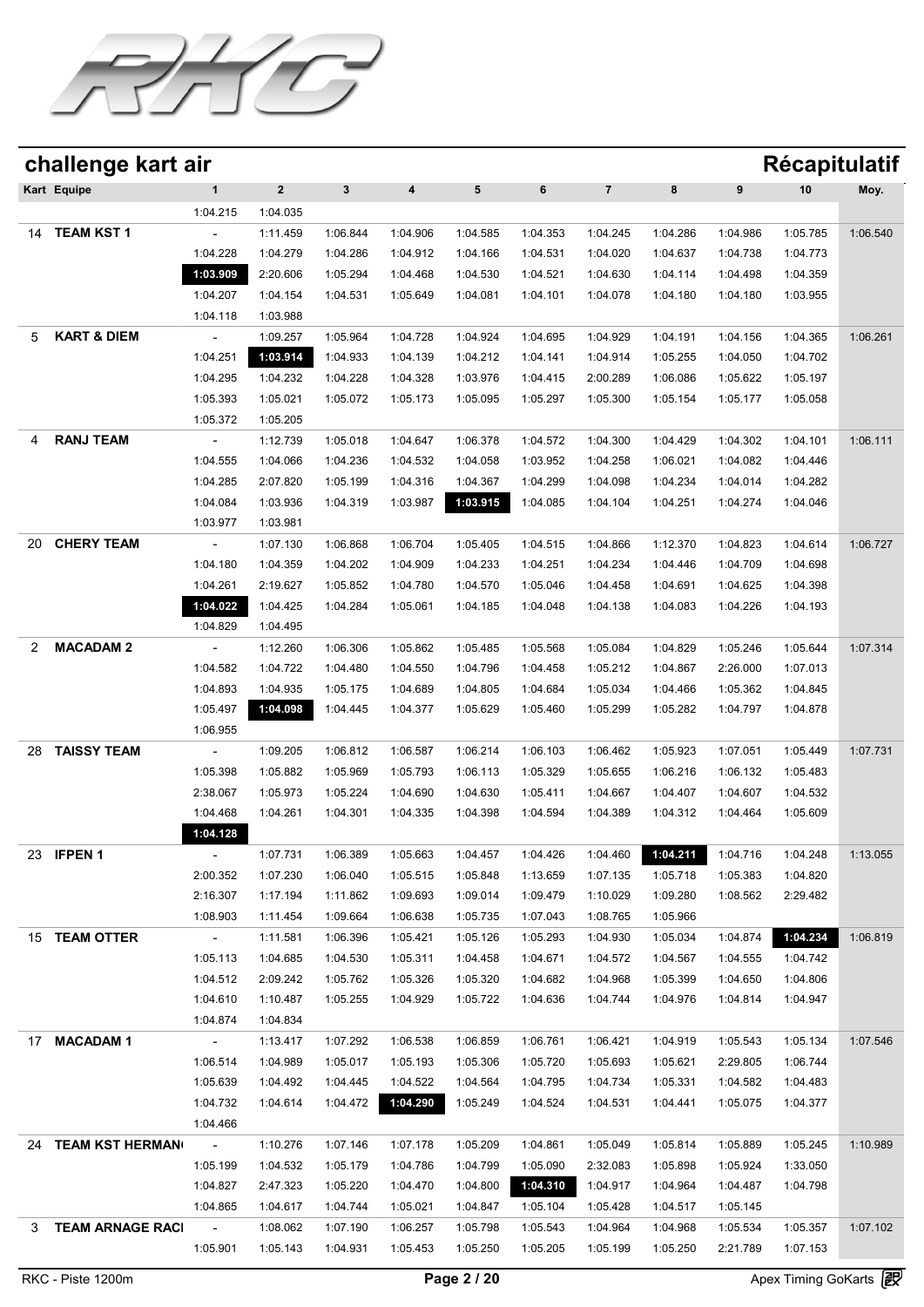## challenge kart air

**Récapitulatif**

| Kart | Equipe | 1 | 2 | 3 | 4 | 5 | 6 | 7 | 8 | 9 | 10 | Moy. |
|---|---|---|---|---|---|---|---|---|---|---|---|---|
| | | 1:04.215 | 1:04.035 | | | | | | | | | |
| 14 | **TEAM KST 1** | - | 1:11.459 | 1:06.844 | 1:04.906 | 1:04.585 | 1:04.353 | 1:04.245 | 1:04.286 | 1:04.986 | 1:05.785 | 1:06.540 |
| | | 1:04.228 | 1:04.279 | 1:04.286 | 1:04.912 | 1:04.166 | 1:04.531 | 1:04.020 | 1:04.637 | 1:04.738 | 1:04.773 | |
| | | **1:03.909** | 2:20.606 | 1:05.294 | 1:04.468 | 1:04.530 | 1:04.521 | 1:04.630 | 1:04.114 | 1:04.498 | 1:04.359 | |
| | | 1:04.207 | 1:04.154 | 1:04.531 | 1:05.649 | 1:04.081 | 1:04.101 | 1:04.078 | 1:04.180 | 1:04.180 | 1:03.955 | |
| | | 1:04.118 | 1:03.988 | | | | | | | | | |
| 5 | **KART & DIEM** | - | 1:09.257 | 1:05.964 | 1:04.728 | 1:04.924 | 1:04.695 | 1:04.929 | 1:04.191 | 1:04.156 | 1:04.365 | 1:06.261 |
| | | 1:04.251 | **1:03.914** | 1:04.933 | 1:04.139 | 1:04.212 | 1:04.141 | 1:04.914 | 1:05.255 | 1:04.050 | 1:04.702 | |
| | | 1:04.295 | 1:04.232 | 1:04.228 | 1:04.328 | 1:03.976 | 1:04.415 | 2:00.289 | 1:06.086 | 1:05.622 | 1:05.197 | |
| | | 1:05.393 | 1:05.021 | 1:05.072 | 1:05.173 | 1:05.095 | 1:05.297 | 1:05.300 | 1:05.154 | 1:05.177 | 1:05.058 | |
| | | 1:05.372 | 1:05.205 | | | | | | | | | |
| 4 | **RANJ TEAM** | - | 1:12.739 | 1:05.018 | 1:04.647 | 1:06.378 | 1:04.572 | 1:04.300 | 1:04.429 | 1:04.302 | 1:04.101 | 1:06.111 |
| | | 1:04.555 | 1:04.066 | 1:04.236 | 1:04.532 | 1:04.058 | 1:03.952 | 1:04.258 | 1:06.021 | 1:04.082 | 1:04.446 | |
| | | 1:04.285 | 2:07.820 | 1:05.199 | 1:04.316 | 1:04.367 | 1:04.299 | 1:04.098 | 1:04.234 | 1:04.014 | 1:04.282 | |
| | | 1:04.084 | 1:03.936 | 1:04.319 | 1:03.987 | **1:03.915** | 1:04.085 | 1:04.104 | 1:04.251 | 1:04.274 | 1:04.046 | |
| | | 1:03.977 | 1:03.981 | | | | | | | | | |
| 20 | **CHERY TEAM** | - | 1:07.130 | 1:06.868 | 1:06.704 | 1:05.405 | 1:04.515 | 1:04.866 | 1:12.370 | 1:04.823 | 1:04.614 | 1:06.727 |
| | | 1:04.180 | 1:04.359 | 1:04.202 | 1:04.909 | 1:04.233 | 1:04.251 | 1:04.234 | 1:04.446 | 1:04.709 | 1:04.698 | |
| | | 1:04.261 | 2:19.627 | 1:05.852 | 1:04.780 | 1:04.570 | 1:05.046 | 1:04.458 | 1:04.691 | 1:04.625 | 1:04.398 | |
| | | **1:04.022** | 1:04.425 | 1:04.284 | 1:05.061 | 1:04.185 | 1:04.048 | 1:04.138 | 1:04.083 | 1:04.226 | 1:04.193 | |
| | | 1:04.829 | 1:04.495 | | | | | | | | | |
| 2 | **MACADAM 2** | - | 1:12.260 | 1:06.306 | 1:05.862 | 1:05.485 | 1:05.568 | 1:05.084 | 1:04.829 | 1:05.246 | 1:05.644 | 1:07.314 |
| | | 1:04.582 | 1:04.722 | 1:04.480 | 1:04.550 | 1:04.796 | 1:04.458 | 1:05.212 | 1:04.867 | 2:26.000 | 1:07.013 | |
| | | 1:04.893 | 1:04.935 | 1:05.175 | 1:04.689 | 1:04.805 | 1:04.684 | 1:05.034 | 1:04.466 | 1:05.362 | 1:04.845 | |
| | | 1:05.497 | **1:04.098** | 1:04.445 | 1:04.377 | 1:05.629 | 1:05.460 | 1:05.299 | 1:05.282 | 1:04.797 | 1:04.878 | |
| | | 1:06.955 | | | | | | | | | | |
| 28 | **TAISSY TEAM** | - | 1:09.205 | 1:06.812 | 1:06.587 | 1:06.214 | 1:06.103 | 1:06.462 | 1:05.923 | 1:07.051 | 1:05.449 | 1:07.731 |
| | | 1:05.398 | 1:05.882 | 1:05.969 | 1:05.793 | 1:06.113 | 1:05.329 | 1:05.655 | 1:06.216 | 1:06.132 | 1:05.483 | |
| | | 2:38.067 | 1:05.973 | 1:05.224 | 1:04.690 | 1:04.630 | 1:05.411 | 1:04.667 | 1:04.407 | 1:04.607 | 1:04.532 | |
| | | 1:04.468 | 1:04.261 | 1:04.301 | 1:04.335 | 1:04.398 | 1:04.594 | 1:04.389 | 1:04.312 | 1:04.464 | 1:05.609 | |
| | | **1:04.128** | | | | | | | | | | |
| 23 | **IFPEN 1** | - | 1:07.731 | 1:06.389 | 1:05.663 | 1:04.457 | 1:04.426 | 1:04.460 | **1:04.211** | 1:04.716 | 1:04.248 | 1:13.055 |
| | | 2:00.352 | 1:07.230 | 1:06.040 | 1:05.515 | 1:05.848 | 1:13.659 | 1:07.135 | 1:05.718 | 1:05.383 | 1:04.820 | |
| | | 2:16.307 | 1:17.194 | 1:11.862 | 1:09.693 | 1:09.014 | 1:09.479 | 1:10.029 | 1:09.280 | 1:08.562 | 2:29.482 | |
| | | 1:08.903 | 1:11.454 | 1:09.664 | 1:06.638 | 1:05.735 | 1:07.043 | 1:08.765 | 1:05.966 | | | |
| 15 | **TEAM OTTER** | - | 1:11.581 | 1:06.396 | 1:05.421 | 1:05.126 | 1:05.293 | 1:04.930 | 1:05.034 | 1:04.874 | **1:04.234** | 1:06.819 |
| | | 1:05.113 | 1:04.685 | 1:04.530 | 1:05.311 | 1:04.458 | 1:04.671 | 1:04.572 | 1:04.567 | 1:04.555 | 1:04.742 | |
| | | 1:04.512 | 2:09.242 | 1:05.762 | 1:05.326 | 1:05.320 | 1:04.682 | 1:04.968 | 1:05.399 | 1:04.650 | 1:04.806 | |
| | | 1:04.610 | 1:10.487 | 1:05.255 | 1:04.929 | 1:05.722 | 1:04.636 | 1:04.744 | 1:04.976 | 1:04.814 | 1:04.947 | |
| | | 1:04.874 | 1:04.834 | | | | | | | | | |
| 17 | **MACADAM 1** | - | 1:13.417 | 1:07.292 | 1:06.538 | 1:06.859 | 1:06.761 | 1:06.421 | 1:04.919 | 1:05.543 | 1:05.134 | 1:07.546 |
| | | 1:06.514 | 1:04.989 | 1:05.017 | 1:05.193 | 1:05.306 | 1:05.720 | 1:05.693 | 1:05.621 | 2:29.805 | 1:06.744 | |
| | | 1:05.639 | 1:04.492 | 1:04.445 | 1:04.522 | 1:04.564 | 1:04.795 | 1:04.734 | 1:05.331 | 1:04.582 | 1:04.483 | |
| | | 1:04.732 | 1:04.614 | 1:04.472 | **1:04.290** | 1:05.249 | 1:04.524 | 1:04.531 | 1:04.441 | 1:05.075 | 1:04.377 | |
| | | 1:04.466 | | | | | | | | | | |
| 24 | **TEAM KST HERMAN** | - | 1:10.276 | 1:07.146 | 1:07.178 | 1:05.209 | 1:04.861 | 1:05.049 | 1:05.814 | 1:05.889 | 1:05.245 | 1:10.989 |
| | | 1:05.199 | 1:04.532 | 1:05.179 | 1:04.786 | 1:04.799 | 1:05.090 | 2:32.083 | 1:05.898 | 1:05.924 | 1:33.050 | |
| | | 1:04.827 | 2:47.323 | 1:05.220 | 1:04.470 | 1:04.800 | **1:04.310** | 1:04.917 | 1:04.964 | 1:04.487 | 1:04.798 | |
| | | 1:04.865 | 1:04.617 | 1:04.744 | 1:05.021 | 1:04.847 | 1:05.104 | 1:05.428 | 1:04.517 | 1:05.145 | | |
| 3 | **TEAM ARNAGE RACI** | - | 1:08.062 | 1:07.190 | 1:06.257 | 1:05.798 | 1:05.543 | 1:04.964 | 1:04.968 | 1:05.534 | 1:05.357 | 1:07.102 |
| | | 1:05.901 | 1:05.143 | 1:04.931 | 1:05.453 | 1:05.250 | 1:05.205 | 1:05.199 | 1:05.250 | 2:21.789 | 1:07.153 | |

RKC - Piste 1200m

Apex Timing GoKarts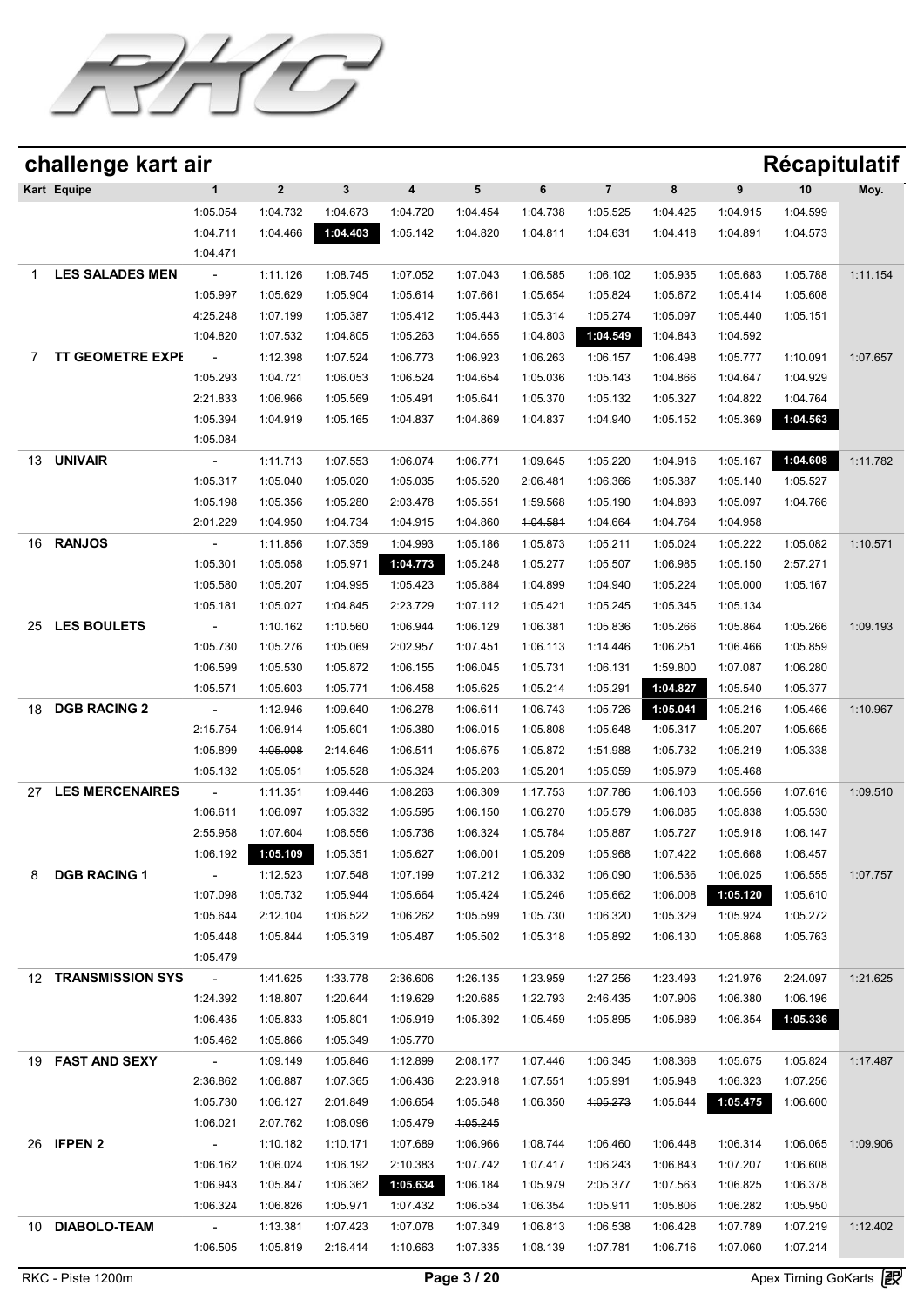## challenge kart air

## Récapitulatif

| Kart | Equipe | 1 | 2 | 3 | 4 | 5 | 6 | 7 | 8 | 9 | 10 | Moy. |
|---|---|---|---|---|---|---|---|---|---|---|---|---|
| | | 1:05.054 | 1:04.732 | 1:04.673 | 1:04.720 | 1:04.454 | 1:04.738 | 1:05.525 | 1:04.425 | 1:04.915 | 1:04.599 | |
| | | 1:04.711 | 1:04.466 | **1:04.403** | 1:05.142 | 1:04.820 | 1:04.811 | 1:04.631 | 1:04.418 | 1:04.891 | 1:04.573 | |
| | | 1:04.471 | | | | | | | | | | |
| 1 | LES SALADES MEN | - | 1:11.126 | 1:08.745 | 1:07.052 | 1:07.043 | 1:06.585 | 1:06.102 | 1:05.935 | 1:05.683 | 1:05.788 | 1:11.154 |
| | | 1:05.997 | 1:05.629 | 1:05.904 | 1:05.614 | 1:07.661 | 1:05.654 | 1:05.824 | 1:05.672 | 1:05.414 | 1:05.608 | |
| | | 4:25.248 | 1:07.199 | 1:05.387 | 1:05.412 | 1:05.443 | 1:05.314 | 1:05.274 | 1:05.097 | 1:05.440 | 1:05.151 | |
| | | 1:04.820 | 1:07.532 | 1:04.805 | 1:05.263 | 1:04.655 | 1:04.803 | **1:04.549** | 1:04.843 | 1:04.592 | | |
| 7 | TT GEOMETRE EXPE | - | 1:12.398 | 1:07.524 | 1:06.773 | 1:06.923 | 1:06.263 | 1:06.157 | 1:06.498 | 1:05.777 | 1:10.091 | 1:07.657 |
| | | 1:05.293 | 1:04.721 | 1:06.053 | 1:06.524 | 1:04.654 | 1:05.036 | 1:05.143 | 1:04.866 | 1:04.647 | 1:04.929 | |
| | | 2:21.833 | 1:06.966 | 1:05.569 | 1:05.491 | 1:05.641 | 1:05.370 | 1:05.132 | 1:05.327 | 1:04.822 | 1:04.764 | |
| | | 1:05.394 | 1:04.919 | 1:05.165 | 1:04.837 | 1:04.869 | 1:04.837 | 1:04.940 | 1:05.152 | 1:05.369 | **1:04.563** | |
| | | 1:05.084 | | | | | | | | | | |
| 13 | UNIVAIR | - | 1:11.713 | 1:07.553 | 1:06.074 | 1:06.771 | 1:09.645 | 1:05.220 | 1:04.916 | 1:05.167 | **1:04.608** | 1:11.782 |
| | | 1:05.317 | 1:05.040 | 1:05.020 | 1:05.035 | 1:05.520 | 2:06.481 | 1:06.366 | 1:05.387 | 1:05.140 | 1:05.527 | |
| | | 1:05.198 | 1:05.356 | 1:05.280 | 2:03.478 | 1:05.551 | 1:59.568 | 1:05.190 | 1:04.893 | 1:05.097 | 1:04.766 | |
| | | 2:01.229 | 1:04.950 | 1:04.734 | 1:04.915 | 1:04.860 | ~~1:04.581~~ | 1:04.664 | 1:04.764 | 1:04.958 | | |
| 16 | RANJOS | - | 1:11.856 | 1:07.359 | 1:04.993 | 1:05.186 | 1:05.873 | 1:05.211 | 1:05.024 | 1:05.222 | 1:05.082 | 1:10.571 |
| | | 1:05.301 | 1:05.058 | 1:05.971 | **1:04.773** | 1:05.248 | 1:05.277 | 1:05.507 | 1:06.985 | 1:05.150 | 2:57.271 | |
| | | 1:05.580 | 1:05.207 | 1:04.995 | 1:05.423 | 1:05.884 | 1:04.899 | 1:04.940 | 1:05.224 | 1:05.000 | 1:05.167 | |
| | | 1:05.181 | 1:05.027 | 1:04.845 | 2:23.729 | 1:07.112 | 1:05.421 | 1:05.245 | 1:05.345 | 1:05.134 | | |
| 25 | LES BOULETS | - | 1:10.162 | 1:10.560 | 1:06.944 | 1:06.129 | 1:06.381 | 1:05.836 | 1:05.266 | 1:05.864 | 1:05.266 | 1:09.193 |
| | | 1:05.730 | 1:05.276 | 1:05.069 | 2:02.957 | 1:07.451 | 1:06.113 | 1:14.446 | 1:06.251 | 1:06.466 | 1:05.859 | |
| | | 1:06.599 | 1:05.530 | 1:05.872 | 1:06.155 | 1:06.045 | 1:05.731 | 1:06.131 | 1:59.800 | 1:07.087 | 1:06.280 | |
| | | 1:05.571 | 1:05.603 | 1:05.771 | 1:06.458 | 1:05.625 | 1:05.214 | 1:05.291 | **1:04.827** | 1:05.540 | 1:05.377 | |
| 18 | DGB RACING 2 | - | 1:12.946 | 1:09.640 | 1:06.278 | 1:06.611 | 1:06.743 | 1:05.726 | **1:05.041** | 1:05.216 | 1:05.466 | 1:10.967 |
| | | 2:15.754 | 1:06.914 | 1:05.601 | 1:05.380 | 1:06.015 | 1:05.808 | 1:05.648 | 1:05.317 | 1:05.207 | 1:05.665 | |
| | | 1:05.899 | ~~1:05.008~~ | 2:14.646 | 1:06.511 | 1:05.675 | 1:05.872 | 1:51.988 | 1:05.732 | 1:05.219 | 1:05.338 | |
| | | 1:05.132 | 1:05.051 | 1:05.528 | 1:05.324 | 1:05.203 | 1:05.201 | 1:05.059 | 1:05.979 | 1:05.468 | | |
| 27 | LES MERCENAIRES | - | 1:11.351 | 1:09.446 | 1:08.263 | 1:06.309 | 1:17.753 | 1:07.786 | 1:06.103 | 1:06.556 | 1:07.616 | 1:09.510 |
| | | 1:06.611 | 1:06.097 | 1:05.332 | 1:05.595 | 1:06.150 | 1:06.270 | 1:05.579 | 1:06.085 | 1:05.838 | 1:05.530 | |
| | | 2:55.958 | 1:07.604 | 1:06.556 | 1:05.736 | 1:06.324 | 1:05.784 | 1:05.887 | 1:05.727 | 1:05.918 | 1:06.147 | |
| | | 1:06.192 | **1:05.109** | 1:05.351 | 1:05.627 | 1:06.001 | 1:05.209 | 1:05.968 | 1:07.422 | 1:05.668 | 1:06.457 | |
| 8 | DGB RACING 1 | - | 1:12.523 | 1:07.548 | 1:07.199 | 1:07.212 | 1:06.332 | 1:06.090 | 1:06.536 | 1:06.025 | 1:06.555 | 1:07.757 |
| | | 1:07.098 | 1:05.732 | 1:05.944 | 1:05.664 | 1:05.424 | 1:05.246 | 1:05.662 | 1:06.008 | **1:05.120** | 1:05.610 | |
| | | 1:05.644 | 2:12.104 | 1:06.522 | 1:06.262 | 1:05.599 | 1:05.730 | 1:06.320 | 1:05.329 | 1:05.924 | 1:05.272 | |
| | | 1:05.448 | 1:05.844 | 1:05.319 | 1:05.487 | 1:05.502 | 1:05.318 | 1:05.892 | 1:06.130 | 1:05.868 | 1:05.763 | |
| | | 1:05.479 | | | | | | | | | | |
| 12 | TRANSMISSION SYS | - | 1:41.625 | 1:33.778 | 2:36.606 | 1:26.135 | 1:23.959 | 1:27.256 | 1:23.493 | 1:21.976 | 2:24.097 | 1:21.625 |
| | | 1:24.392 | 1:18.807 | 1:20.644 | 1:19.629 | 1:20.685 | 1:22.793 | 2:46.435 | 1:07.906 | 1:06.380 | 1:06.196 | |
| | | 1:06.435 | 1:05.833 | 1:05.801 | 1:05.919 | 1:05.392 | 1:05.459 | 1:05.895 | 1:05.989 | 1:06.354 | **1:05.336** | |
| | | 1:05.462 | 1:05.866 | 1:05.349 | 1:05.770 | | | | | | | |
| 19 | FAST AND SEXY | - | 1:09.149 | 1:05.846 | 1:12.899 | 2:08.177 | 1:07.446 | 1:06.345 | 1:08.368 | 1:05.675 | 1:05.824 | 1:17.487 |
| | | 2:36.862 | 1:06.887 | 1:07.365 | 1:06.436 | 2:23.918 | 1:07.551 | 1:05.991 | 1:05.948 | 1:06.323 | 1:07.256 | |
| | | 1:05.730 | 1:06.127 | 2:01.849 | 1:06.654 | 1:05.548 | 1:06.350 | ~~1:05.273~~ | 1:05.644 | **1:05.475** | 1:06.600 | |
| | | 1:06.021 | 2:07.762 | 1:06.096 | 1:05.479 | ~~1:05.245~~ | | | | | | |
| 26 | IFPEN 2 | - | 1:10.182 | 1:10.171 | 1:07.689 | 1:06.966 | 1:08.744 | 1:06.460 | 1:06.448 | 1:06.314 | 1:06.065 | 1:09.906 |
| | | 1:06.162 | 1:06.024 | 1:06.192 | 2:10.383 | 1:07.742 | 1:07.417 | 1:06.243 | 1:06.843 | 1:07.207 | 1:06.608 | |
| | | 1:06.943 | 1:05.847 | 1:06.362 | **1:05.634** | 1:06.184 | 1:05.979 | 2:05.377 | 1:07.563 | 1:06.825 | 1:06.378 | |
| | | 1:06.324 | 1:06.826 | 1:05.971 | 1:07.432 | 1:06.534 | 1:06.354 | 1:05.911 | 1:05.806 | 1:06.282 | 1:05.950 | |
| 10 | DIABOLO-TEAM | - | 1:13.381 | 1:07.423 | 1:07.078 | 1:07.349 | 1:06.813 | 1:06.538 | 1:06.428 | 1:07.789 | 1:07.219 | 1:12.402 |
| | | 1:06.505 | 1:05.819 | 2:16.414 | 1:10.663 | 1:07.335 | 1:08.139 | 1:07.781 | 1:06.716 | 1:07.060 | 1:07.214 | |

RKC - Piste 1200m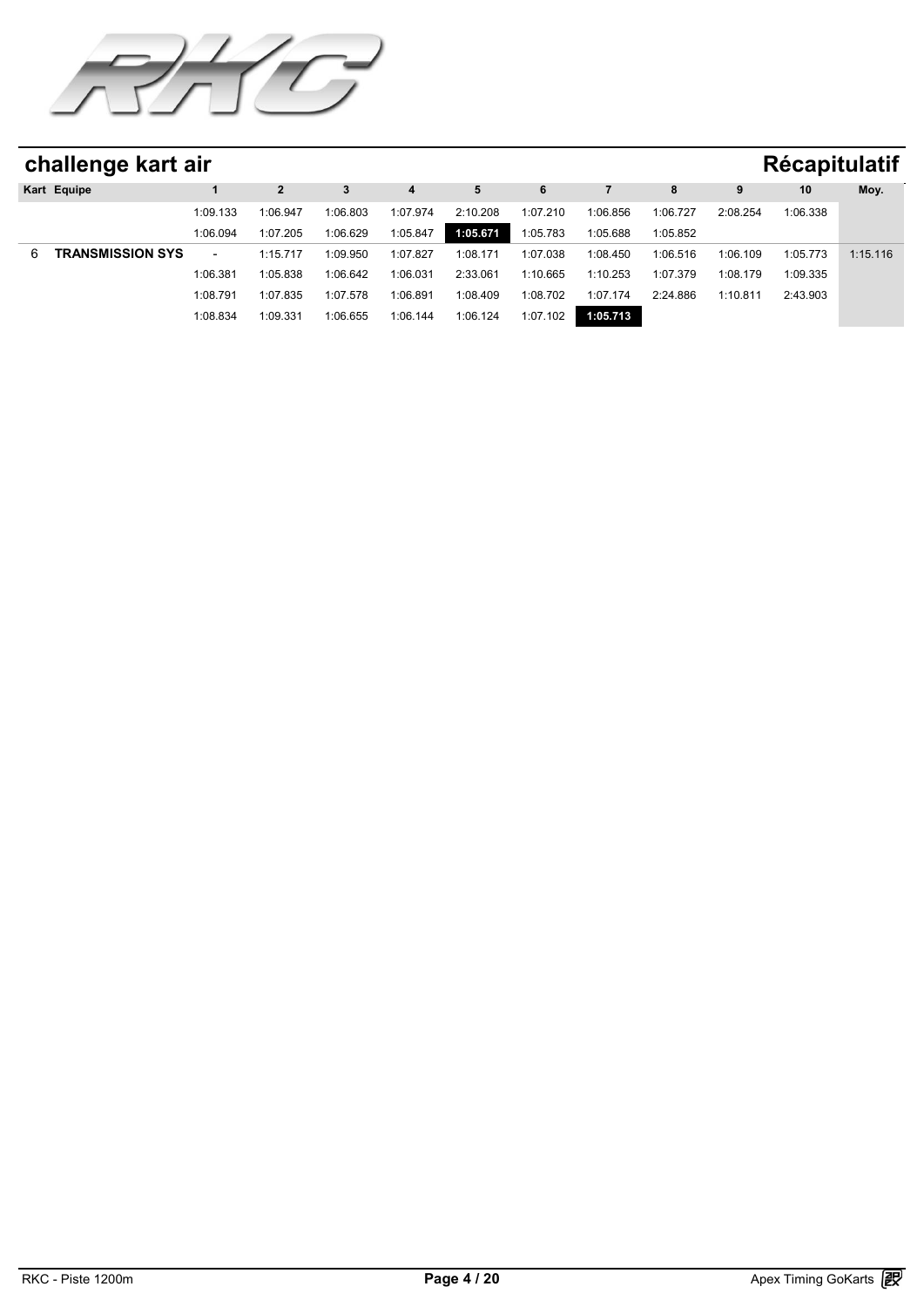# challenge kart air

## Récapitulatif

| Kart | Equipe | 1 | 2 | 3 | 4 | 5 | 6 | 7 | 8 | 9 | 10 | Moy. |
|---|---|---|---|---|---|---|---|---|---|---|---|---|
| | | 1:09.133 | 1:06.947 | 1:06.803 | 1:07.974 | 2:10.208 | 1:07.210 | 1:06.856 | 1:06.727 | 2:08.254 | 1:06.338 | |
| | | 1:06.094 | 1:07.205 | 1:06.629 | 1:05.847 | **1:05.671** | 1:05.783 | 1:05.688 | 1:05.852 | | | |
| 6 | **TRANSMISSION SYS** | - | 1:15.717 | 1:09.950 | 1:07.827 | 1:08.171 | 1:07.038 | 1:08.450 | 1:06.516 | 1:06.109 | 1:05.773 | 1:15.116 |
| | | 1:06.381 | 1:05.838 | 1:06.642 | 1:06.031 | 2:33.061 | 1:10.665 | 1:10.253 | 1:07.379 | 1:08.179 | 1:09.335 | |
| | | 1:08.791 | 1:07.835 | 1:07.578 | 1:06.891 | 1:08.409 | 1:08.702 | 1:07.174 | 2:24.886 | 1:10.811 | 2:43.903 | |
| | | 1:08.834 | 1:09.331 | 1:06.655 | 1:06.144 | 1:06.124 | 1:07.102 | **1:05.713** | | | | |

RKC - Piste 1200m

Apex Timing GoKarts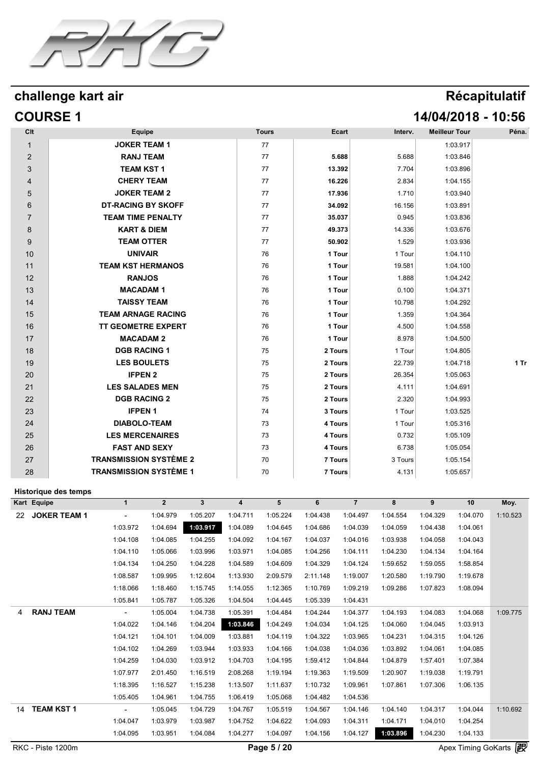# challenge kart air

## Récapitulatif

## COURSE 1

## 14/04/2018 - 10:56

| Clt | Equipe | Tours | Ecart | Interv. | Meilleur Tour | Péna. |
|---|---|---|---|---|---|---|
| 1 | **JOKER TEAM 1** | 77 | | | 1:03.917 | |
| 2 | **RANJ TEAM** | 77 | **5.688** | 5.688 | 1:03.846 | |
| 3 | **TEAM KST 1** | 77 | **13.392** | 7.704 | 1:03.896 | |
| 4 | **CHERY TEAM** | 77 | **16.226** | 2.834 | 1:04.155 | |
| 5 | **JOKER TEAM 2** | 77 | **17.936** | 1.710 | 1:03.940 | |
| 6 | **DT-RACING BY SKOFF** | 77 | **34.092** | 16.156 | 1:03.891 | |
| 7 | **TEAM TIME PENALTY** | 77 | **35.037** | 0.945 | 1:03.836 | |
| 8 | **KART & DIEM** | 77 | **49.373** | 14.336 | 1:03.676 | |
| 9 | **TEAM OTTER** | 77 | **50.902** | 1.529 | 1:03.936 | |
| 10 | **UNIVAIR** | 76 | **1 Tour** | 1 Tour | 1:04.110 | |
| 11 | **TEAM KST HERMANOS** | 76 | **1 Tour** | 19.581 | 1:04.100 | |
| 12 | **RANJOS** | 76 | **1 Tour** | 1.888 | 1:04.242 | |
| 13 | **MACADAM 1** | 76 | **1 Tour** | 0.100 | 1:04.371 | |
| 14 | **TAISSY TEAM** | 76 | **1 Tour** | 10.798 | 1:04.292 | |
| 15 | **TEAM ARNAGE RACING** | 76 | **1 Tour** | 1.359 | 1:04.364 | |
| 16 | **TT GEOMETRE EXPERT** | 76 | **1 Tour** | 4.500 | 1:04.558 | |
| 17 | **MACADAM 2** | 76 | **1 Tour** | 8.978 | 1:04.500 | |
| 18 | **DGB RACING 1** | 75 | **2 Tours** | 1 Tour | 1:04.805 | |
| 19 | **LES BOULETS** | 75 | **2 Tours** | 22.739 | 1:04.718 | **1 Tr** |
| 20 | **IFPEN 2** | 75 | **2 Tours** | 26.354 | 1:05.063 | |
| 21 | **LES SALADES MEN** | 75 | **2 Tours** | 4.111 | 1:04.691 | |
| 22 | **DGB RACING 2** | 75 | **2 Tours** | 2.320 | 1:04.993 | |
| 23 | **IFPEN 1** | 74 | **3 Tours** | 1 Tour | 1:03.525 | |
| 24 | **DIABOLO-TEAM** | 73 | **4 Tours** | 1 Tour | 1:05.316 | |
| 25 | **LES MERCENAIRES** | 73 | **4 Tours** | 0.732 | 1:05.109 | |
| 26 | **FAST AND SEXY** | 73 | **4 Tours** | 6.738 | 1:05.054 | |
| 27 | **TRANSMISSION SYSTÈME 2** | 70 | **7 Tours** | 3 Tours | 1:05.154 | |
| 28 | **TRANSMISSION SYSTÈME 1** | 70 | **7 Tours** | 4.131 | 1:05.657 | |

### Historique des temps

| Kart | Equipe | 1 | 2 | 3 | 4 | 5 | 6 | 7 | 8 | 9 | 10 | Moy. |
|---|---|---|---|---|---|---|---|---|---|---|---|---|
| 22 | **JOKER TEAM 1** | - | 1:04.979 | 1:05.207 | 1:04.711 | 1:05.224 | 1:04.438 | 1:04.497 | 1:04.554 | 1:04.329 | 1:04.070 | 1:10.523 |
| | | 1:03.972 | 1:04.694 | **1:03.917** | 1:04.089 | 1:04.645 | 1:04.686 | 1:04.039 | 1:04.059 | 1:04.438 | 1:04.061 | |
| | | 1:04.108 | 1:04.085 | 1:04.255 | 1:04.092 | 1:04.167 | 1:04.037 | 1:04.016 | 1:03.938 | 1:04.058 | 1:04.043 | |
| | | 1:04.110 | 1:05.066 | 1:03.996 | 1:03.971 | 1:04.085 | 1:04.256 | 1:04.111 | 1:04.230 | 1:04.134 | 1:04.164 | |
| | | 1:04.134 | 1:04.250 | 1:04.228 | 1:04.589 | 1:04.609 | 1:04.329 | 1:04.124 | 1:59.652 | 1:59.055 | 1:58.854 | |
| | | 1:08.587 | 1:09.995 | 1:12.604 | 1:13.930 | 2:09.579 | 2:11.148 | 1:19.007 | 1:20.580 | 1:19.790 | 1:19.678 | |
| | | 1:18.066 | 1:18.460 | 1:15.745 | 1:14.055 | 1:12.365 | 1:10.769 | 1:09.219 | 1:09.286 | 1:07.823 | 1:08.094 | |
| | | 1:05.841 | 1:05.787 | 1:05.326 | 1:04.504 | 1:04.445 | 1:05.339 | 1:04.431 | | | | |
| 4 | **RANJ TEAM** | - | 1:05.004 | 1:04.738 | 1:05.391 | 1:04.484 | 1:04.244 | 1:04.377 | 1:04.193 | 1:04.083 | 1:04.068 | 1:09.775 |
| | | 1:04.022 | 1:04.146 | 1:04.204 | **1:03.846** | 1:04.249 | 1:04.034 | 1:04.125 | 1:04.060 | 1:04.045 | 1:03.913 | |
| | | 1:04.121 | 1:04.101 | 1:04.009 | 1:03.881 | 1:04.119 | 1:04.322 | 1:03.965 | 1:04.231 | 1:04.315 | 1:04.126 | |
| | | 1:04.102 | 1:04.269 | 1:03.944 | 1:03.933 | 1:04.166 | 1:04.038 | 1:04.036 | 1:03.892 | 1:04.061 | 1:04.085 | |
| | | 1:04.259 | 1:04.030 | 1:03.912 | 1:04.703 | 1:04.195 | 1:59.412 | 1:04.844 | 1:04.879 | 1:57.401 | 1:07.384 | |
| | | 1:07.977 | 2:01.450 | 1:16.519 | 2:08.268 | 1:19.194 | 1:19.363 | 1:19.509 | 1:20.907 | 1:19.038 | 1:19.791 | |
| | | 1:18.395 | 1:16.527 | 1:15.238 | 1:13.507 | 1:11.637 | 1:10.732 | 1:09.961 | 1:07.861 | 1:07.306 | 1:06.135 | |
| | | 1:05.405 | 1:04.961 | 1:04.755 | 1:06.419 | 1:05.068 | 1:04.482 | 1:04.536 | | | | |
| 14 | **TEAM KST 1** | - | 1:05.045 | 1:04.729 | 1:04.767 | 1:05.519 | 1:04.567 | 1:04.146 | 1:04.140 | 1:04.317 | 1:04.044 | 1:10.692 |
| | | 1:04.047 | 1:03.979 | 1:03.987 | 1:04.752 | 1:04.622 | 1:04.093 | 1:04.311 | 1:04.171 | 1:04.010 | 1:04.254 | |
| | | 1:04.095 | 1:03.951 | 1:04.084 | 1:04.277 | 1:04.097 | 1:04.156 | 1:04.127 | **1:03.896** | 1:04.230 | 1:04.133 | |

RKC - Piste 1200m

Apex Timing GoKarts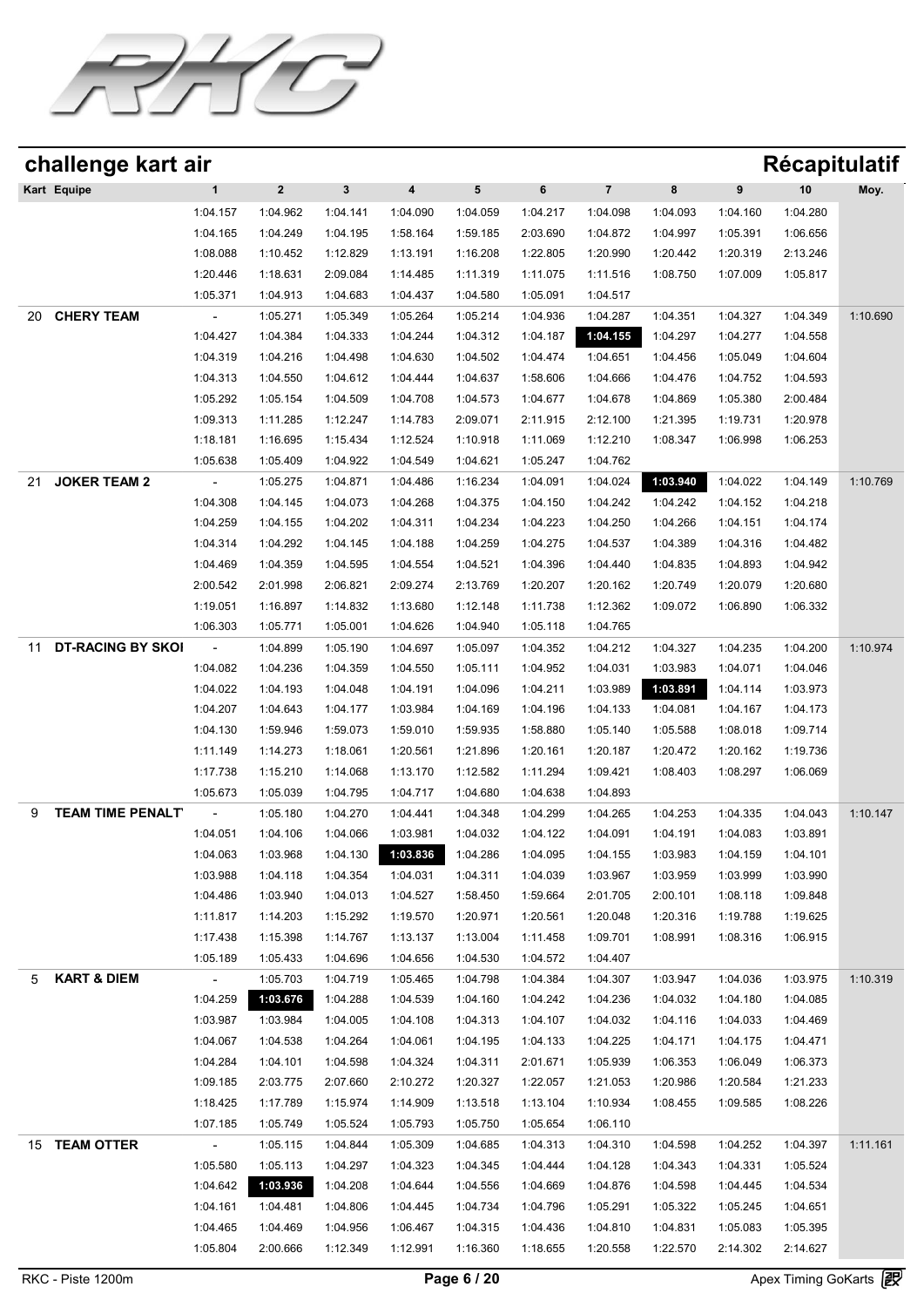## challenge kart air

## Récapitulatif

| Kart | Equipe | 1 | 2 | 3 | 4 | 5 | 6 | 7 | 8 | 9 | 10 | Moy. |
|---|---|---|---|---|---|---|---|---|---|---|---|---|
| | | 1:04.157 | 1:04.962 | 1:04.141 | 1:04.090 | 1:04.059 | 1:04.217 | 1:04.098 | 1:04.093 | 1:04.160 | 1:04.280 | |
| | | 1:04.165 | 1:04.249 | 1:04.195 | 1:58.164 | 1:59.185 | 2:03.690 | 1:04.872 | 1:04.997 | 1:05.391 | 1:06.656 | |
| | | 1:08.088 | 1:10.452 | 1:12.829 | 1:13.191 | 1:16.208 | 1:22.805 | 1:20.990 | 1:20.442 | 1:20.319 | 2:13.246 | |
| | | 1:20.446 | 1:18.631 | 2:09.084 | 1:14.485 | 1:11.319 | 1:11.075 | 1:11.516 | 1:08.750 | 1:07.009 | 1:05.817 | |
| | | 1:05.371 | 1:04.913 | 1:04.683 | 1:04.437 | 1:04.580 | 1:05.091 | 1:04.517 | | | | |
| 20 | **CHERY TEAM** | - | 1:05.271 | 1:05.349 | 1:05.264 | 1:05.214 | 1:04.936 | 1:04.287 | 1:04.351 | 1:04.327 | 1:04.349 | 1:10.690 |
| | | 1:04.427 | 1:04.384 | 1:04.333 | 1:04.244 | 1:04.312 | 1:04.187 | **1:04.155** | 1:04.297 | 1:04.277 | 1:04.558 | |
| | | 1:04.319 | 1:04.216 | 1:04.498 | 1:04.630 | 1:04.502 | 1:04.474 | 1:04.651 | 1:04.456 | 1:05.049 | 1:04.604 | |
| | | 1:04.313 | 1:04.550 | 1:04.612 | 1:04.444 | 1:04.637 | 1:58.606 | 1:04.666 | 1:04.476 | 1:04.752 | 1:04.593 | |
| | | 1:05.292 | 1:05.154 | 1:04.509 | 1:04.708 | 1:04.573 | 1:04.677 | 1:04.678 | 1:04.869 | 1:05.380 | 2:00.484 | |
| | | 1:09.313 | 1:11.285 | 1:12.247 | 1:14.783 | 2:09.071 | 2:11.915 | 2:12.100 | 1:21.395 | 1:19.731 | 1:20.978 | |
| | | 1:18.181 | 1:16.695 | 1:15.434 | 1:12.524 | 1:10.918 | 1:11.069 | 1:12.210 | 1:08.347 | 1:06.998 | 1:06.253 | |
| | | 1:05.638 | 1:05.409 | 1:04.922 | 1:04.549 | 1:04.621 | 1:05.247 | 1:04.762 | | | | |
| 21 | **JOKER TEAM 2** | - | 1:05.275 | 1:04.871 | 1:04.486 | 1:16.234 | 1:04.091 | 1:04.024 | **1:03.940** | 1:04.022 | 1:04.149 | 1:10.769 |
| | | 1:04.308 | 1:04.145 | 1:04.073 | 1:04.268 | 1:04.375 | 1:04.150 | 1:04.242 | 1:04.242 | 1:04.152 | 1:04.218 | |
| | | 1:04.259 | 1:04.155 | 1:04.202 | 1:04.311 | 1:04.234 | 1:04.223 | 1:04.250 | 1:04.266 | 1:04.151 | 1:04.174 | |
| | | 1:04.314 | 1:04.292 | 1:04.145 | 1:04.188 | 1:04.259 | 1:04.275 | 1:04.537 | 1:04.389 | 1:04.316 | 1:04.482 | |
| | | 1:04.469 | 1:04.359 | 1:04.595 | 1:04.554 | 1:04.521 | 1:04.396 | 1:04.440 | 1:04.835 | 1:04.893 | 1:04.942 | |
| | | 2:00.542 | 2:01.998 | 2:06.821 | 2:09.274 | 2:13.769 | 1:20.207 | 1:20.162 | 1:20.749 | 1:20.079 | 1:20.680 | |
| | | 1:19.051 | 1:16.897 | 1:14.832 | 1:13.680 | 1:12.148 | 1:11.738 | 1:12.362 | 1:09.072 | 1:06.890 | 1:06.332 | |
| | | 1:06.303 | 1:05.771 | 1:05.001 | 1:04.626 | 1:04.940 | 1:05.118 | 1:04.765 | | | | |
| 11 | **DT-RACING BY SKOI** | - | 1:04.899 | 1:05.190 | 1:04.697 | 1:05.097 | 1:04.352 | 1:04.212 | 1:04.327 | 1:04.235 | 1:04.200 | 1:10.974 |
| | | 1:04.082 | 1:04.236 | 1:04.359 | 1:04.550 | 1:05.111 | 1:04.952 | 1:04.031 | 1:03.983 | 1:04.071 | 1:04.046 | |
| | | 1:04.022 | 1:04.193 | 1:04.048 | 1:04.191 | 1:04.096 | 1:04.211 | 1:03.989 | **1:03.891** | 1:04.114 | 1:03.973 | |
| | | 1:04.207 | 1:04.643 | 1:04.177 | 1:03.984 | 1:04.169 | 1:04.196 | 1:04.133 | 1:04.081 | 1:04.167 | 1:04.173 | |
| | | 1:04.130 | 1:59.946 | 1:59.073 | 1:59.010 | 1:59.935 | 1:58.880 | 1:05.140 | 1:05.588 | 1:08.018 | 1:09.714 | |
| | | 1:11.149 | 1:14.273 | 1:18.061 | 1:20.561 | 1:21.896 | 1:20.161 | 1:20.187 | 1:20.472 | 1:20.162 | 1:19.736 | |
| | | 1:17.738 | 1:15.210 | 1:14.068 | 1:13.170 | 1:12.582 | 1:11.294 | 1:09.421 | 1:08.403 | 1:08.297 | 1:06.069 | |
| | | 1:05.673 | 1:05.039 | 1:04.795 | 1:04.717 | 1:04.680 | 1:04.638 | 1:04.893 | | | | |
| 9 | **TEAM TIME PENALT** | - | 1:05.180 | 1:04.270 | 1:04.441 | 1:04.348 | 1:04.299 | 1:04.265 | 1:04.253 | 1:04.335 | 1:04.043 | 1:10.147 |
| | | 1:04.051 | 1:04.106 | 1:04.066 | 1:03.981 | 1:04.032 | 1:04.122 | 1:04.091 | 1:04.191 | 1:04.083 | 1:03.891 | |
| | | 1:04.063 | 1:03.968 | 1:04.130 | **1:03.836** | 1:04.286 | 1:04.095 | 1:04.155 | 1:03.983 | 1:04.159 | 1:04.101 | |
| | | 1:03.988 | 1:04.118 | 1:04.354 | 1:04.031 | 1:04.311 | 1:04.039 | 1:03.967 | 1:03.959 | 1:03.999 | 1:03.990 | |
| | | 1:04.486 | 1:03.940 | 1:04.013 | 1:04.527 | 1:58.450 | 1:59.664 | 2:01.705 | 2:00.101 | 1:08.118 | 1:09.848 | |
| | | 1:11.817 | 1:14.203 | 1:15.292 | 1:19.570 | 1:20.971 | 1:20.561 | 1:20.048 | 1:20.316 | 1:19.788 | 1:19.625 | |
| | | 1:17.438 | 1:15.398 | 1:14.767 | 1:13.137 | 1:13.004 | 1:11.458 | 1:09.701 | 1:08.991 | 1:08.316 | 1:06.915 | |
| | | 1:05.189 | 1:05.433 | 1:04.696 | 1:04.656 | 1:04.530 | 1:04.572 | 1:04.407 | | | | |
| 5 | **KART & DIEM** | - | 1:05.703 | 1:04.719 | 1:05.465 | 1:04.798 | 1:04.384 | 1:04.307 | 1:03.947 | 1:04.036 | 1:03.975 | 1:10.319 |
| | | 1:04.259 | **1:03.676** | 1:04.288 | 1:04.539 | 1:04.160 | 1:04.242 | 1:04.236 | 1:04.032 | 1:04.180 | 1:04.085 | |
| | | 1:03.987 | 1:03.984 | 1:04.005 | 1:04.108 | 1:04.313 | 1:04.107 | 1:04.032 | 1:04.116 | 1:04.033 | 1:04.469 | |
| | | 1:04.067 | 1:04.538 | 1:04.264 | 1:04.061 | 1:04.195 | 1:04.133 | 1:04.225 | 1:04.171 | 1:04.175 | 1:04.471 | |
| | | 1:04.284 | 1:04.101 | 1:04.598 | 1:04.324 | 1:04.311 | 2:01.671 | 1:05.939 | 1:06.353 | 1:06.049 | 1:06.373 | |
| | | 1:09.185 | 2:03.775 | 2:07.660 | 2:10.272 | 1:20.327 | 1:22.057 | 1:21.053 | 1:20.986 | 1:20.584 | 1:21.233 | |
| | | 1:18.425 | 1:17.789 | 1:15.974 | 1:14.909 | 1:13.518 | 1:13.104 | 1:10.934 | 1:08.455 | 1:09.585 | 1:08.226 | |
| | | 1:07.185 | 1:05.749 | 1:05.524 | 1:05.793 | 1:05.750 | 1:05.654 | 1:06.110 | | | | |
| 15 | **TEAM OTTER** | - | 1:05.115 | 1:04.844 | 1:05.309 | 1:04.685 | 1:04.313 | 1:04.310 | 1:04.598 | 1:04.252 | 1:04.397 | 1:11.161 |
| | | 1:05.580 | 1:05.113 | 1:04.297 | 1:04.323 | 1:04.345 | 1:04.444 | 1:04.128 | 1:04.343 | 1:04.331 | 1:05.524 | |
| | | 1:04.642 | **1:03.936** | 1:04.208 | 1:04.644 | 1:04.556 | 1:04.669 | 1:04.876 | 1:04.598 | 1:04.445 | 1:04.534 | |
| | | 1:04.161 | 1:04.481 | 1:04.806 | 1:04.445 | 1:04.734 | 1:04.796 | 1:05.291 | 1:05.322 | 1:05.245 | 1:04.651 | |
| | | 1:04.465 | 1:04.469 | 1:04.956 | 1:06.467 | 1:04.315 | 1:04.436 | 1:04.810 | 1:04.831 | 1:05.083 | 1:05.395 | |
| | | 1:05.804 | 2:00.666 | 1:12.349 | 1:12.991 | 1:16.360 | 1:18.655 | 1:20.558 | 1:22.570 | 2:14.302 | 2:14.627 | |

RKC - Piste 1200m

Apex Timing GoKarts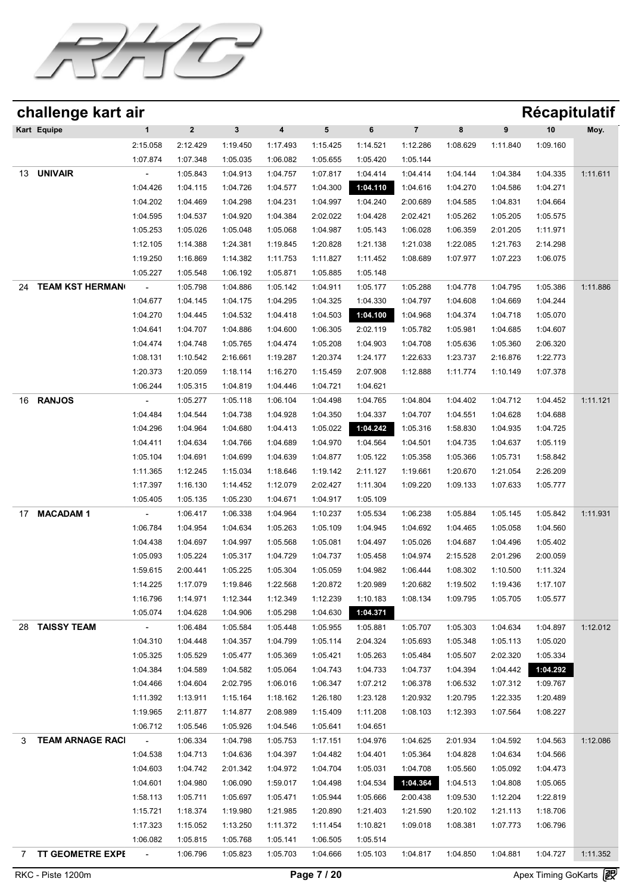## challenge kart air

## Récapitulatif

| Kart | Equipe | 1 | 2 | 3 | 4 | 5 | 6 | 7 | 8 | 9 | 10 | Moy. |
|---|---|---|---|---|---|---|---|---|---|---|---|---|
| | | 2:15.058 | 2:12.429 | 1:19.450 | 1:17.493 | 1:15.425 | 1:14.521 | 1:12.286 | 1:08.629 | 1:11.840 | 1:09.160 | |
| | | 1:07.874 | 1:07.348 | 1:05.035 | 1:06.082 | 1:05.655 | 1:05.420 | 1:05.144 | | | | |
| 13 | **UNIVAIR** | - | 1:05.843 | 1:04.913 | 1:04.757 | 1:07.817 | 1:04.414 | 1:04.414 | 1:04.144 | 1:04.384 | 1:04.335 | 1:11.611 |
| | | 1:04.426 | 1:04.115 | 1:04.726 | 1:04.577 | 1:04.300 | **1:04.110** | 1:04.616 | 1:04.270 | 1:04.586 | 1:04.271 | |
| | | 1:04.202 | 1:04.469 | 1:04.298 | 1:04.231 | 1:04.997 | 1:04.240 | 2:00.689 | 1:04.585 | 1:04.831 | 1:04.664 | |
| | | 1:04.595 | 1:04.537 | 1:04.920 | 1:04.384 | 2:02.022 | 1:04.428 | 2:02.421 | 1:05.262 | 1:05.205 | 1:05.575 | |
| | | 1:05.253 | 1:05.026 | 1:05.048 | 1:05.068 | 1:04.987 | 1:05.143 | 1:06.028 | 1:06.359 | 2:01.205 | 1:11.971 | |
| | | 1:12.105 | 1:14.388 | 1:24.381 | 1:19.845 | 1:20.828 | 1:21.138 | 1:21.038 | 1:22.085 | 1:21.763 | 2:14.298 | |
| | | 1:19.250 | 1:16.869 | 1:14.382 | 1:11.753 | 1:11.827 | 1:11.452 | 1:08.689 | 1:07.977 | 1:07.223 | 1:06.075 | |
| | | 1:05.227 | 1:05.548 | 1:06.192 | 1:05.871 | 1:05.885 | 1:05.148 | | | | | |
| 24 | **TEAM KST HERMAN** | - | 1:05.798 | 1:04.886 | 1:05.142 | 1:04.911 | 1:05.177 | 1:05.288 | 1:04.778 | 1:04.795 | 1:05.386 | 1:11.886 |
| | | 1:04.677 | 1:04.145 | 1:04.175 | 1:04.295 | 1:04.325 | 1:04.330 | 1:04.797 | 1:04.608 | 1:04.669 | 1:04.244 | |
| | | 1:04.270 | 1:04.445 | 1:04.532 | 1:04.418 | 1:04.503 | **1:04.100** | 1:04.968 | 1:04.374 | 1:04.718 | 1:05.070 | |
| | | 1:04.641 | 1:04.707 | 1:04.886 | 1:04.600 | 1:06.305 | 2:02.119 | 1:05.782 | 1:05.981 | 1:04.685 | 1:04.607 | |
| | | 1:04.474 | 1:04.748 | 1:05.765 | 1:04.474 | 1:05.208 | 1:04.903 | 1:04.708 | 1:05.636 | 1:05.360 | 2:06.320 | |
| | | 1:08.131 | 1:10.542 | 2:16.661 | 1:19.287 | 1:20.374 | 1:24.177 | 1:22.633 | 1:23.737 | 2:16.876 | 1:22.773 | |
| | | 1:20.373 | 1:20.059 | 1:18.114 | 1:16.270 | 1:15.459 | 2:07.908 | 1:12.888 | 1:11.774 | 1:10.149 | 1:07.378 | |
| | | 1:06.244 | 1:05.315 | 1:04.819 | 1:04.446 | 1:04.721 | 1:04.621 | | | | | |
| 16 | **RANJOS** | - | 1:05.277 | 1:05.118 | 1:06.104 | 1:04.498 | 1:04.765 | 1:04.804 | 1:04.402 | 1:04.712 | 1:04.452 | 1:11.121 |
| | | 1:04.484 | 1:04.544 | 1:04.738 | 1:04.928 | 1:04.350 | 1:04.337 | 1:04.707 | 1:04.551 | 1:04.628 | 1:04.688 | |
| | | 1:04.296 | 1:04.964 | 1:04.680 | 1:04.413 | 1:05.022 | **1:04.242** | 1:05.316 | 1:58.830 | 1:04.935 | 1:04.725 | |
| | | 1:04.411 | 1:04.634 | 1:04.766 | 1:04.689 | 1:04.970 | 1:04.564 | 1:04.501 | 1:04.735 | 1:04.637 | 1:05.119 | |
| | | 1:05.104 | 1:04.691 | 1:04.699 | 1:04.639 | 1:04.877 | 1:05.122 | 1:05.358 | 1:05.366 | 1:05.731 | 1:58.842 | |
| | | 1:11.365 | 1:12.245 | 1:15.034 | 1:18.646 | 1:19.142 | 2:11.127 | 1:19.661 | 1:20.670 | 1:21.054 | 2:26.209 | |
| | | 1:17.397 | 1:16.130 | 1:14.452 | 1:12.079 | 2:02.427 | 1:11.304 | 1:09.220 | 1:09.133 | 1:07.633 | 1:05.777 | |
| | | 1:05.405 | 1:05.135 | 1:05.230 | 1:04.671 | 1:04.917 | 1:05.109 | | | | | |
| 17 | **MACADAM 1** | - | 1:06.417 | 1:06.338 | 1:04.964 | 1:10.237 | 1:05.534 | 1:06.238 | 1:05.884 | 1:05.145 | 1:05.842 | 1:11.931 |
| | | 1:06.784 | 1:04.954 | 1:04.634 | 1:05.263 | 1:05.109 | 1:04.945 | 1:04.692 | 1:04.465 | 1:05.058 | 1:04.560 | |
| | | 1:04.438 | 1:04.697 | 1:04.997 | 1:05.568 | 1:05.081 | 1:04.497 | 1:05.026 | 1:04.687 | 1:04.496 | 1:05.402 | |
| | | 1:05.093 | 1:05.224 | 1:05.317 | 1:04.729 | 1:04.737 | 1:05.458 | 1:04.974 | 2:15.528 | 2:01.296 | 2:00.059 | |
| | | 1:59.615 | 2:00.441 | 1:05.225 | 1:05.304 | 1:05.059 | 1:04.982 | 1:06.444 | 1:08.302 | 1:10.500 | 1:11.324 | |
| | | 1:14.225 | 1:17.079 | 1:19.846 | 1:22.568 | 1:20.872 | 1:20.989 | 1:20.682 | 1:19.502 | 1:19.436 | 1:17.107 | |
| | | 1:16.796 | 1:14.971 | 1:12.344 | 1:12.349 | 1:12.239 | 1:10.183 | 1:08.134 | 1:09.795 | 1:05.705 | 1:05.577 | |
| | | 1:05.074 | 1:04.628 | 1:04.906 | 1:05.298 | 1:04.630 | **1:04.371** | | | | | |
| 28 | **TAISSY TEAM** | - | 1:06.484 | 1:05.584 | 1:05.448 | 1:05.955 | 1:05.881 | 1:05.707 | 1:05.303 | 1:04.634 | 1:04.897 | 1:12.012 |
| | | 1:04.310 | 1:04.448 | 1:04.357 | 1:04.799 | 1:05.114 | 2:04.324 | 1:05.693 | 1:05.348 | 1:05.113 | 1:05.020 | |
| | | 1:05.325 | 1:05.529 | 1:05.477 | 1:05.369 | 1:05.421 | 1:05.263 | 1:05.484 | 1:05.507 | 2:02.320 | 1:05.334 | |
| | | 1:04.384 | 1:04.589 | 1:04.582 | 1:05.064 | 1:04.743 | 1:04.733 | 1:04.737 | 1:04.394 | 1:04.442 | **1:04.292** | |
| | | 1:04.466 | 1:04.604 | 2:02.795 | 1:06.016 | 1:06.347 | 1:07.212 | 1:06.378 | 1:06.532 | 1:07.312 | 1:09.767 | |
| | | 1:11.392 | 1:13.911 | 1:15.164 | 1:18.162 | 1:26.180 | 1:23.128 | 1:20.932 | 1:20.795 | 1:22.335 | 1:20.489 | |
| | | 1:19.965 | 2:11.877 | 1:14.877 | 2:08.989 | 1:15.409 | 1:11.208 | 1:08.103 | 1:12.393 | 1:07.564 | 1:08.227 | |
| | | 1:06.712 | 1:05.546 | 1:05.926 | 1:04.546 | 1:05.641 | 1:04.651 | | | | | |
| 3 | **TEAM ARNAGE RACI** | - | 1:06.334 | 1:04.798 | 1:05.753 | 1:17.151 | 1:04.976 | 1:04.625 | 2:01.934 | 1:04.592 | 1:04.563 | 1:12.086 |
| | | 1:04.538 | 1:04.713 | 1:04.636 | 1:04.397 | 1:04.482 | 1:04.401 | 1:05.364 | 1:04.828 | 1:04.634 | 1:04.566 | |
| | | 1:04.603 | 1:04.742 | 2:01.342 | 1:04.972 | 1:04.704 | 1:05.031 | 1:04.708 | 1:05.560 | 1:05.092 | 1:04.473 | |
| | | 1:04.601 | 1:04.980 | 1:06.090 | 1:59.017 | 1:04.498 | 1:04.534 | **1:04.364** | 1:04.513 | 1:04.808 | 1:05.065 | |
| | | 1:58.113 | 1:05.711 | 1:05.697 | 1:05.471 | 1:05.944 | 1:05.666 | 2:00.438 | 1:09.530 | 1:12.204 | 1:22.819 | |
| | | 1:15.721 | 1:18.374 | 1:19.980 | 1:21.985 | 1:20.890 | 1:21.403 | 1:21.590 | 1:20.102 | 1:21.113 | 1:18.706 | |
| | | 1:17.323 | 1:15.052 | 1:13.250 | 1:11.372 | 1:11.454 | 1:10.821 | 1:09.018 | 1:08.381 | 1:07.773 | 1:06.796 | |
| | | 1:06.082 | 1:05.815 | 1:05.768 | 1:05.141 | 1:06.505 | 1:05.514 | | | | | |
| 7 | **TT GEOMETRE EXPE** | - | 1:06.796 | 1:05.823 | 1:05.703 | 1:04.666 | 1:05.103 | 1:04.817 | 1:04.850 | 1:04.881 | 1:04.727 | 1:11.352 |

RKC - Piste 1200m

Apex Timing GoKarts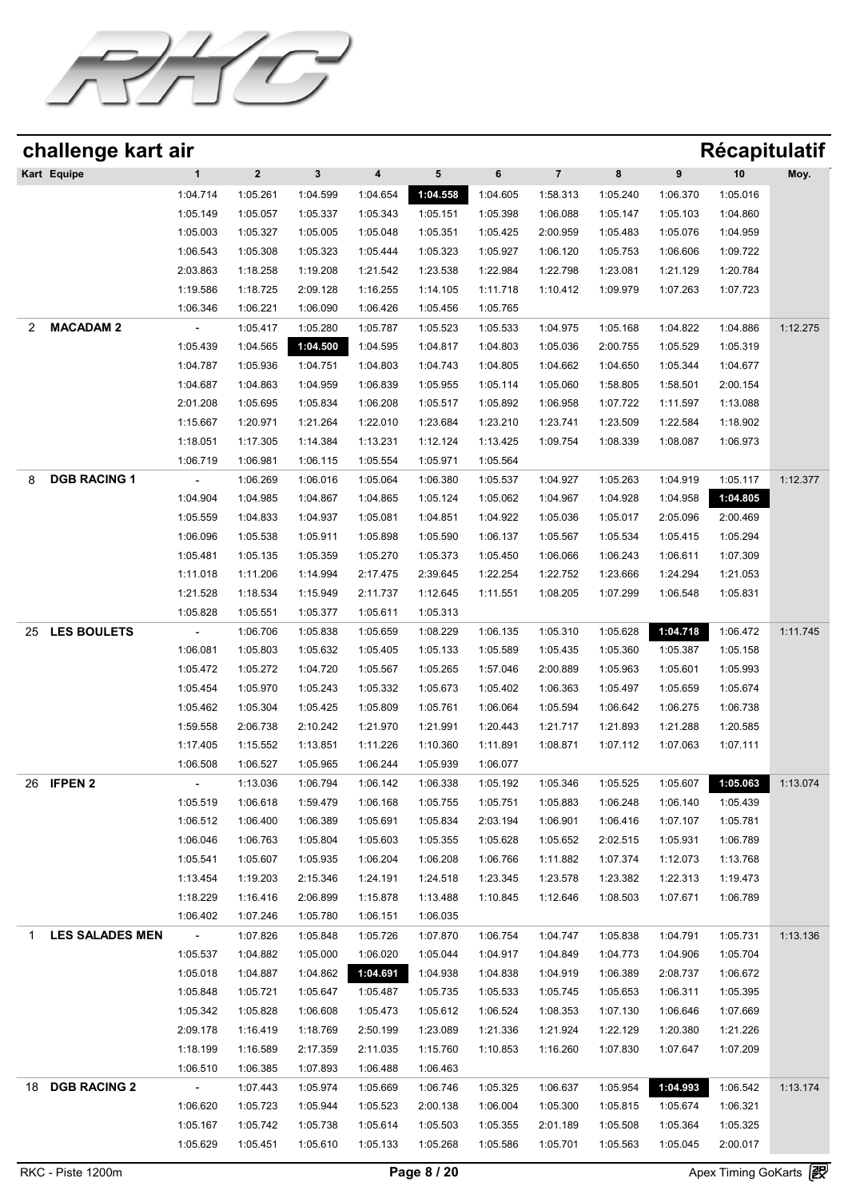## challenge kart air

## Récapitulatif

| Kart | Equipe | 1 | 2 | 3 | 4 | 5 | 6 | 7 | 8 | 9 | 10 | Moy. |
|---|---|---|---|---|---|---|---|---|---|---|---|---|
| | | 1:04.714 | 1:05.261 | 1:04.599 | 1:04.654 | **1:04.558** | 1:04.605 | 1:58.313 | 1:05.240 | 1:06.370 | 1:05.016 | |
| | | 1:05.149 | 1:05.057 | 1:05.337 | 1:05.343 | 1:05.151 | 1:05.398 | 1:06.088 | 1:05.147 | 1:05.103 | 1:04.860 | |
| | | 1:05.003 | 1:05.327 | 1:05.005 | 1:05.048 | 1:05.351 | 1:05.425 | 2:00.959 | 1:05.483 | 1:05.076 | 1:04.959 | |
| | | 1:06.543 | 1:05.308 | 1:05.323 | 1:05.444 | 1:05.323 | 1:05.927 | 1:06.120 | 1:05.753 | 1:06.606 | 1:09.722 | |
| | | 2:03.863 | 1:18.258 | 1:19.208 | 1:21.542 | 1:23.538 | 1:22.984 | 1:22.798 | 1:23.081 | 1:21.129 | 1:20.784 | |
| | | 1:19.586 | 1:18.725 | 2:09.128 | 1:16.255 | 1:14.105 | 1:11.718 | 1:10.412 | 1:09.979 | 1:07.263 | 1:07.723 | |
| | | 1:06.346 | 1:06.221 | 1:06.090 | 1:06.426 | 1:05.456 | 1:05.765 | | | | | |
| 2 | **MACADAM 2** | - | 1:05.417 | 1:05.280 | 1:05.787 | 1:05.523 | 1:05.533 | 1:04.975 | 1:05.168 | 1:04.822 | 1:04.886 | 1:12.275 |
| | | 1:05.439 | 1:04.565 | **1:04.500** | 1:04.595 | 1:04.817 | 1:04.803 | 1:05.036 | 2:00.755 | 1:05.529 | 1:05.319 | |
| | | 1:04.787 | 1:05.936 | 1:04.751 | 1:04.803 | 1:04.743 | 1:04.805 | 1:04.662 | 1:04.650 | 1:05.344 | 1:04.677 | |
| | | 1:04.687 | 1:04.863 | 1:04.959 | 1:06.839 | 1:05.955 | 1:05.114 | 1:05.060 | 1:58.805 | 1:58.501 | 2:00.154 | |
| | | 2:01.208 | 1:05.695 | 1:05.834 | 1:06.208 | 1:05.517 | 1:05.892 | 1:06.958 | 1:07.722 | 1:11.597 | 1:13.088 | |
| | | 1:15.667 | 1:20.971 | 1:21.264 | 1:22.010 | 1:23.684 | 1:23.210 | 1:23.741 | 1:23.509 | 1:22.584 | 1:18.902 | |
| | | 1:18.051 | 1:17.305 | 1:14.384 | 1:13.231 | 1:12.124 | 1:13.425 | 1:09.754 | 1:08.339 | 1:08.087 | 1:06.973 | |
| | | 1:06.719 | 1:06.981 | 1:06.115 | 1:05.554 | 1:05.971 | 1:05.564 | | | | | |
| 8 | **DGB RACING 1** | - | 1:06.269 | 1:06.016 | 1:05.064 | 1:06.380 | 1:05.537 | 1:04.927 | 1:05.263 | 1:04.919 | 1:05.117 | 1:12.377 |
| | | 1:04.904 | 1:04.985 | 1:04.867 | 1:04.865 | 1:05.124 | 1:05.062 | 1:04.967 | 1:04.928 | 1:04.958 | **1:04.805** | |
| | | 1:05.559 | 1:04.833 | 1:04.937 | 1:05.081 | 1:04.851 | 1:04.922 | 1:05.036 | 1:05.017 | 2:05.096 | 2:00.469 | |
| | | 1:06.096 | 1:05.538 | 1:05.911 | 1:05.898 | 1:05.590 | 1:06.137 | 1:05.567 | 1:05.534 | 1:05.415 | 1:05.294 | |
| | | 1:05.481 | 1:05.135 | 1:05.359 | 1:05.270 | 1:05.373 | 1:05.450 | 1:06.066 | 1:06.243 | 1:06.611 | 1:07.309 | |
| | | 1:11.018 | 1:11.206 | 1:14.994 | 2:17.475 | 2:39.645 | 1:22.254 | 1:22.752 | 1:23.666 | 1:24.294 | 1:21.053 | |
| | | 1:21.528 | 1:18.534 | 1:15.949 | 2:11.737 | 1:12.645 | 1:11.551 | 1:08.205 | 1:07.299 | 1:06.548 | 1:05.831 | |
| | | 1:05.828 | 1:05.551 | 1:05.377 | 1:05.611 | 1:05.313 | | | | | | |
| 25 | **LES BOULETS** | - | 1:06.706 | 1:05.838 | 1:05.659 | 1:08.229 | 1:06.135 | 1:05.310 | 1:05.628 | **1:04.718** | 1:06.472 | 1:11.745 |
| | | 1:06.081 | 1:05.803 | 1:05.632 | 1:05.405 | 1:05.133 | 1:05.589 | 1:05.435 | 1:05.360 | 1:05.387 | 1:05.158 | |
| | | 1:05.472 | 1:05.272 | 1:04.720 | 1:05.567 | 1:05.265 | 1:57.046 | 2:00.889 | 1:05.963 | 1:05.601 | 1:05.993 | |
| | | 1:05.454 | 1:05.970 | 1:05.243 | 1:05.332 | 1:05.673 | 1:05.402 | 1:06.363 | 1:05.497 | 1:05.659 | 1:05.674 | |
| | | 1:05.462 | 1:05.304 | 1:05.425 | 1:05.809 | 1:05.761 | 1:06.064 | 1:05.594 | 1:06.642 | 1:06.275 | 1:06.738 | |
| | | 1:59.558 | 2:06.738 | 2:10.242 | 1:21.970 | 1:21.991 | 1:20.443 | 1:21.717 | 1:21.893 | 1:21.288 | 1:20.585 | |
| | | 1:17.405 | 1:15.552 | 1:13.851 | 1:11.226 | 1:10.360 | 1:11.891 | 1:08.871 | 1:07.112 | 1:07.063 | 1:07.111 | |
| | | 1:06.508 | 1:06.527 | 1:05.965 | 1:06.244 | 1:05.939 | 1:06.077 | | | | | |
| 26 | **IFPEN 2** | - | 1:13.036 | 1:06.794 | 1:06.142 | 1:06.338 | 1:05.192 | 1:05.346 | 1:05.525 | 1:05.607 | **1:05.063** | 1:13.074 |
| | | 1:05.519 | 1:06.618 | 1:59.479 | 1:06.168 | 1:05.755 | 1:05.751 | 1:05.883 | 1:06.248 | 1:06.140 | 1:05.439 | |
| | | 1:06.512 | 1:06.400 | 1:06.389 | 1:05.691 | 1:05.834 | 2:03.194 | 1:06.901 | 1:06.416 | 1:07.107 | 1:05.781 | |
| | | 1:06.046 | 1:06.763 | 1:05.804 | 1:05.603 | 1:05.355 | 1:05.628 | 1:05.652 | 2:02.515 | 1:05.931 | 1:06.789 | |
| | | 1:05.541 | 1:05.607 | 1:05.935 | 1:06.204 | 1:06.208 | 1:06.766 | 1:11.882 | 1:07.374 | 1:12.073 | 1:13.768 | |
| | | 1:13.454 | 1:19.203 | 2:15.346 | 1:24.191 | 1:24.518 | 1:23.345 | 1:23.578 | 1:23.382 | 1:22.313 | 1:19.473 | |
| | | 1:18.229 | 1:16.416 | 2:06.899 | 1:15.878 | 1:13.488 | 1:10.845 | 1:12.646 | 1:08.503 | 1:07.671 | 1:06.789 | |
| | | 1:06.402 | 1:07.246 | 1:05.780 | 1:06.151 | 1:06.035 | | | | | | |
| 1 | **LES SALADES MEN** | - | 1:07.826 | 1:05.848 | 1:05.726 | 1:07.870 | 1:06.754 | 1:04.747 | 1:05.838 | 1:04.791 | 1:05.731 | 1:13.136 |
| | | 1:05.537 | 1:04.882 | 1:05.000 | 1:06.020 | 1:05.044 | 1:04.917 | 1:04.849 | 1:04.773 | 1:04.906 | 1:05.704 | |
| | | 1:05.018 | 1:04.887 | 1:04.862 | **1:04.691** | 1:04.938 | 1:04.838 | 1:04.919 | 1:06.389 | 2:08.737 | 1:06.672 | |
| | | 1:05.848 | 1:05.721 | 1:05.647 | 1:05.487 | 1:05.735 | 1:05.533 | 1:05.745 | 1:05.653 | 1:06.311 | 1:05.395 | |
| | | 1:05.342 | 1:05.828 | 1:06.608 | 1:05.473 | 1:05.612 | 1:06.524 | 1:08.353 | 1:07.130 | 1:06.646 | 1:07.669 | |
| | | 2:09.178 | 1:16.419 | 1:18.769 | 2:50.199 | 1:23.089 | 1:21.336 | 1:21.924 | 1:22.129 | 1:20.380 | 1:21.226 | |
| | | 1:18.199 | 1:16.589 | 2:17.359 | 2:11.035 | 1:15.760 | 1:10.853 | 1:16.260 | 1:07.830 | 1:07.647 | 1:07.209 | |
| | | 1:06.510 | 1:06.385 | 1:07.893 | 1:06.488 | 1:06.463 | | | | | | |
| 18 | **DGB RACING 2** | - | 1:07.443 | 1:05.974 | 1:05.669 | 1:06.746 | 1:05.325 | 1:06.637 | 1:05.954 | **1:04.993** | 1:06.542 | 1:13.174 |
| | | 1:06.620 | 1:05.723 | 1:05.944 | 1:05.523 | 2:00.138 | 1:06.004 | 1:05.300 | 1:05.815 | 1:05.674 | 1:06.321 | |
| | | 1:05.167 | 1:05.742 | 1:05.738 | 1:05.614 | 1:05.503 | 1:05.355 | 2:01.189 | 1:05.508 | 1:05.364 | 1:05.325 | |
| | | 1:05.629 | 1:05.451 | 1:05.610 | 1:05.133 | 1:05.268 | 1:05.586 | 1:05.701 | 1:05.563 | 1:05.045 | 2:00.017 | |

RKC - Piste 1200m

Apex Timing GoKarts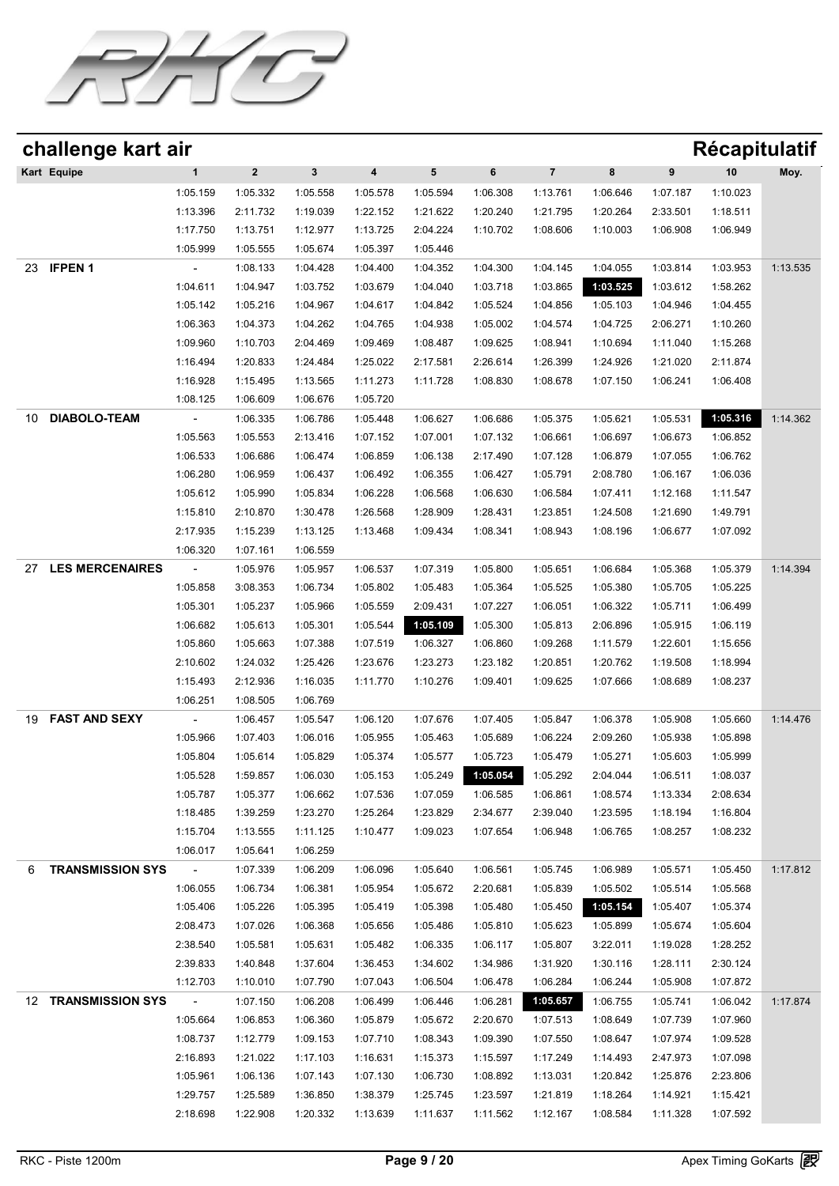## challenge kart air

## Récapitulatif

| Kart | Equipe | 1 | 2 | 3 | 4 | 5 | 6 | 7 | 8 | 9 | 10 | Moy. |
|---|---|---|---|---|---|---|---|---|---|---|---|---|
| | | 1:05.159 | 1:05.332 | 1:05.558 | 1:05.578 | 1:05.594 | 1:06.308 | 1:13.761 | 1:06.646 | 1:07.187 | 1:10.023 | |
| | | 1:13.396 | 2:11.732 | 1:19.039 | 1:22.152 | 1:21.622 | 1:20.240 | 1:21.795 | 1:20.264 | 2:33.501 | 1:18.511 | |
| | | 1:17.750 | 1:13.751 | 1:12.977 | 1:13.725 | 2:04.224 | 1:10.702 | 1:08.606 | 1:10.003 | 1:06.908 | 1:06.949 | |
| | | 1:05.999 | 1:05.555 | 1:05.674 | 1:05.397 | 1:05.446 | | | | | | |
| 23 | IFPEN 1 | - | 1:08.133 | 1:04.428 | 1:04.400 | 1:04.352 | 1:04.300 | 1:04.145 | 1:04.055 | 1:03.814 | 1:03.953 | 1:13.535 |
| | | 1:04.611 | 1:04.947 | 1:03.752 | 1:03.679 | 1:04.040 | 1:03.718 | 1:03.865 | **1:03.525** | 1:03.612 | 1:58.262 | |
| | | 1:05.142 | 1:05.216 | 1:04.967 | 1:04.617 | 1:04.842 | 1:05.524 | 1:04.856 | 1:05.103 | 1:04.946 | 1:04.455 | |
| | | 1:06.363 | 1:04.373 | 1:04.262 | 1:04.765 | 1:04.938 | 1:05.002 | 1:04.574 | 1:04.725 | 2:06.271 | 1:10.260 | |
| | | 1:09.960 | 1:10.703 | 2:04.469 | 1:09.469 | 1:08.487 | 1:09.625 | 1:08.941 | 1:10.694 | 1:11.040 | 1:15.268 | |
| | | 1:16.494 | 1:20.833 | 1:24.484 | 1:25.022 | 2:17.581 | 2:26.614 | 1:26.399 | 1:24.926 | 1:21.020 | 2:11.874 | |
| | | 1:16.928 | 1:15.495 | 1:13.565 | 1:11.273 | 1:11.728 | 1:08.830 | 1:08.678 | 1:07.150 | 1:06.241 | 1:06.408 | |
| | | 1:08.125 | 1:06.609 | 1:06.676 | 1:05.720 | | | | | | | |
| 10 | DIABOLO-TEAM | - | 1:06.335 | 1:06.786 | 1:05.448 | 1:06.627 | 1:06.686 | 1:05.375 | 1:05.621 | 1:05.531 | **1:05.316** | 1:14.362 |
| | | 1:05.563 | 1:05.553 | 2:13.416 | 1:07.152 | 1:07.001 | 1:07.132 | 1:06.661 | 1:06.697 | 1:06.673 | 1:06.852 | |
| | | 1:06.533 | 1:06.686 | 1:06.474 | 1:06.859 | 1:06.138 | 2:17.490 | 1:07.128 | 1:06.879 | 1:07.055 | 1:06.762 | |
| | | 1:06.280 | 1:06.959 | 1:06.437 | 1:06.492 | 1:06.355 | 1:06.427 | 1:05.791 | 2:08.780 | 1:06.167 | 1:06.036 | |
| | | 1:05.612 | 1:05.990 | 1:05.834 | 1:06.228 | 1:06.568 | 1:06.630 | 1:06.584 | 1:07.411 | 1:12.168 | 1:11.547 | |
| | | 1:15.810 | 2:10.870 | 1:30.478 | 1:26.568 | 1:28.909 | 1:28.431 | 1:23.851 | 1:24.508 | 1:21.690 | 1:49.791 | |
| | | 2:17.935 | 1:15.239 | 1:13.125 | 1:13.468 | 1:09.434 | 1:08.341 | 1:08.943 | 1:08.196 | 1:06.677 | 1:07.092 | |
| | | 1:06.320 | 1:07.161 | 1:06.559 | | | | | | | | |
| 27 | LES MERCENAIRES | - | 1:05.976 | 1:05.957 | 1:06.537 | 1:07.319 | 1:05.800 | 1:05.651 | 1:06.684 | 1:05.368 | 1:05.379 | 1:14.394 |
| | | 1:05.858 | 3:08.353 | 1:06.734 | 1:05.802 | 1:05.483 | 1:05.364 | 1:05.525 | 1:05.380 | 1:05.705 | 1:05.225 | |
| | | 1:05.301 | 1:05.237 | 1:05.966 | 1:05.559 | 2:09.431 | 1:07.227 | 1:06.051 | 1:06.322 | 1:05.711 | 1:06.499 | |
| | | 1:06.682 | 1:05.613 | 1:05.301 | 1:05.544 | **1:05.109** | 1:05.300 | 1:05.813 | 2:06.896 | 1:05.915 | 1:06.119 | |
| | | 1:05.860 | 1:05.663 | 1:07.388 | 1:07.519 | 1:06.327 | 1:06.860 | 1:09.268 | 1:11.579 | 1:22.601 | 1:15.656 | |
| | | 2:10.602 | 1:24.032 | 1:25.426 | 1:23.676 | 1:23.273 | 1:23.182 | 1:20.851 | 1:20.762 | 1:19.508 | 1:18.994 | |
| | | 1:15.493 | 2:12.936 | 1:16.035 | 1:11.770 | 1:10.276 | 1:09.401 | 1:09.625 | 1:07.666 | 1:08.689 | 1:08.237 | |
| | | 1:06.251 | 1:08.505 | 1:06.769 | | | | | | | | |
| 19 | FAST AND SEXY | - | 1:06.457 | 1:05.547 | 1:06.120 | 1:07.676 | 1:07.405 | 1:05.847 | 1:06.378 | 1:05.908 | 1:05.660 | 1:14.476 |
| | | 1:05.966 | 1:07.403 | 1:06.016 | 1:05.955 | 1:05.463 | 1:05.689 | 1:06.224 | 2:09.260 | 1:05.938 | 1:05.898 | |
| | | 1:05.804 | 1:05.614 | 1:05.829 | 1:05.374 | 1:05.577 | 1:05.723 | 1:05.479 | 1:05.271 | 1:05.603 | 1:05.999 | |
| | | 1:05.528 | 1:59.857 | 1:06.030 | 1:05.153 | 1:05.249 | **1:05.054** | 1:05.292 | 2:04.044 | 1:06.511 | 1:08.037 | |
| | | 1:05.787 | 1:05.377 | 1:06.662 | 1:07.536 | 1:07.059 | 1:06.585 | 1:06.861 | 1:08.574 | 1:13.334 | 2:08.634 | |
| | | 1:18.485 | 1:39.259 | 1:23.270 | 1:25.264 | 1:23.829 | 2:34.677 | 2:39.040 | 1:23.595 | 1:18.194 | 1:16.804 | |
| | | 1:15.704 | 1:13.555 | 1:11.125 | 1:10.477 | 1:09.023 | 1:07.654 | 1:06.948 | 1:06.765 | 1:08.257 | 1:08.232 | |
| | | 1:06.017 | 1:05.641 | 1:06.259 | | | | | | | | |
| 6 | TRANSMISSION SYS | - | 1:07.339 | 1:06.209 | 1:06.096 | 1:05.640 | 1:06.561 | 1:05.745 | 1:06.989 | 1:05.571 | 1:05.450 | 1:17.812 |
| | | 1:06.055 | 1:06.734 | 1:06.381 | 1:05.954 | 1:05.672 | 2:20.681 | 1:05.839 | 1:05.502 | 1:05.514 | 1:05.568 | |
| | | 1:05.406 | 1:05.226 | 1:05.395 | 1:05.419 | 1:05.398 | 1:05.480 | 1:05.450 | **1:05.154** | 1:05.407 | 1:05.374 | |
| | | 2:08.473 | 1:07.026 | 1:06.368 | 1:05.656 | 1:05.486 | 1:05.810 | 1:05.623 | 1:05.899 | 1:05.674 | 1:05.604 | |
| | | 2:38.540 | 1:05.581 | 1:05.631 | 1:05.482 | 1:06.335 | 1:06.117 | 1:05.807 | 3:22.011 | 1:19.028 | 1:28.252 | |
| | | 2:39.833 | 1:40.848 | 1:37.604 | 1:36.453 | 1:34.602 | 1:34.986 | 1:31.920 | 1:30.116 | 1:28.111 | 2:30.124 | |
| | | 1:12.703 | 1:10.010 | 1:07.790 | 1:07.043 | 1:06.504 | 1:06.478 | 1:06.284 | 1:06.244 | 1:05.908 | 1:07.872 | |
| 12 | TRANSMISSION SYS | - | 1:07.150 | 1:06.208 | 1:06.499 | 1:06.446 | 1:06.281 | **1:05.657** | 1:06.755 | 1:05.741 | 1:06.042 | 1:17.874 |
| | | 1:05.664 | 1:06.853 | 1:06.360 | 1:05.879 | 1:05.672 | 2:20.670 | 1:07.513 | 1:08.649 | 1:07.739 | 1:07.960 | |
| | | 1:08.737 | 1:12.779 | 1:09.153 | 1:07.710 | 1:08.343 | 1:09.390 | 1:07.550 | 1:08.647 | 1:07.974 | 1:09.528 | |
| | | 2:16.893 | 1:21.022 | 1:17.103 | 1:16.631 | 1:15.373 | 1:15.597 | 1:17.249 | 1:14.493 | 2:47.973 | 1:07.098 | |
| | | 1:05.961 | 1:06.136 | 1:07.143 | 1:07.130 | 1:06.730 | 1:08.892 | 1:13.031 | 1:20.842 | 1:25.876 | 2:23.806 | |
| | | 1:29.757 | 1:25.589 | 1:36.850 | 1:38.379 | 1:25.745 | 1:23.597 | 1:21.819 | 1:18.264 | 1:14.921 | 1:15.421 | |
| | | 2:18.698 | 1:22.908 | 1:20.332 | 1:13.639 | 1:11.637 | 1:11.562 | 1:12.167 | 1:08.584 | 1:11.328 | 1:07.592 | |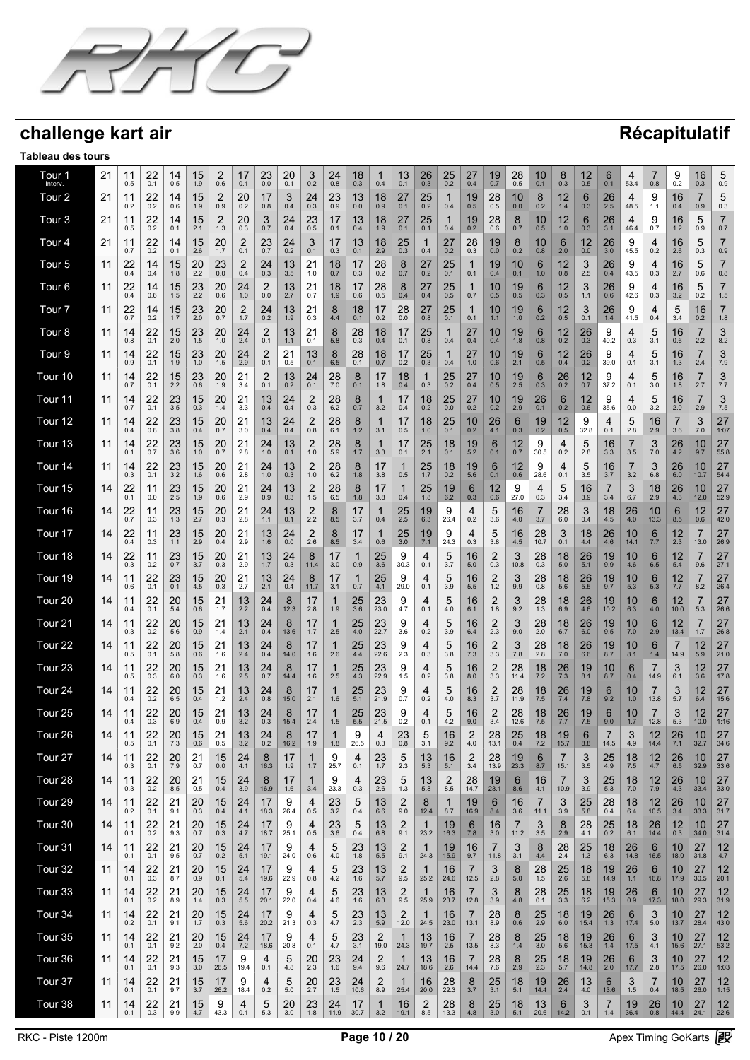# challenge kart air

# Récapitulatif

**Tableau des tours**

Each cell shows the kart number, with the interval in parentheses.

| Tour | | | | | | | | | | | | | | | | | | | | | | | | | | | | |
|---|---|---|---|---|---|---|---|---|---|---|---|---|---|---|---|---|---|---|---|---|---|---|---|---|---|---|---|---|
| Tour 1 Interv. | 21 | 11 (0.5) | 22 (0.1) | 14 (0.5) | 15 (1.9) | 2 (0.6) | 17 (0.1) | 23 (0.0) | 20 (0.1) | 3 (0.2) | 24 (0.8) | 18 (0.3) | 1 (0.4) | 13 (0.1) | 26 (0.3) | 25 (0.2) | 27 (0.4) | 19 (0.7) | 28 (0.5) | 10 (0.1) | 8 (0.3) | 12 (0.5) | 6 (0.1) | 4 (53.4) | 7 (0.8) | 9 (0.2) | 16 (0.3) | 5 (0.9) |
| Tour 2 | 21 | 11 (0.2) | 22 (0.2) | 14 (0.6) | 15 (1.9) | 2 (0.9) | 20 (0.2) | 17 (0.8) | 3 (0.4) | 24 (0.3) | 23 (0.9) | 13 (0.0) | 18 (0.9) | 27 (0.1) | 25 (0.2) | 1 (0.4) | 19 (0.5) | 28 (0.5) | 10 (0.0) | 8 (0.2) | 12 (1.4) | 6 (0.3) | 26 (2.5) | 4 (48.5) | 9 (1.1) | 16 (0.4) | 7 (0.9) | 5 (0.3) |
| Tour 3 | 21 | 11 (0.5) | 22 (0.2) | 14 (0.1) | 15 (2.1) | 2 (1.3) | 20 (0.3) | 3 (0.7) | 24 (0.4) | 23 (0.5) | 17 (0.1) | 13 (0.4) | 18 (1.9) | 27 (0.1) | 25 (0.1) | 1 (0.4) | 19 (0.2) | 28 (0.6) | 8 (0.7) | 10 (0.5) | 12 (1.0) | 6 (0.3) | 26 (3.1) | 4 (46.4) | 9 (0.7) | 16 (1.2) | 5 (0.9) | 7 (0.7) |
| Tour 4 | 21 | 11 (0.7) | 22 (0.2) | 14 (0.1) | 15 (2.6) | 20 (1.7) | 2 (0.1) | 23 (0.7) | 24 (0.2) | 3 (0.1) | 17 (0.3) | 13 (0.1) | 18 (2.9) | 25 (0.3) | 1 (0.4) | 27 (0.2) | 28 (0.3) | 19 (0.0) | 8 (0.2) | 10 (0.8) | 6 (2.0) | 12 (0.0) | 26 (3.0) | 9 (45.5) | 4 (0.2) | 16 (2.6) | 5 (0.3) | 7 (0.9) |
| Tour 5 | 11 | 22 (0.4) | 14 (0.4) | 15 (1.8) | 20 (2.2) | 23 (0.0) | 2 (0.4) | 24 (0.3) | 13 (3.5) | 21 (1.0) | 18 (0.7) | 17 (0.3) | 28 (0.2) | 8 (0.7) | 27 (0.2) | 25 (0.1) | 1 (0.1) | 19 (0.4) | 10 (0.1) | 6 (1.0) | 12 (0.8) | 3 (2.5) | 26 (0.4) | 9 (43.5) | 4 (0.3) | 16 (2.7) | 5 (0.6) | 7 (0.8) |
| Tour 6 | 11 | 22 (0.4) | 14 (0.6) | 15 (1.5) | 23 (2.2) | 20 (0.6) | 24 (1.0) | 2 (0.0) | 13 (2.7) | 21 (0.7) | 18 (1.9) | 17 (0.6) | 28 (0.5) | 8 (0.4) | 27 (0.4) | 25 (0.5) | 1 (0.7) | 10 (0.5) | 19 (0.5) | 6 (0.3) | 12 (0.5) | 3 (1.1) | 26 (0.6) | 9 (42.6) | 4 (0.3) | 16 (3.2) | 5 (0.2) | 7 (1.5) |
| Tour 7 | 11 | 22 (0.7) | 14 (0.2) | 15 (1.7) | 23 (2.0) | 20 (0.7) | 2 (1.7) | 24 (0.2) | 13 (1.9) | 21 (0.3) | 8 (4.4) | 18 (0.1) | 17 (0.2) | 28 (0.0) | 27 (0.8) | 25 (0.1) | 1 (0.1) | 10 (1.1) | 19 (1.0) | 6 (0.2) | 12 (0.5) | 3 (0.1) | 26 (1.4) | 9 (41.5) | 4 (0.4) | 5 (3.4) | 16 (0.2) | 7 (1.8) |
| Tour 8 | 11 | 14 (0.8) | 22 (0.1) | 15 (2.0) | 23 (1.5) | 20 (1.0) | 24 (2.4) | 2 (0.1) | 13 (1.1) | 21 (0.1) | 8 (5.8) | 28 (0.3) | 18 (0.4) | 17 (0.1) | 25 (0.8) | 1 (0.4) | 27 (0.4) | 10 (0.4) | 19 (1.8) | 6 (0.8) | 12 (0.2) | 26 (0.3) | 9 (40.2) | 4 (0.3) | 5 (3.1) | 16 (0.6) | 7 (2.2) | 3 (8.2) |
| Tour 9 | 11 | 14 (0.9) | 22 (0.1) | 15 (1.9) | 23 (1.0) | 20 (1.5) | 24 (2.9) | 2 (0.1) | 21 (0.5) | 13 (0.1) | 8 (6.5) | 28 (0.1) | 18 (0.7) | 17 (0.2) | 25 (0.3) | 1 (0.4) | 27 (1.0) | 10 (0.6) | 19 (2.1) | 6 (0.5) | 12 (0.4) | 26 (0.2) | 9 (39.0) | 4 (0.1) | 5 (3.1) | 16 (1.3) | 7 (2.4) | 3 (7.9) |
| Tour 10 | 11 | 14 (0.7) | 22 (0.1) | 15 (2.2) | 23 (0.6) | 20 (1.9) | 21 (3.4) | 2 (0.1) | 13 (0.2) | 24 (0.1) | 28 (7.0) | 8 (0.1) | 17 (1.8) | 18 (0.4) | 1 (0.3) | 25 (0.2) | 27 (0.4) | 10 (0.5) | 19 (2.5) | 6 (0.3) | 26 (0.2) | 12 (0.7) | 9 (37.2) | 4 (0.1) | 5 (3.0) | 16 (1.8) | 7 (2.7) | 3 (7.7) |
| Tour 11 | 11 | 14 (0.7) | 22 (0.1) | 23 (3.5) | 15 (0.3) | 20 (1.4) | 21 (3.3) | 13 (0.4) | 24 (0.4) | 2 (0.3) | 28 (6.2) | 8 (0.7) | 1 (3.2) | 17 (0.4) | 18 (0.2) | 25 (0.0) | 27 (0.2) | 10 (0.2) | 19 (2.9) | 26 (0.1) | 6 (0.2) | 12 (0.6) | 9 (35.6) | 4 (0.0) | 5 (3.2) | 16 (2.0) | 7 (2.9) | 3 (7.5) |
| Tour 12 | 11 | 14 (0.4) | 22 (0.8) | 23 (3.8) | 15 (0.4) | 20 (0.7) | 21 (3.0) | 13 (0.4) | 24 (0.4) | 2 (0.8) | 28 (6.1) | 8 (1.2) | 1 (3.1) | 17 (0.5) | 18 (1.0) | 25 (0.1) | 10 (0.2) | 26 (4.1) | 6 (0.3) | 19 (0.2) | 12 (0.5) | 9 (32.8) | 4 (0.1) | 5 (2.8) | 16 (2.9) | 7 (3.6) | 3 (7.0) | 27 (1:07) |
| Tour 13 | 11 | 14 (0.1) | 22 (0.7) | 23 (3.6) | 15 (1.0) | 20 (0.7) | 21 (2.8) | 24 (1.0) | 13 (0.1) | 2 (1.0) | 28 (5.9) | 8 (1.7) | 1 (3.3) | 17 (0.1) | 25 (2.1) | 18 (0.1) | 19 (5.2) | 6 (0.1) | 12 (0.7) | 9 (30.5) | 4 (0.2) | 5 (2.8) | 16 (3.3) | 7 (3.5) | 3 (7.0) | 26 (4.2) | 10 (9.7) | 27 (55.8) |
| Tour 14 | 11 | 14 (0.3) | 22 (0.1) | 23 (3.2) | 15 (1.6) | 20 (0.6) | 21 (2.8) | 24 (1.0) | 13 (0.3) | 2 (1.0) | 28 (6.2) | 8 (1.8) | 17 (3.8) | 1 (0.5) | 25 (1.7) | 18 (0.2) | 19 (5.6) | 6 (0.1) | 12 (0.6) | 9 (28.6) | 4 (0.1) | 5 (3.5) | 16 (3.7) | 7 (3.2) | 3 (6.8) | 26 (6.0) | 10 (10.7) | 27 (54.4) |
| Tour 15 | 14 | 22 (0.1) | 11 (0.0) | 23 (2.5) | 15 (1.9) | 20 (0.6) | 21 (2.9) | 24 (0.9) | 13 (0.3) | 2 (1.5) | 28 (6.5) | 8 (1.8) | 17 (3.8) | 1 (0.4) | 25 (1.8) | 19 (6.2) | 6 (0.3) | 12 (0.6) | 9 (27.0) | 4 (0.3) | 5 (3.4) | 16 (3.9) | 7 (3.4) | 3 (6.7) | 18 (2.9) | 26 (4.3) | 10 (12.0) | 27 (52.9) |
| Tour 16 | 14 | 22 (0.7) | 11 (0.3) | 23 (1.3) | 15 (2.7) | 20 (0.3) | 21 (2.8) | 24 (1.1) | 13 (0.1) | 2 (2.2) | 8 (8.5) | 17 (3.7) | 1 (0.4) | 25 (2.5) | 19 (6.3) | 9 (26.4) | 4 (0.2) | 5 (3.6) | 16 (4.0) | 7 (3.7) | 28 (6.0) | 3 (0.4) | 18 (4.5) | 26 (4.0) | 10 (13.3) | 6 (8.5) | 12 (0.6) | 27 (42.0) |
| Tour 17 | 14 | 22 (0.4) | 11 (0.3) | 23 (1.1) | 15 (2.9) | 20 (0.4) | 21 (2.9) | 13 (1.6) | 24 (0.0) | 2 (2.6) | 8 (8.5) | 17 (3.4) | 1 (0.6) | 25 (3.0) | 19 (7.1) | 9 (24.3) | 4 (0.3) | 5 (3.8) | 16 (4.5) | 28 (10.7) | 3 (0.1) | 18 (4.4) | 26 (4.6) | 10 (14.1) | 6 (7.7) | 12 (2.3) | 7 (13.0) | 27 (26.9) |
| Tour 18 | 14 | 22 (0.3) | 11 (0.2) | 23 (0.7) | 15 (3.7) | 20 (0.3) | 21 (2.9) | 13 (1.7) | 24 (0.3) | 8 (11.4) | 17 (3.0) | 1 (0.9) | 25 (3.6) | 9 (30.3) | 4 (0.1) | 5 (3.7) | 16 (5.0) | 2 (0.3) | 3 (10.8) | 28 (0.3) | 18 (5.0) | 26 (5.1) | 19 (9.9) | 10 (4.6) | 6 (6.5) | 12 (5.4) | 7 (9.6) | 27 (27.1) |
| Tour 19 | 14 | 11 (0.6) | 22 (0.1) | 23 (0.1) | 15 (4.5) | 20 (0.3) | 21 (2.7) | 13 (2.1) | 24 (0.4) | 8 (11.7) | 17 (3.1) | 1 (0.7) | 25 (4.1) | 9 (29.0) | 4 (0.1) | 5 (3.9) | 16 (5.5) | 2 (1.2) | 3 (9.9) | 28 (0.8) | 18 (5.6) | 26 (5.5) | 19 (9.7) | 10 (5.3) | 6 (5.3) | 12 (7.7) | 7 (8.2) | 27 (26.4) |
| Tour 20 | 14 | 11 (0.4) | 22 (0.1) | 20 (5.4) | 15 (0.6) | 21 (1.7) | 13 (2.2) | 24 (0.4) | 8 (12.3) | 17 (2.8) | 1 (1.9) | 25 (3.6) | 23 (23.0) | 9 (4.7) | 4 (0.1) | 5 (4.0) | 16 (6.1) | 2 (1.8) | 3 (9.2) | 28 (1.3) | 18 (6.9) | 26 (4.6) | 19 (10.2) | 10 (6.3) | 6 (4.0) | 12 (10.0) | 7 (5.3) | 27 (26.6) |
| Tour 21 | 14 | 11 (0.3) | 22 (0.2) | 20 (5.6) | 15 (0.9) | 21 (1.4) | 13 (2.1) | 24 (0.4) | 8 (13.6) | 17 (1.7) | 1 (2.5) | 25 (4.0) | 23 (22.7) | 9 (3.6) | 4 (0.2) | 5 (3.9) | 16 (6.4) | 2 (2.3) | 3 (9.0) | 28 (2.0) | 18 (6.7) | 26 (6.0) | 19 (9.5) | 10 (7.0) | 6 (2.9) | 12 (13.4) | 7 (1.7) | 27 (26.8) |
| Tour 22 | 14 | 11 (0.5) | 22 (0.1) | 20 (5.8) | 15 (0.6) | 21 (1.6) | 13 (2.4) | 24 (0.4) | 8 (14.0) | 17 (1.6) | 1 (2.6) | 25 (4.4) | 23 (22.6) | 9 (2.3) | 4 (0.3) | 5 (3.8) | 16 (7.3) | 2 (3.3) | 3 (7.8) | 28 (2.8) | 18 (7.0) | 26 (6.6) | 19 (8.7) | 10 (8.1) | 6 (1.4) | 7 (14.9) | 12 (5.9) | 27 (21.0) |
| Tour 23 | 14 | 11 (0.5) | 22 (0.3) | 20 (6.0) | 15 (0.3) | 21 (1.6) | 13 (2.5) | 24 (0.7) | 8 (14.4) | 17 (1.6) | 1 (2.5) | 25 (4.3) | 23 (22.9) | 9 (1.5) | 4 (0.2) | 5 (3.8) | 16 (8.0) | 2 (3.3) | 28 (11.4) | 18 (7.2) | 26 (7.3) | 19 (8.1) | 10 (8.7) | 6 (0.4) | 7 (14.9) | 3 (6.1) | 12 (3.6) | 27 (17.8) |
| Tour 24 | 14 | 11 (0.4) | 22 (0.2) | 20 (6.5) | 15 (0.4) | 21 (1.2) | 13 (2.4) | 24 (0.8) | 8 (15.0) | 17 (2.1) | 1 (1.6) | 25 (5.1) | 23 (21.9) | 9 (0.7) | 4 (0.2) | 5 (4.0) | 16 (8.3) | 2 (3.7) | 28 (11.9) | 18 (7.5) | 26 (7.4) | 19 (7.8) | 6 (9.2) | 10 (1.0) | 7 (13.8) | 3 (5.7) | 12 (6.4) | 27 (15.6) |
| Tour 25 | 14 | 11 (0.4) | 22 (0.3) | 20 (6.9) | 15 (0.4) | 21 (0.9) | 13 (3.2) | 24 (0.3) | 8 (15.4) | 17 (2.4) | 1 (1.5) | 25 (5.5) | 23 (21.5) | 9 (0.2) | 4 (0.1) | 5 (4.2) | 16 (9.0) | 2 (3.4) | 28 (12.6) | 18 (7.5) | 26 (7.7) | 19 (7.5) | 6 (9.0) | 10 (1.7) | 7 (12.8) | 3 (5.3) | 12 (10.0) | 27 (1:16) |
| Tour 26 | 14 | 11 (0.5) | 22 (0.1) | 20 (7.3) | 15 (0.6) | 21 (0.5) | 13 (3.2) | 24 (0.2) | 8 (16.2) | 17 (1.9) | 1 (1.8) | 9 (26.5) | 4 (0.3) | 23 (0.8) | 5 (3.1) | 16 (9.2) | 2 (4.0) | 28 (13.1) | 25 (0.4) | 18 (7.2) | 19 (15.7) | 6 (8.8) | 7 (14.5) | 3 (4.9) | 12 (14.4) | 26 (7.1) | 10 (32.7) | 27 (34.6) |
| Tour 27 | 14 | 11 (0.3) | 22 (0.1) | 20 (7.9) | 21 (0.7) | 15 (0.0) | 24 (4.1) | 8 (16.3) | 17 (1.9) | 1 (1.7) | 9 (25.7) | 4 (0.1) | 23 (1.7) | 5 (2.3) | 13 (5.3) | 16 (5.1) | 2 (3.4) | 28 (13.9) | 19 (23.3) | 6 (8.7) | 7 (15.1) | 3 (3.5) | 25 (4.9) | 18 (7.5) | 12 (4.7) | 26 (6.5) | 10 (32.9) | 27 (33.6) |
| Tour 28 | 14 | 11 (0.3) | 22 (0.2) | 20 (8.5) | 21 (0.5) | 15 (0.4) | 24 (3.9) | 8 (16.9) | 17 (1.6) | 1 (3.4) | 9 (23.3) | 4 (0.3) | 23 (2.6) | 5 (1.3) | 13 (5.8) | 2 (8.5) | 28 (14.7) | 19 (23.1) | 6 (8.6) | 16 (4.1) | 7 (10.9) | 3 (3.9) | 25 (5.3) | 18 (7.0) | 12 (7.9) | 26 (4.3) | 10 (33.4) | 27 (33.0) |
| Tour 29 | 14 | 11 (0.2) | 22 (0.1) | 21 (9.1) | 20 (0.3) | 15 (0.4) | 24 (4.1) | 17 (18.3) | 9 (26.4) | 4 (0.5) | 23 (3.2) | 5 (0.4) | 13 (6.6) | 2 (9.0) | 8 (12.4) | 1 (8.7) | 19 (16.9) | 6 (8.4) | 16 (3.6) | 7 (11.1) | 3 (3.9) | 25 (5.8) | 28 (0.4) | 18 (6.4) | 12 (10.5) | 26 (3.4) | 10 (33.3) | 27 (31.7) |
| Tour 30 | 14 | 11 (0.1) | 22 (0.2) | 21 (9.3) | 20 (0.7) | 15 (0.3) | 24 (4.7) | 17 (18.7) | 9 (25.1) | 4 (0.5) | 23 (3.6) | 5 (0.4) | 13 (6.8) | 2 (9.1) | 1 (23.2) | 19 (16.3) | 6 (7.8) | 16 (3.0) | 7 (11.2) | 3 (3.5) | 8 (2.9) | 28 (4.1) | 25 (0.2) | 18 (6.1) | 26 (14.4) | 12 (0.3) | 10 (34.0) | 27 (31.4) |
| Tour 31 | 14 | 11 (0.1) | 22 (0.1) | 21 (9.5) | 20 (0.7) | 15 (0.2) | 24 (5.1) | 17 (19.1) | 9 (24.0) | 4 (0.6) | 5 (4.0) | 23 (1.8) | 13 (5.5) | 2 (9.1) | 1 (24.3) | 19 (15.9) | 16 (9.7) | 7 (11.8) | 3 (3.1) | 8 (4.4) | 28 (2.4) | 25 (1.3) | 18 (6.3) | 26 (14.8) | 6 (16.5) | 10 (18.0) | 27 (31.8) | 12 (4.7) |
| Tour 32 | 11 | 14 (0.1) | 22 (0.3) | 21 (8.7) | 20 (0.9) | 15 (0.1) | 24 (5.4) | 17 (19.6) | 9 (22.9) | 4 (0.8) | 5 (4.2) | 23 (1.6) | 13 (5.7) | 2 (9.5) | 1 (25.2) | 16 (24.6) | 7 (12.5) | 3 (2.8) | 8 (5.0) | 28 (1.5) | 25 (2.6) | 18 (5.8) | 19 (14.9) | 26 (1.1) | 6 (16.8) | 10 (17.9) | 27 (30.5) | 12 (20.1) |
| Tour 33 | 11 | 14 (0.1) | 22 (0.2) | 21 (8.9) | 20 (1.4) | 15 (0.3) | 24 (5.5) | 17 (20.1) | 9 (22.0) | 4 (0.4) | 5 (4.6) | 23 (1.6) | 13 (6.3) | 2 (9.5) | 1 (25.9) | 16 (23.7) | 7 (12.8) | 3 (3.9) | 8 (4.8) | 28 (0.1) | 25 (3.3) | 18 (6.2) | 19 (15.3) | 26 (0.9) | 6 (17.3) | 10 (18.0) | 27 (29.3) | 12 (31.9) |
| Tour 34 | 11 | 14 (0.2) | 22 (0.1) | 21 (9.1) | 20 (1.7) | 15 (0.3) | 24 (5.6) | 17 (20.2) | 9 (21.3) | 4 (0.3) | 5 (4.7) | 23 (2.3) | 13 (5.9) | 2 (12.0) | 1 (24.5) | 16 (23.0) | 7 (13.1) | 28 (8.9) | 8 (0.6) | 25 (2.9) | 18 (6.0) | 19 (15.4) | 26 (1.3) | 6 (17.4) | 3 (5.0) | 10 (13.7) | 27 (28.4) | 12 (43.0) |
| Tour 35 | 11 | 14 (0.1) | 22 (0.1) | 21 (9.2) | 20 (2.0) | 15 (0.4) | 24 (7.2) | 17 (18.6) | 9 (20.8) | 4 (0.1) | 5 (4.7) | 23 (3.1) | 2 (19.0) | 1 (24.3) | 13 (19.7) | 16 (2.5) | 7 (13.5) | 28 (8.3) | 8 (1.4) | 25 (3.0) | 18 (5.6) | 19 (15.3) | 26 (1.4) | 6 (17.5) | 3 (4.1) | 10 (15.6) | 27 (27.1) | 12 (53.2) |
| Tour 36 | 11 | 14 (0.1) | 22 (0.1) | 21 (9.3) | 15 (3.0) | 17 (26.5) | 9 (19.4) | 4 (0.1) | 5 (4.8) | 20 (2.3) | 23 (1.6) | 24 (9.4) | 2 (9.6) | 1 (24.7) | 13 (18.6) | 16 (2.6) | 7 (14.4) | 28 (7.6) | 8 (2.9) | 25 (2.3) | 18 (5.7) | 19 (14.8) | 26 (2.0) | 6 (17.7) | 3 (2.8) | 10 (17.5) | 27 (26.0) | 12 (1:03) |
| Tour 37 | 11 | 14 (0.1) | 22 (0.1) | 21 (9.7) | 15 (3.7) | 17 (26.2) | 9 (18.4) | 4 (0.2) | 5 (5.0) | 20 (2.7) | 23 (1.5) | 24 (10.6) | 2 (8.9) | 1 (25.4) | 16 (20.0) | 28 (22.3) | 8 (3.7) | 25 (3.1) | 18 (5.1) | 19 (14.4) | 26 (2.4) | 13 (4.0) | 6 (13.6) | 3 (1.5) | 7 (0.4) | 10 (18.5) | 27 (26.0) | 12 (1:15) |
| Tour 38 | 11 | 14 (0.1) | 22 (0.3) | 21 (9.9) | 15 (4.7) | 9 (43.3) | 4 (0.1) | 5 (5.3) | 20 (3.0) | 23 (1.8) | 24 (11.9) | 17 (30.7) | 1 (3.2) | 16 (19.1) | 2 (8.5) | 28 (13.3) | 8 (4.8) | 25 (3.0) | 18 (5.1) | 13 (20.6) | 6 (14.2) | 3 (0.1) | 7 (1.4) | 19 (36.4) | 26 (0.8) | 10 (44.4) | 27 (24.1) | 12 (22.6) |

RKC - Piste 1200m — Apex Timing GoKarts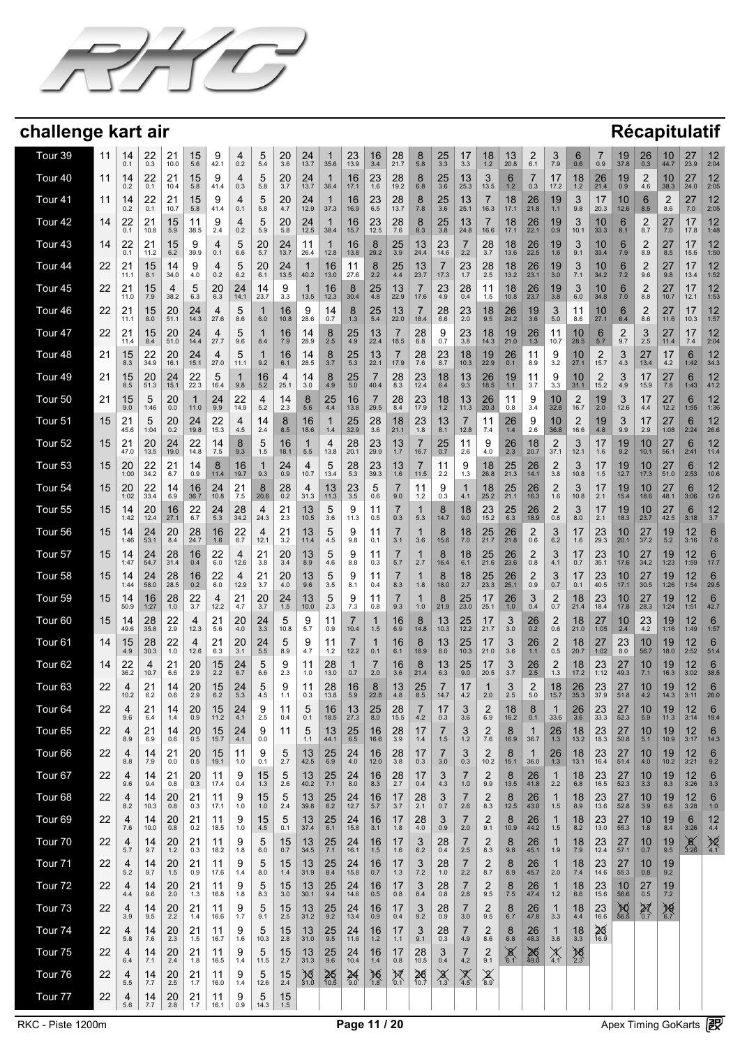# challenge kart air

## Récapitulatif

| Tour | | | | | | | | | | | | | | | | | | | | | | | | | | | | |
|---|---|---|---|---|---|---|---|---|---|---|---|---|---|---|---|---|---|---|---|---|---|---|---|---|---|---|---|---|
| Tour 39 | 11 | 14 0.1 | 22 0.3 | 21 10.0 | 15 5.6 | 9 42.1 | 4 0.2 | 5 5.4 | 20 3.6 | 24 13.7 | 1 35.6 | 23 13.9 | 16 3.4 | 28 21.7 | 8 5.8 | 25 3.3 | 17 3.3 | 18 1.2 | 13 20.8 | 2 6.1 | 3 7.9 | 6 0.6 | 7 0.9 | 19 37.8 | 26 0.3 | 10 44.7 | 27 23.9 | 12 2:04 |
| Tour 40 | 11 | 14 0.2 | 22 0.1 | 21 10.4 | 15 5.8 | 9 41.4 | 4 0.3 | 5 5.8 | 20 3.7 | 24 13.7 | 1 36.4 | 16 17.1 | 23 1.6 | 28 19.2 | 8 6.8 | 25 3.6 | 13 25.3 | 3 13.5 | 6 1.2 | 7 0.3 | 17 17.2 | 18 1.2 | 26 21.4 | 19 0.9 | 2 4.6 | 10 38.3 | 27 24.0 | 12 2:05 |
| Tour 41 | 11 | 14 0.2 | 22 0.1 | 21 10.7 | 15 5.8 | 9 41.4 | 4 0.1 | 5 5.8 | 20 4.7 | 24 12.9 | 1 37.3 | 16 16.9 | 23 6.5 | 28 13.7 | 8 7.8 | 25 3.6 | 13 25.1 | 7 16.3 | 18 17.1 | 26 21.8 | 19 1.1 | 3 9.8 | 17 20.3 | 10 12.6 | 6 8.5 | 2 8.6 | 27 7.0 | 12 2:05 |
| Tour 42 | 14 | 22 0.1 | 21 10.8 | 15 5.9 | 11 38.5 | 9 2.4 | 4 0.2 | 5 5.9 | 20 5.8 | 24 12.5 | 1 38.4 | 16 15.7 | 23 12.5 | 28 7.6 | 8 8.3 | 25 3.8 | 13 24.8 | 7 16.6 | 18 17.1 | 26 22.1 | 19 0.9 | 3 10.1 | 10 33.3 | 6 8.1 | 2 8.7 | 27 7.0 | 17 17.8 | 12 1:48 |
| Tour 43 | 14 | 22 0.1 | 21 11.2 | 15 6.2 | 9 39.9 | 4 0.1 | 5 6.6 | 20 5.7 | 24 13.7 | 11 26.4 | 1 12.8 | 16 13.8 | 8 29.2 | 25 3.9 | 13 24.4 | 23 14.6 | 7 2.2 | 28 3.7 | 18 13.6 | 26 22.5 | 19 1.6 | 3 9.1 | 10 33.4 | 6 7.9 | 2 8.9 | 27 8.5 | 17 15.6 | 12 1:50 |
| Tour 44 | 22 | 21 11.1 | 15 8.1 | 14 34.0 | 9 4.0 | 4 0.2 | 5 6.2 | 20 6.1 | 24 13.5 | 1 40.2 | 16 13.0 | 11 27.6 | 8 2.2 | 25 4.4 | 13 23.7 | 7 17.3 | 23 1.7 | 28 2.5 | 18 13.2 | 26 23.1 | 19 3.0 | 3 7.1 | 10 34.2 | 6 7.2 | 2 9.6 | 27 9.8 | 17 13.4 | 12 1:52 |
| Tour 45 | 22 | 21 11.0 | 15 7.9 | 4 38.2 | 5 6.3 | 20 6.3 | 24 14.1 | 14 23.7 | 9 3.3 | 1 13.5 | 16 12.3 | 8 30.4 | 25 4.8 | 13 22.9 | 7 17.6 | 23 4.9 | 28 0.4 | 11 1.5 | 18 10.8 | 26 23.7 | 19 3.8 | 3 6.0 | 10 34.8 | 6 7.0 | 2 8.8 | 27 10.7 | 17 12.1 | 12 1:53 |
| Tour 46 | 22 | 21 11.1 | 15 8.0 | 20 51.1 | 24 14.3 | 4 27.6 | 5 8.6 | 1 6.0 | 16 10.8 | 9 28.6 | 14 0.7 | 8 1.3 | 25 5.4 | 13 22.0 | 7 18.4 | 28 6.6 | 23 2.0 | 18 9.5 | 26 24.2 | 19 3.6 | 3 5.0 | 11 8.6 | 10 27.1 | 6 6.4 | 2 8.6 | 27 11.6 | 17 10.3 | 12 1:57 |
| Tour 47 | 22 | 21 11.4 | 15 8.4 | 20 51.0 | 24 14.4 | 4 27.7 | 5 9.6 | 1 8.4 | 16 7.9 | 14 28.9 | 8 2.5 | 25 4.9 | 13 22.4 | 7 18.5 | 28 6.8 | 9 0.7 | 23 3.8 | 18 14.3 | 19 21.0 | 26 1.3 | 11 10.7 | 10 28.5 | 6 5.7 | 2 9.7 | 3 2.5 | 27 11.4 | 17 7.4 | 12 2:04 |
| Tour 48 | 21 | 15 8.3 | 22 34.9 | 20 16.1 | 24 15.1 | 4 27.0 | 5 11.1 | 1 9.2 | 16 6.1 | 14 28.5 | 8 3.7 | 25 5.3 | 13 22.1 | 7 17.9 | 28 7.6 | 23 8.7 | 18 10.3 | 19 22.9 | 26 0.1 | 11 8.9 | 9 3.2 | 10 27.1 | 2 15.7 | 3 4.3 | 27 13.4 | 17 4.2 | 6 1:42 | 12 34.3 |
| Tour 49 | 21 | 15 8.5 | 20 51.3 | 24 15.1 | 22 22.3 | 5 16.4 | 1 9.8 | 16 5.2 | 4 25.1 | 14 3.0 | 8 4.9 | 25 5.0 | 7 40.4 | 28 8.3 | 23 12.4 | 18 6.4 | 13 9.3 | 26 18.5 | 19 1.1 | 11 3.7 | 9 3.3 | 10 31.1 | 2 15.2 | 3 4.9 | 17 15.9 | 27 7.8 | 6 1:43 | 12 41.2 |
| Tour 50 | 21 | 15 9.0 | 5 1:46 | 20 0.0 | 1 11.0 | 24 9.9 | 22 14.9 | 4 5.2 | 14 2.3 | 8 5.6 | 25 4.4 | 16 13.8 | 7 29.5 | 28 8.4 | 23 17.9 | 18 1.2 | 13 11.3 | 26 20.3 | 11 0.8 | 9 3.4 | 10 32.8 | 2 16.7 | 19 2.0 | 3 12.6 | 17 4.4 | 27 12.2 | 6 1:55 | 12 1:36 |
| Tour 51 | 15 | 21 45.6 | 5 1:04 | 20 0.2 | 24 19.8 | 22 15.3 | 4 4.5 | 14 2.4 | 8 8.5 | 16 18.6 | 1 1.4 | 25 32.9 | 28 3.6 | 18 21.1 | 23 1.8 | 13 8.1 | 7 12.8 | 11 7.4 | 26 1.4 | 9 2.6 | 10 36.8 | 2 16.6 | 19 4.8 | 3 9.9 | 27 2.9 | 17 1:08 | 6 2:24 | 12 26.6 |
| Tour 52 | 15 | 21 47.0 | 20 13.5 | 24 19.0 | 22 14.8 | 14 7.5 | 8 9.3 | 5 1.5 | 16 18.1 | 1 5.5 | 4 13.8 | 28 20.1 | 23 29.9 | 13 1.7 | 7 16.7 | 25 0.7 | 11 2.6 | 9 4.0 | 26 2.3 | 18 20.7 | 2 37.1 | 3 12.1 | 17 1.6 | 19 9.2 | 10 10.1 | 27 56.1 | 6 2:41 | 12 11.4 |
| Tour 53 | 15 | 20 1:00 | 22 34.2 | 21 6.7 | 14 0.9 | 8 11.4 | 16 19.7 | 1 9.3 | 24 0.9 | 4 10.7 | 5 13.4 | 28 5.3 | 23 9.3 | 13 1.6 | 7 11.5 | 11 2.2 | 9 1.3 | 18 26.8 | 25 21.3 | 26 14.1 | 2 3.8 | 3 10.8 | 17 1.5 | 19 12.7 | 10 17.3 | 27 51.0 | 6 2:53 | 12 10.6 |
| Tour 54 | 15 | 20 1:02 | 22 33.4 | 14 6.9 | 16 36.7 | 24 10.8 | 21 7.5 | 8 20.6 | 28 0.2 | 4 31.3 | 13 11.3 | 23 3.5 | 5 0.6 | 7 9.0 | 11 1.2 | 9 0.3 | 1 4.1 | 18 25.2 | 25 21.1 | 26 16.3 | 2 1.6 | 3 10.8 | 17 2.1 | 19 15.4 | 10 18.6 | 27 48.1 | 6 3:06 | 12 12.6 |
| Tour 55 | 15 | 14 1:42 | 20 12.4 | 16 27.1 | 22 6.7 | 24 5.3 | 28 34.2 | 4 24.3 | 21 2.3 | 13 10.5 | 5 3.6 | 9 11.3 | 11 0.5 | 7 0.3 | 1 5.3 | 8 14.7 | 18 9.0 | 23 15.2 | 25 6.3 | 26 18.9 | 2 0.8 | 3 8.0 | 17 2.1 | 19 18.3 | 10 23.7 | 27 42.5 | 6 3:18 | 12 3.7 |
| Tour 56 | 15 | 14 1:46 | 24 53.1 | 20 8.4 | 28 24.7 | 16 1.6 | 22 6.7 | 4 12.1 | 21 3.2 | 13 11.4 | 5 4.5 | 9 9.8 | 11 0.1 | 7 3.1 | 1 3.6 | 8 15.6 | 18 7.0 | 25 21.7 | 26 21.8 | 2 0.6 | 3 6.2 | 17 1.6 | 23 29.3 | 10 20.1 | 27 37.2 | 19 5.2 | 12 3:16 | 6 7.6 |
| Tour 57 | 15 | 14 1:47 | 24 54.7 | 28 31.4 | 16 0.4 | 22 6.0 | 4 12.6 | 21 3.8 | 20 3.4 | 13 8.9 | 5 4.6 | 9 8.8 | 11 0.3 | 7 5.7 | 1 2.7 | 8 16.4 | 18 6.1 | 25 21.6 | 26 23.6 | 2 0.8 | 3 4.1 | 17 0.7 | 23 35.1 | 10 17.6 | 27 34.2 | 19 1:23 | 12 1:59 | 6 17.7 |
| Tour 58 | 15 | 14 1:44 | 24 58.0 | 28 28.5 | 16 0.2 | 22 6.0 | 4 12.9 | 21 3.7 | 20 4.0 | 13 9.6 | 5 3.5 | 9 8.1 | 11 0.4 | 7 8.3 | 1 1.8 | 8 18.0 | 18 2.7 | 25 23.3 | 26 25.1 | 2 0.9 | 3 0.7 | 17 0.1 | 23 40.5 | 10 17.1 | 27 30.5 | 19 1:26 | 12 1:54 | 6 29.5 |
| Tour 59 | 15 | 14 50.9 | 16 1:27 | 28 1.0 | 22 3.7 | 4 12.2 | 21 4.7 | 20 3.7 | 24 1.5 | 13 10.0 | 5 2.3 | 9 7.3 | 11 0.8 | 7 9.3 | 1 1.0 | 8 21.9 | 25 23.0 | 17 25.1 | 26 1.0 | 3 0.4 | 2 0.7 | 18 21.4 | 23 18.4 | 10 17.8 | 27 28.3 | 19 1:24 | 12 1:51 | 6 42.7 |
| Tour 60 | 15 | 14 49.6 | 28 35.8 | 22 2.9 | 4 12.3 | 21 5.6 | 20 4.0 | 24 3.3 | 5 10.8 | 9 5.7 | 11 0.9 | 7 10.4 | 1 1.5 | 16 6.9 | 8 14.8 | 13 10.3 | 25 12.2 | 17 21.7 | 3 3.0 | 26 0.2 | 2 0.6 | 18 21.0 | 27 1:05 | 23 2.4 | 10 4.2 | 19 1:16 | 12 1:49 | 6 1:57 |
| Tour 61 | 14 | 15 4.9 | 28 30.3 | 22 1.0 | 4 12.6 | 21 6.3 | 20 3.1 | 24 5.5 | 5 8.9 | 9 4.7 | 11 1.2 | 7 12.2 | 1 0.1 | 16 6.1 | 8 18.9 | 13 8.0 | 25 10.3 | 17 21.0 | 3 3.6 | 26 1.1 | 2 0.5 | 18 20.7 | 27 1:02 | 23 8.0 | 10 56.7 | 19 18.0 | 12 2:52 | 6 51.4 |
| Tour 62 | 14 | 22 36.2 | 4 10.7 | 21 6.6 | 20 2.9 | 15 2.2 | 24 6.7 | 5 6.6 | 9 2.3 | 11 1.0 | 28 13.0 | 1 0.7 | 7 2.0 | 16 3.6 | 8 21.4 | 13 6.3 | 25 9.0 | 17 20.5 | 3 3.7 | 26 2.5 | 2 1.3 | 18 17.2 | 23 1:12 | 27 49.3 | 10 7.1 | 19 16.3 | 12 3:02 | 6 38.5 |
| Tour 63 | 22 | 4 10.2 | 21 6.2 | 14 0.6 | 20 2.9 | 15 6.2 | 24 5.3 | 5 4.5 | 9 1.1 | 11 0.3 | 28 13.8 | 16 5.9 | 8 22.8 | 13 4.8 | 25 8.5 | 7 14.7 | 17 4.2 | 1 2.0 | 3 2.5 | 2 5.0 | 18 15.7 | 26 35.3 | 23 37.9 | 27 51.8 | 10 4.2 | 19 14.3 | 12 3:11 | 6 26.0 |
| Tour 64 | 22 | 4 9.6 | 21 6.4 | 14 1.4 | 20 0.9 | 15 11.2 | 24 4.1 | 9 2.5 | 11 0.4 | 5 0.1 | 16 18.5 | 13 27.3 | 25 8.0 | 28 15.5 | 7 4.2 | 17 0.3 | 3 3.6 | 2 6.9 | 8 16.2 | 1 0.1 | 18 33.6 | 26 3.6 | 23 33.3 | 27 52.3 | 10 5.9 | 19 11.3 | 12 3:14 | 6 19.4 |
| Tour 65 | 22 | 4 8.9 | 21 6.9 | 14 0.6 | 20 0.5 | 15 15.7 | 24 4.1 | 9 0.0 | 11 | 5 1.1 | 13 44.1 | 25 6.5 | 16 16.6 | 28 3.9 | 17 1.4 | 7 1.5 | 3 1.2 | 2 7.6 | 8 16.9 | 1 36.7 | 26 1.3 | 18 13.2 | 23 18.3 | 27 50.8 | 10 5.1 | 19 10.9 | 12 3:17 | 6 14.3 |
| Tour 66 | 22 | 4 8.8 | 14 7.9 | 21 0.0 | 20 0.5 | 15 19.1 | 11 1.0 | 9 0.1 | 5 2.7 | 13 42.5 | 25 6.9 | 24 4.0 | 16 12.0 | 28 3.8 | 17 0.3 | 7 3.0 | 3 0.3 | 2 10.2 | 8 15.1 | 1 36.0 | 26 1.3 | 18 13.1 | 23 16.4 | 27 51.4 | 10 4.0 | 19 10.2 | 12 3:21 | 6 9.2 |
| Tour 67 | 22 | 4 9.6 | 14 9.4 | 21 0.8 | 20 0.3 | 11 17.4 | 9 0.4 | 15 1.3 | 5 2.6 | 13 40.2 | 25 7.1 | 24 8.0 | 16 8.3 | 28 2.7 | 17 0.4 | 3 4.3 | 7 1.0 | 2 9.9 | 8 13.5 | 26 41.8 | 1 2.2 | 18 6.8 | 23 16.5 | 27 52.3 | 10 3.3 | 19 8.3 | 12 3:26 | 6 3.3 |
| Tour 68 | 22 | 4 8.2 | 14 10.3 | 20 0.8 | 21 0.3 | 11 17.1 | 9 1.0 | 15 1.0 | 5 2.4 | 13 39.8 | 25 6.2 | 24 12.7 | 16 5.7 | 17 3.7 | 28 2.1 | 3 0.7 | 7 2.6 | 2 8.3 | 8 12.5 | 26 43.0 | 1 1.5 | 18 8.9 | 23 13.6 | 27 52.8 | 10 3.9 | 19 6.8 | 12 3:28 | 6 1.0 |
| Tour 69 | 22 | 4 7.6 | 14 10.0 | 20 0.8 | 21 0.2 | 11 18.5 | 9 1.0 | 15 4.5 | 5 0.1 | 13 37.4 | 25 6.1 | 24 15.8 | 16 3.1 | 17 1.8 | 28 4.0 | 3 0.9 | 7 2.0 | 2 9.1 | 8 10.9 | 26 44.2 | 1 1.5 | 18 8.2 | 23 13.0 | 27 55.3 | 10 1.8 | 19 8.4 | 6 3:26 | 12 4.4 |
| Tour 70 | 22 | 4 5.7 | 14 9.7 | 20 1.2 | 21 0.3 | 11 18.2 | 9 1.8 | 5 6.0 | 15 0.7 | 13 34.5 | 25 7.1 | 24 16.1 | 16 1.5 | 17 1.6 | 3 6.2 | 28 0.4 | 7 2.5 | 2 8.3 | 8 9.8 | 26 45.1 | 1 1.9 | 18 7.9 | 23 12.4 | 27 57.1 | 10 0.7 | 19 9.5 | 6 3:26 | 12 4.1 |
| Tour 71 | 22 | 4 5.2 | 14 9.7 | 20 1.5 | 21 0.9 | 11 17.6 | 9 1.4 | 5 8.0 | 15 1.4 | 13 31.9 | 25 8.4 | 24 15.8 | 16 0.7 | 17 1.3 | 3 7.2 | 28 1.0 | 7 2.2 | 2 8.7 | 8 8.9 | 26 45.7 | 1 2.0 | 18 7.4 | 23 14.6 | 27 55.3 | 10 0.8 | 19 9.2 | | |
| Tour 72 | 22 | 4 4.4 | 14 9.6 | 20 2.0 | 21 1.3 | 11 16.8 | 9 1.8 | 5 8.3 | 15 3.0 | 13 30.1 | 25 9.4 | 24 14.6 | 16 0.5 | 17 0.8 | 3 8.4 | 28 0.8 | 7 2.8 | 2 9.5 | 8 7.5 | 26 47.4 | 1 1.2 | 18 6.6 | 23 15.6 | 10 56.6 | 27 0.5 | 19 7.2 | | |
| Tour 73 | 22 | 4 3.9 | 14 9.5 | 20 2.2 | 21 1.4 | 11 16.6 | 9 1.7 | 5 9.1 | 15 2.5 | 13 31.2 | 25 9.2 | 24 13.4 | 16 0.9 | 17 0.4 | 3 9.2 | 28 0.9 | 7 3.0 | 2 9.5 | 8 6.7 | 26 47.8 | 1 3.3 | 18 4.4 | 23 16.6 | 10 56.5 | 27 0.7 | 19 6.7 | | |
| Tour 74 | 22 | 4 5.8 | 14 7.6 | 20 2.3 | 21 1.5 | 11 16.7 | 9 1.6 | 5 10.3 | 15 2.8 | 13 31.0 | 25 9.5 | 24 11.6 | 16 1.2 | 17 1.1 | 3 9.1 | 28 0.3 | 7 4.9 | 2 8.6 | 8 6.8 | 26 48.3 | 1 3.6 | 18 3.3 | 23 16.9 | | | | | |
| Tour 75 | 22 | 4 6.4 | 14 7.1 | 20 2.4 | 21 1.8 | 11 16.5 | 9 1.4 | 5 11.5 | 15 2.7 | 13 31.3 | 25 9.6 | 24 10.4 | 16 1.4 | 17 0.8 | 28 10.5 | 3 0.4 | 7 4.2 | 2 9.1 | 8 6.1 | 26 49.0 | 1 4.1 | 18 2.3 | | | | | | |
| Tour 76 | 22 | 4 5.5 | 14 7.7 | 20 2.5 | 21 1.7 | 11 16.0 | 9 1.4 | 5 12.6 | 15 2.4 | 13 31.0 | 25 10.5 | 24 9.0 | 16 1.8 | 17 0.1 | 28 10.7 | 3 1.3 | 7 4.5 | 2 8.9 | | | | | | | | | | |
| Tour 77 | 22 | 4 5.6 | 14 7.7 | 20 2.8 | 21 1.7 | 11 16.1 | 9 0.9 | 5 14.3 | 15 1.5 | | | | | | | | | | | | | | | | | | | |

RKC - Piste 1200m

Apex Timing GoKarts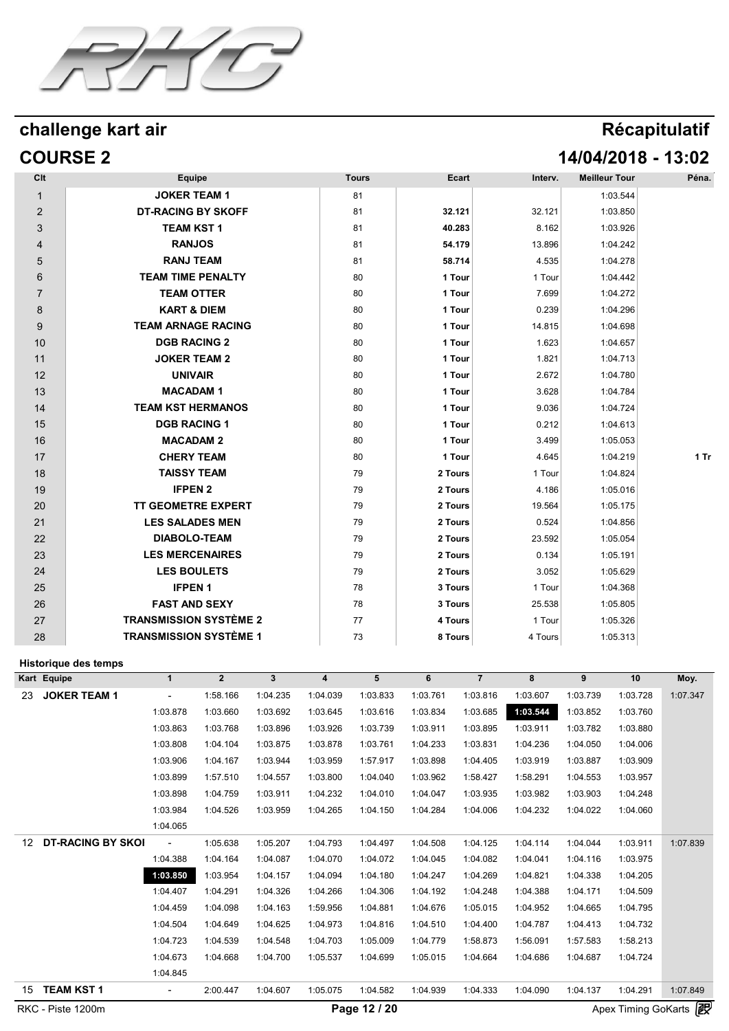# challenge kart air

## Récapitulatif

## COURSE 2

## 14/04/2018 - 13:02

| Clt | Equipe | Tours | Ecart | Interv. | Meilleur Tour | Péna. |
|---|---|---|---|---|---|---|
| 1 | JOKER TEAM 1 | 81 | | | 1:03.544 | |
| 2 | DT-RACING BY SKOFF | 81 | 32.121 | 32.121 | 1:03.850 | |
| 3 | TEAM KST 1 | 81 | 40.283 | 8.162 | 1:03.926 | |
| 4 | RANJOS | 81 | 54.179 | 13.896 | 1:04.242 | |
| 5 | RANJ TEAM | 81 | 58.714 | 4.535 | 1:04.278 | |
| 6 | TEAM TIME PENALTY | 80 | 1 Tour | 1 Tour | 1:04.442 | |
| 7 | TEAM OTTER | 80 | 1 Tour | 7.699 | 1:04.272 | |
| 8 | KART & DIEM | 80 | 1 Tour | 0.239 | 1:04.296 | |
| 9 | TEAM ARNAGE RACING | 80 | 1 Tour | 14.815 | 1:04.698 | |
| 10 | DGB RACING 2 | 80 | 1 Tour | 1.623 | 1:04.657 | |
| 11 | JOKER TEAM 2 | 80 | 1 Tour | 1.821 | 1:04.713 | |
| 12 | UNIVAIR | 80 | 1 Tour | 2.672 | 1:04.780 | |
| 13 | MACADAM 1 | 80 | 1 Tour | 3.628 | 1:04.784 | |
| 14 | TEAM KST HERMANOS | 80 | 1 Tour | 9.036 | 1:04.724 | |
| 15 | DGB RACING 1 | 80 | 1 Tour | 0.212 | 1:04.613 | |
| 16 | MACADAM 2 | 80 | 1 Tour | 3.499 | 1:05.053 | |
| 17 | CHERY TEAM | 80 | 1 Tour | 4.645 | 1:04.219 | 1 Tr |
| 18 | TAISSY TEAM | 79 | 2 Tours | 1 Tour | 1:04.824 | |
| 19 | IFPEN 2 | 79 | 2 Tours | 4.186 | 1:05.016 | |
| 20 | TT GEOMETRE EXPERT | 79 | 2 Tours | 19.564 | 1:05.175 | |
| 21 | LES SALADES MEN | 79 | 2 Tours | 0.524 | 1:04.856 | |
| 22 | DIABOLO-TEAM | 79 | 2 Tours | 23.592 | 1:05.054 | |
| 23 | LES MERCENAIRES | 79 | 2 Tours | 0.134 | 1:05.191 | |
| 24 | LES BOULETS | 79 | 2 Tours | 3.052 | 1:05.629 | |
| 25 | IFPEN 1 | 78 | 3 Tours | 1 Tour | 1:04.368 | |
| 26 | FAST AND SEXY | 78 | 3 Tours | 25.538 | 1:05.805 | |
| 27 | TRANSMISSION SYSTÈME 2 | 77 | 4 Tours | 1 Tour | 1:05.326 | |
| 28 | TRANSMISSION SYSTÈME 1 | 73 | 8 Tours | 4 Tours | 1:05.313 | |

### Historique des temps

| Kart | Equipe | 1 | 2 | 3 | 4 | 5 | 6 | 7 | 8 | 9 | 10 | Moy. |
|---|---|---|---|---|---|---|---|---|---|---|---|---|
| 23 | JOKER TEAM 1 | - | 1:58.166 | 1:04.235 | 1:04.039 | 1:03.833 | 1:03.761 | 1:03.816 | 1:03.607 | 1:03.739 | 1:03.728 | 1:07.347 |
| | | 1:03.878 | 1:03.660 | 1:03.692 | 1:03.645 | 1:03.616 | 1:03.834 | 1:03.685 | **1:03.544** | 1:03.852 | 1:03.760 | |
| | | 1:03.863 | 1:03.768 | 1:03.896 | 1:03.926 | 1:03.739 | 1:03.911 | 1:03.895 | 1:03.911 | 1:03.782 | 1:03.880 | |
| | | 1:03.808 | 1:04.104 | 1:03.875 | 1:03.878 | 1:03.761 | 1:04.233 | 1:03.831 | 1:04.236 | 1:04.050 | 1:04.006 | |
| | | 1:03.906 | 1:04.167 | 1:03.944 | 1:03.959 | 1:57.917 | 1:03.898 | 1:04.405 | 1:03.919 | 1:03.887 | 1:03.909 | |
| | | 1:03.899 | 1:57.510 | 1:04.557 | 1:03.800 | 1:04.040 | 1:03.962 | 1:58.427 | 1:58.291 | 1:04.553 | 1:03.957 | |
| | | 1:03.898 | 1:04.759 | 1:03.911 | 1:04.232 | 1:04.010 | 1:04.047 | 1:03.935 | 1:03.982 | 1:03.903 | 1:04.248 | |
| | | 1:03.984 | 1:04.526 | 1:03.959 | 1:04.265 | 1:04.150 | 1:04.284 | 1:04.006 | 1:04.232 | 1:04.022 | 1:04.060 | |
| | | 1:04.065 | | | | | | | | | | |
| 12 | DT-RACING BY SKOI | - | 1:05.638 | 1:05.207 | 1:04.793 | 1:04.497 | 1:04.508 | 1:04.125 | 1:04.114 | 1:04.044 | 1:03.911 | 1:07.839 |
| | | 1:04.388 | 1:04.164 | 1:04.087 | 1:04.070 | 1:04.072 | 1:04.045 | 1:04.082 | 1:04.041 | 1:04.116 | 1:03.975 | |
| | | **1:03.850** | 1:03.954 | 1:04.157 | 1:04.094 | 1:04.180 | 1:04.247 | 1:04.269 | 1:04.821 | 1:04.338 | 1:04.205 | |
| | | 1:04.407 | 1:04.291 | 1:04.326 | 1:04.266 | 1:04.306 | 1:04.192 | 1:04.248 | 1:04.388 | 1:04.171 | 1:04.509 | |
| | | 1:04.459 | 1:04.098 | 1:04.163 | 1:59.956 | 1:04.881 | 1:04.676 | 1:05.015 | 1:04.952 | 1:04.665 | 1:04.795 | |
| | | 1:04.504 | 1:04.649 | 1:04.625 | 1:04.973 | 1:04.816 | 1:04.510 | 1:04.400 | 1:04.787 | 1:04.413 | 1:04.732 | |
| | | 1:04.723 | 1:04.539 | 1:04.548 | 1:04.703 | 1:05.009 | 1:04.779 | 1:58.873 | 1:56.091 | 1:57.583 | 1:58.213 | |
| | | 1:04.673 | 1:04.668 | 1:04.700 | 1:05.537 | 1:04.699 | 1:05.015 | 1:04.664 | 1:04.686 | 1:04.687 | 1:04.724 | |
| | | 1:04.845 | | | | | | | | | | |
| 15 | TEAM KST 1 | - | 2:00.447 | 1:04.607 | 1:05.075 | 1:04.582 | 1:04.939 | 1:04.333 | 1:04.090 | 1:04.137 | 1:04.291 | 1:07.849 |

RKC - Piste 1200m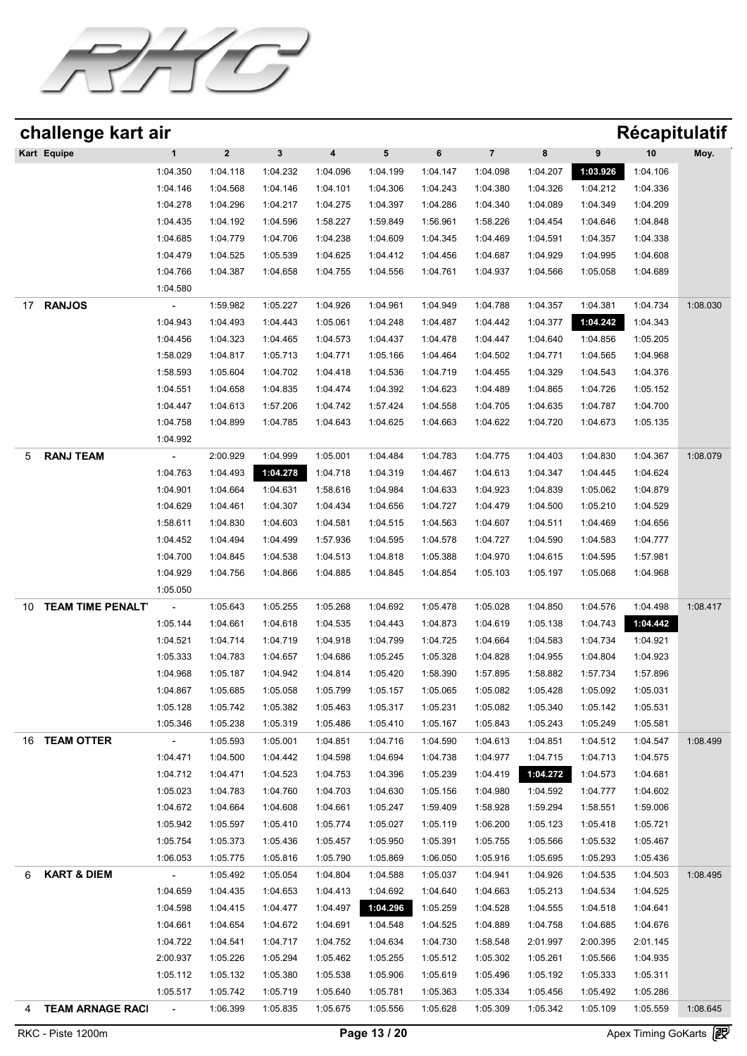## challenge kart air

## Récapitulatif

| Kart | Equipe | 1 | 2 | 3 | 4 | 5 | 6 | 7 | 8 | 9 | 10 | Moy. |
|---|---|---|---|---|---|---|---|---|---|---|---|---|
| | | 1:04.350 | 1:04.118 | 1:04.232 | 1:04.096 | 1:04.199 | 1:04.147 | 1:04.098 | 1:04.207 | **1:03.926** | 1:04.106 | |
| | | 1:04.146 | 1:04.568 | 1:04.146 | 1:04.101 | 1:04.306 | 1:04.243 | 1:04.380 | 1:04.326 | 1:04.212 | 1:04.336 | |
| | | 1:04.278 | 1:04.296 | 1:04.217 | 1:04.275 | 1:04.397 | 1:04.286 | 1:04.340 | 1:04.089 | 1:04.349 | 1:04.209 | |
| | | 1:04.435 | 1:04.192 | 1:04.596 | 1:58.227 | 1:59.849 | 1:56.961 | 1:58.226 | 1:04.454 | 1:04.646 | 1:04.848 | |
| | | 1:04.685 | 1:04.779 | 1:04.706 | 1:04.238 | 1:04.609 | 1:04.345 | 1:04.469 | 1:04.591 | 1:04.357 | 1:04.338 | |
| | | 1:04.479 | 1:04.525 | 1:05.539 | 1:04.625 | 1:04.412 | 1:04.456 | 1:04.687 | 1:04.929 | 1:04.995 | 1:04.608 | |
| | | 1:04.766 | 1:04.387 | 1:04.658 | 1:04.755 | 1:04.556 | 1:04.761 | 1:04.937 | 1:04.566 | 1:05.058 | 1:04.689 | |
| | | 1:04.580 | | | | | | | | | | |
| 17 | **RANJOS** | - | 1:59.982 | 1:05.227 | 1:04.926 | 1:04.961 | 1:04.949 | 1:04.788 | 1:04.357 | 1:04.381 | 1:04.734 | 1:08.030 |
| | | 1:04.943 | 1:04.493 | 1:04.443 | 1:05.061 | 1:04.248 | 1:04.487 | 1:04.442 | 1:04.377 | **1:04.242** | 1:04.343 | |
| | | 1:04.456 | 1:04.323 | 1:04.465 | 1:04.573 | 1:04.437 | 1:04.478 | 1:04.447 | 1:04.640 | 1:04.856 | 1:05.205 | |
| | | 1:58.029 | 1:04.817 | 1:05.713 | 1:04.771 | 1:05.166 | 1:04.464 | 1:04.502 | 1:04.771 | 1:04.565 | 1:04.968 | |
| | | 1:58.593 | 1:05.604 | 1:04.702 | 1:04.418 | 1:04.536 | 1:04.719 | 1:04.455 | 1:04.329 | 1:04.543 | 1:04.376 | |
| | | 1:04.551 | 1:04.658 | 1:04.835 | 1:04.474 | 1:04.392 | 1:04.623 | 1:04.489 | 1:04.865 | 1:04.726 | 1:05.152 | |
| | | 1:04.447 | 1:04.613 | 1:57.206 | 1:04.742 | 1:57.424 | 1:04.558 | 1:04.705 | 1:04.635 | 1:04.787 | 1:04.700 | |
| | | 1:04.758 | 1:04.899 | 1:04.785 | 1:04.643 | 1:04.625 | 1:04.663 | 1:04.622 | 1:04.720 | 1:04.673 | 1:05.135 | |
| | | 1:04.992 | | | | | | | | | | |
| 5 | **RANJ TEAM** | - | 2:00.929 | 1:04.999 | 1:05.001 | 1:04.484 | 1:04.783 | 1:04.775 | 1:04.403 | 1:04.830 | 1:04.367 | 1:08.079 |
| | | 1:04.763 | 1:04.493 | **1:04.278** | 1:04.718 | 1:04.319 | 1:04.467 | 1:04.613 | 1:04.347 | 1:04.445 | 1:04.624 | |
| | | 1:04.901 | 1:04.664 | 1:04.631 | 1:58.616 | 1:04.984 | 1:04.633 | 1:04.923 | 1:04.839 | 1:05.062 | 1:04.879 | |
| | | 1:04.629 | 1:04.461 | 1:04.307 | 1:04.434 | 1:04.656 | 1:04.727 | 1:04.479 | 1:04.500 | 1:05.210 | 1:04.529 | |
| | | 1:58.611 | 1:04.830 | 1:04.603 | 1:04.581 | 1:04.515 | 1:04.563 | 1:04.607 | 1:04.511 | 1:04.469 | 1:04.656 | |
| | | 1:04.452 | 1:04.494 | 1:04.499 | 1:57.936 | 1:04.595 | 1:04.578 | 1:04.727 | 1:04.590 | 1:04.583 | 1:04.777 | |
| | | 1:04.700 | 1:04.845 | 1:04.538 | 1:04.513 | 1:04.818 | 1:05.388 | 1:04.970 | 1:04.615 | 1:04.595 | 1:57.981 | |
| | | 1:04.929 | 1:04.756 | 1:04.866 | 1:04.885 | 1:04.845 | 1:04.854 | 1:05.103 | 1:05.197 | 1:05.068 | 1:04.968 | |
| | | 1:05.050 | | | | | | | | | | |
| 10 | **TEAM TIME PENALT** | - | 1:05.643 | 1:05.255 | 1:05.268 | 1:04.692 | 1:05.478 | 1:05.028 | 1:04.850 | 1:04.576 | 1:04.498 | 1:08.417 |
| | | 1:05.144 | 1:04.661 | 1:04.618 | 1:04.535 | 1:04.443 | 1:04.873 | 1:04.619 | 1:05.138 | 1:04.743 | **1:04.442** | |
| | | 1:04.521 | 1:04.714 | 1:04.719 | 1:04.918 | 1:04.799 | 1:04.725 | 1:04.664 | 1:04.583 | 1:04.734 | 1:04.921 | |
| | | 1:05.333 | 1:04.783 | 1:04.657 | 1:04.686 | 1:05.245 | 1:05.328 | 1:04.828 | 1:04.955 | 1:04.804 | 1:04.923 | |
| | | 1:04.968 | 1:05.187 | 1:04.942 | 1:04.814 | 1:05.420 | 1:58.390 | 1:57.895 | 1:58.882 | 1:57.734 | 1:57.896 | |
| | | 1:04.867 | 1:05.685 | 1:05.058 | 1:05.799 | 1:05.157 | 1:05.065 | 1:05.082 | 1:05.428 | 1:05.092 | 1:05.031 | |
| | | 1:05.128 | 1:05.742 | 1:05.382 | 1:05.463 | 1:05.317 | 1:05.231 | 1:05.082 | 1:05.340 | 1:05.142 | 1:05.531 | |
| | | 1:05.346 | 1:05.238 | 1:05.319 | 1:05.486 | 1:05.410 | 1:05.167 | 1:05.843 | 1:05.243 | 1:05.249 | 1:05.581 | |
| 16 | **TEAM OTTER** | - | 1:05.593 | 1:05.001 | 1:04.851 | 1:04.716 | 1:04.590 | 1:04.613 | 1:04.851 | 1:04.512 | 1:04.547 | 1:08.499 |
| | | 1:04.471 | 1:04.500 | 1:04.442 | 1:04.598 | 1:04.694 | 1:04.738 | 1:04.977 | 1:04.715 | 1:04.713 | 1:04.575 | |
| | | 1:04.712 | 1:04.471 | 1:04.523 | 1:04.753 | 1:04.396 | 1:05.239 | 1:04.419 | **1:04.272** | 1:04.573 | 1:04.681 | |
| | | 1:05.023 | 1:04.783 | 1:04.760 | 1:04.703 | 1:04.630 | 1:05.156 | 1:04.980 | 1:04.592 | 1:04.777 | 1:04.602 | |
| | | 1:04.672 | 1:04.664 | 1:04.608 | 1:04.661 | 1:05.247 | 1:59.409 | 1:58.928 | 1:59.294 | 1:58.551 | 1:59.006 | |
| | | 1:05.942 | 1:05.597 | 1:05.410 | 1:05.774 | 1:05.027 | 1:05.119 | 1:06.200 | 1:05.123 | 1:05.418 | 1:05.721 | |
| | | 1:05.754 | 1:05.373 | 1:05.436 | 1:05.457 | 1:05.950 | 1:05.391 | 1:05.755 | 1:05.566 | 1:05.532 | 1:05.467 | |
| | | 1:06.053 | 1:05.775 | 1:05.816 | 1:05.790 | 1:05.869 | 1:06.050 | 1:05.916 | 1:05.695 | 1:05.293 | 1:05.436 | |
| 6 | **KART & DIEM** | - | 1:05.492 | 1:05.054 | 1:04.804 | 1:04.588 | 1:05.037 | 1:04.941 | 1:04.926 | 1:04.535 | 1:04.503 | 1:08.495 |
| | | 1:04.659 | 1:04.435 | 1:04.653 | 1:04.413 | 1:04.692 | 1:04.640 | 1:04.663 | 1:05.213 | 1:04.534 | 1:04.525 | |
| | | 1:04.598 | 1:04.415 | 1:04.477 | 1:04.497 | **1:04.296** | 1:05.259 | 1:04.528 | 1:04.555 | 1:04.518 | 1:04.641 | |
| | | 1:04.661 | 1:04.654 | 1:04.672 | 1:04.691 | 1:04.548 | 1:04.525 | 1:04.889 | 1:04.758 | 1:04.685 | 1:04.676 | |
| | | 1:04.722 | 1:04.541 | 1:04.717 | 1:04.752 | 1:04.634 | 1:04.730 | 1:58.548 | 2:01.997 | 2:00.395 | 2:01.145 | |
| | | 2:00.937 | 1:05.226 | 1:05.294 | 1:05.462 | 1:05.255 | 1:05.512 | 1:05.302 | 1:05.261 | 1:05.566 | 1:04.935 | |
| | | 1:05.112 | 1:05.132 | 1:05.380 | 1:05.538 | 1:05.906 | 1:05.619 | 1:05.496 | 1:05.192 | 1:05.333 | 1:05.311 | |
| | | 1:05.517 | 1:05.742 | 1:05.719 | 1:05.640 | 1:05.781 | 1:05.363 | 1:05.334 | 1:05.456 | 1:05.492 | 1:05.286 | |
| 4 | **TEAM ARNAGE RACI** | - | 1:06.399 | 1:05.835 | 1:05.675 | 1:05.556 | 1:05.628 | 1:05.309 | 1:05.342 | 1:05.109 | 1:05.559 | 1:08.645 |

RKC - Piste 1200m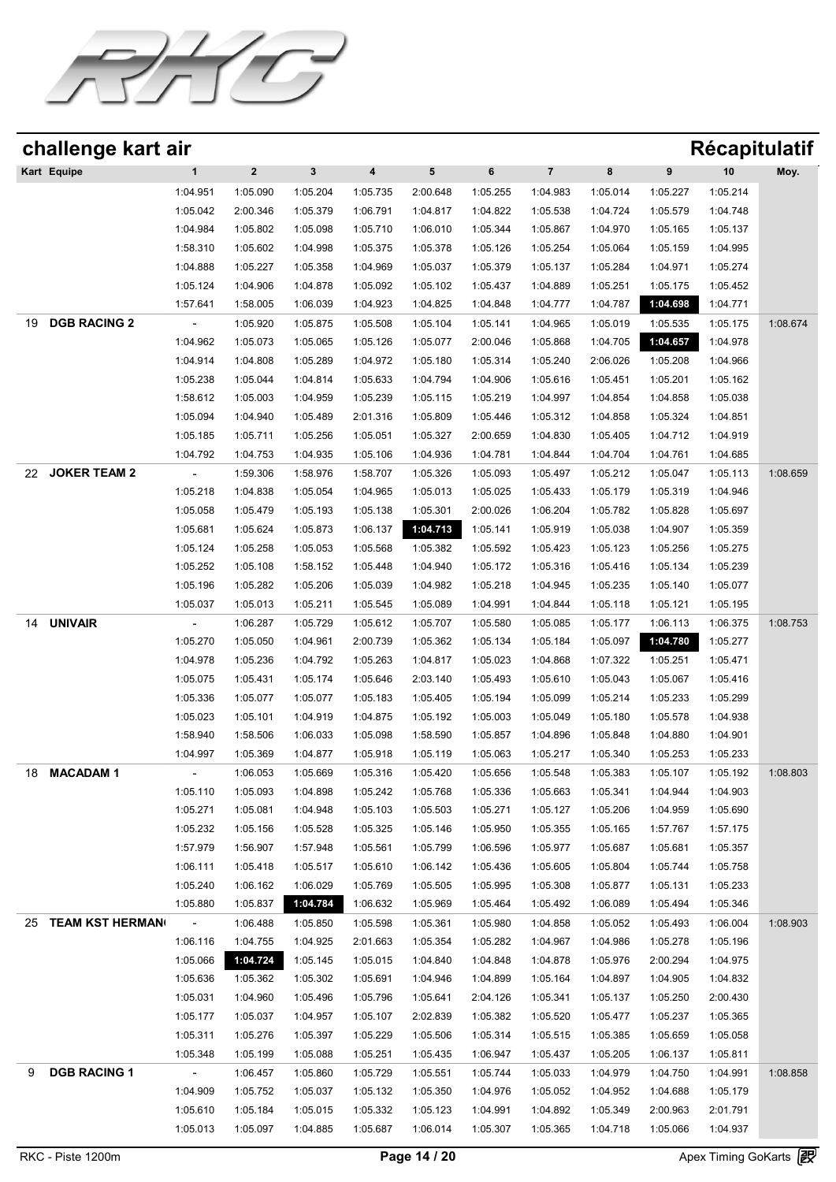## challenge kart air

## Récapitulatif

| Kart | Equipe | 1 | 2 | 3 | 4 | 5 | 6 | 7 | 8 | 9 | 10 | Moy. |
|---|---|---|---|---|---|---|---|---|---|---|---|---|
| | | 1:04.951 | 1:05.090 | 1:05.204 | 1:05.735 | 2:00.648 | 1:05.255 | 1:04.983 | 1:05.014 | 1:05.227 | 1:05.214 | |
| | | 1:05.042 | 2:00.346 | 1:05.379 | 1:06.791 | 1:04.817 | 1:04.822 | 1:05.538 | 1:04.724 | 1:05.579 | 1:04.748 | |
| | | 1:04.984 | 1:05.802 | 1:05.098 | 1:05.710 | 1:06.010 | 1:05.344 | 1:05.867 | 1:04.970 | 1:05.165 | 1:05.137 | |
| | | 1:58.310 | 1:05.602 | 1:04.998 | 1:05.375 | 1:05.378 | 1:05.126 | 1:05.254 | 1:05.064 | 1:05.159 | 1:04.995 | |
| | | 1:04.888 | 1:05.227 | 1:05.358 | 1:04.969 | 1:05.037 | 1:05.379 | 1:05.137 | 1:05.284 | 1:04.971 | 1:05.274 | |
| | | 1:05.124 | 1:04.906 | 1:04.878 | 1:05.092 | 1:05.102 | 1:05.437 | 1:04.889 | 1:05.251 | 1:05.175 | 1:05.452 | |
| | | 1:57.641 | 1:58.005 | 1:06.039 | 1:04.923 | 1:04.825 | 1:04.848 | 1:04.777 | 1:04.787 | **1:04.698** | 1:04.771 | |
| 19 | **DGB RACING 2** | - | 1:05.920 | 1:05.875 | 1:05.508 | 1:05.104 | 1:05.141 | 1:04.965 | 1:05.019 | 1:05.535 | 1:05.175 | 1:08.674 |
| | | 1:04.962 | 1:05.073 | 1:05.065 | 1:05.126 | 1:05.077 | 2:00.046 | 1:05.868 | 1:04.705 | **1:04.657** | 1:04.978 | |
| | | 1:04.914 | 1:04.808 | 1:05.289 | 1:04.972 | 1:05.180 | 1:05.314 | 1:05.240 | 2:06.026 | 1:05.208 | 1:04.966 | |
| | | 1:05.238 | 1:05.044 | 1:04.814 | 1:05.633 | 1:04.794 | 1:04.906 | 1:05.616 | 1:05.451 | 1:05.201 | 1:05.162 | |
| | | 1:58.612 | 1:05.003 | 1:04.959 | 1:05.239 | 1:05.115 | 1:05.219 | 1:04.997 | 1:04.854 | 1:04.858 | 1:05.038 | |
| | | 1:05.094 | 1:04.940 | 1:05.489 | 2:01.316 | 1:05.809 | 1:05.446 | 1:05.312 | 1:04.858 | 1:05.324 | 1:04.851 | |
| | | 1:05.185 | 1:05.711 | 1:05.256 | 1:05.051 | 1:05.327 | 2:00.659 | 1:04.830 | 1:05.405 | 1:04.712 | 1:04.919 | |
| | | 1:04.792 | 1:04.753 | 1:04.935 | 1:05.106 | 1:04.936 | 1:04.781 | 1:04.844 | 1:04.704 | 1:04.761 | 1:04.685 | |
| 22 | **JOKER TEAM 2** | - | 1:59.306 | 1:58.976 | 1:58.707 | 1:05.326 | 1:05.093 | 1:05.497 | 1:05.212 | 1:05.047 | 1:05.113 | 1:08.659 |
| | | 1:05.218 | 1:04.838 | 1:05.054 | 1:04.965 | 1:05.013 | 1:05.025 | 1:05.433 | 1:05.179 | 1:05.319 | 1:04.946 | |
| | | 1:05.058 | 1:05.479 | 1:05.193 | 1:05.138 | 1:05.301 | 2:00.026 | 1:06.204 | 1:05.782 | 1:05.828 | 1:05.697 | |
| | | 1:05.681 | 1:05.624 | 1:05.873 | 1:06.137 | **1:04.713** | 1:05.141 | 1:05.919 | 1:05.038 | 1:04.907 | 1:05.359 | |
| | | 1:05.124 | 1:05.258 | 1:05.053 | 1:05.568 | 1:05.382 | 1:05.592 | 1:05.423 | 1:05.123 | 1:05.256 | 1:05.275 | |
| | | 1:05.252 | 1:05.108 | 1:58.152 | 1:05.448 | 1:04.940 | 1:05.172 | 1:05.316 | 1:05.416 | 1:05.134 | 1:05.239 | |
| | | 1:05.196 | 1:05.282 | 1:05.206 | 1:05.039 | 1:04.982 | 1:05.218 | 1:04.945 | 1:05.235 | 1:05.140 | 1:05.077 | |
| | | 1:05.037 | 1:05.013 | 1:05.211 | 1:05.545 | 1:05.089 | 1:04.991 | 1:04.844 | 1:05.118 | 1:05.121 | 1:05.195 | |
| 14 | **UNIVAIR** | - | 1:06.287 | 1:05.729 | 1:05.612 | 1:05.707 | 1:05.580 | 1:05.085 | 1:05.177 | 1:06.113 | 1:06.375 | 1:08.753 |
| | | 1:05.270 | 1:05.050 | 1:04.961 | 2:00.739 | 1:05.362 | 1:05.134 | 1:05.184 | 1:05.097 | **1:04.780** | 1:05.277 | |
| | | 1:04.978 | 1:05.236 | 1:04.792 | 1:05.263 | 1:04.817 | 1:05.023 | 1:04.868 | 1:07.322 | 1:05.251 | 1:05.471 | |
| | | 1:05.075 | 1:05.431 | 1:05.174 | 1:05.646 | 2:03.140 | 1:05.493 | 1:05.610 | 1:05.043 | 1:05.067 | 1:05.416 | |
| | | 1:05.336 | 1:05.077 | 1:05.077 | 1:05.183 | 1:05.405 | 1:05.194 | 1:05.099 | 1:05.214 | 1:05.233 | 1:05.299 | |
| | | 1:05.023 | 1:05.101 | 1:04.919 | 1:04.875 | 1:05.192 | 1:05.003 | 1:05.049 | 1:05.180 | 1:05.578 | 1:04.938 | |
| | | 1:58.940 | 1:58.506 | 1:06.033 | 1:05.098 | 1:58.590 | 1:05.857 | 1:04.896 | 1:05.848 | 1:04.880 | 1:04.901 | |
| | | 1:04.997 | 1:05.369 | 1:04.877 | 1:05.918 | 1:05.119 | 1:05.063 | 1:05.217 | 1:05.340 | 1:05.253 | 1:05.233 | |
| 18 | **MACADAM 1** | - | 1:06.053 | 1:05.669 | 1:05.316 | 1:05.420 | 1:05.656 | 1:05.548 | 1:05.383 | 1:05.107 | 1:05.192 | 1:08.803 |
| | | 1:05.110 | 1:05.093 | 1:04.898 | 1:05.242 | 1:05.768 | 1:05.336 | 1:05.663 | 1:05.341 | 1:04.944 | 1:04.903 | |
| | | 1:05.271 | 1:05.081 | 1:04.948 | 1:05.103 | 1:05.503 | 1:05.271 | 1:05.127 | 1:05.206 | 1:04.959 | 1:05.690 | |
| | | 1:05.232 | 1:05.156 | 1:05.528 | 1:05.325 | 1:05.146 | 1:05.950 | 1:05.355 | 1:05.165 | 1:57.767 | 1:57.175 | |
| | | 1:57.979 | 1:56.907 | 1:57.948 | 1:05.561 | 1:05.799 | 1:06.596 | 1:05.977 | 1:05.687 | 1:05.681 | 1:05.357 | |
| | | 1:06.111 | 1:05.418 | 1:05.517 | 1:05.610 | 1:06.142 | 1:05.436 | 1:05.605 | 1:05.804 | 1:05.744 | 1:05.758 | |
| | | 1:05.240 | 1:06.162 | 1:06.029 | 1:05.769 | 1:05.505 | 1:05.995 | 1:05.308 | 1:05.877 | 1:05.131 | 1:05.233 | |
| | | 1:05.880 | 1:05.837 | **1:04.784** | 1:06.632 | 1:05.969 | 1:05.464 | 1:05.492 | 1:06.089 | 1:05.494 | 1:05.346 | |
| 25 | **TEAM KST HERMAN** | - | 1:06.488 | 1:05.850 | 1:05.598 | 1:05.361 | 1:05.980 | 1:04.858 | 1:05.052 | 1:05.493 | 1:06.004 | 1:08.903 |
| | | 1:06.116 | 1:04.755 | 1:04.925 | 2:01.663 | 1:05.354 | 1:05.282 | 1:04.967 | 1:04.986 | 1:05.278 | 1:05.196 | |
| | | 1:05.066 | **1:04.724** | 1:05.145 | 1:05.015 | 1:04.840 | 1:04.848 | 1:04.878 | 1:05.976 | 2:00.294 | 1:04.975 | |
| | | 1:05.636 | 1:05.362 | 1:05.302 | 1:05.691 | 1:04.946 | 1:04.899 | 1:05.164 | 1:04.897 | 1:04.905 | 1:04.832 | |
| | | 1:05.031 | 1:04.960 | 1:05.496 | 1:05.796 | 1:05.641 | 2:04.126 | 1:05.341 | 1:05.137 | 1:05.250 | 2:00.430 | |
| | | 1:05.177 | 1:05.037 | 1:04.957 | 1:05.107 | 2:02.839 | 1:05.382 | 1:05.520 | 1:05.477 | 1:05.237 | 1:05.365 | |
| | | 1:05.311 | 1:05.276 | 1:05.397 | 1:05.229 | 1:05.506 | 1:05.314 | 1:05.515 | 1:05.385 | 1:05.659 | 1:05.058 | |
| | | 1:05.348 | 1:05.199 | 1:05.088 | 1:05.251 | 1:05.435 | 1:06.947 | 1:05.437 | 1:05.205 | 1:06.137 | 1:05.811 | |
| 9 | **DGB RACING 1** | - | 1:06.457 | 1:05.860 | 1:05.729 | 1:05.551 | 1:05.744 | 1:05.033 | 1:04.979 | 1:04.750 | 1:04.991 | 1:08.858 |
| | | 1:04.909 | 1:05.752 | 1:05.037 | 1:05.132 | 1:05.350 | 1:04.976 | 1:05.052 | 1:04.952 | 1:04.688 | 1:05.179 | |
| | | 1:05.610 | 1:05.184 | 1:05.015 | 1:05.332 | 1:05.123 | 1:04.991 | 1:04.892 | 1:05.349 | 2:00.963 | 2:01.791 | |
| | | 1:05.013 | 1:05.097 | 1:04.885 | 1:05.687 | 1:06.014 | 1:05.307 | 1:05.365 | 1:04.718 | 1:05.066 | 1:04.937 | |

RKC - Piste 1200m

Apex Timing GoKarts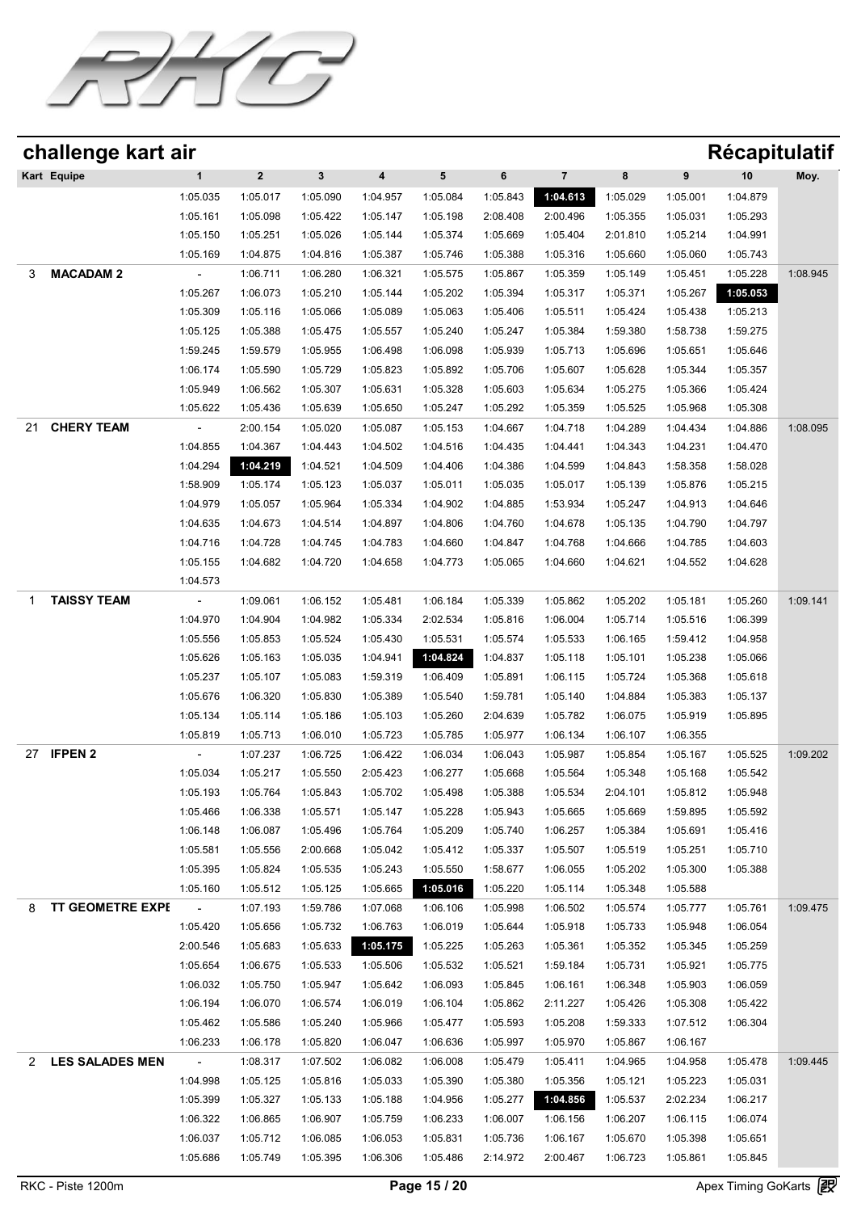## challenge kart air

## Récapitulatif

| Kart | Equipe | 1 | 2 | 3 | 4 | 5 | 6 | 7 | 8 | 9 | 10 | Moy. |
|---|---|---|---|---|---|---|---|---|---|---|---|---|
| | | 1:05.035 | 1:05.017 | 1:05.090 | 1:04.957 | 1:05.084 | 1:05.843 | **1:04.613** | 1:05.029 | 1:05.001 | 1:04.879 | |
| | | 1:05.161 | 1:05.098 | 1:05.422 | 1:05.147 | 1:05.198 | 2:08.408 | 2:00.496 | 1:05.355 | 1:05.031 | 1:05.293 | |
| | | 1:05.150 | 1:05.251 | 1:05.026 | 1:05.144 | 1:05.374 | 1:05.669 | 1:05.404 | 2:01.810 | 1:05.214 | 1:04.991 | |
| | | 1:05.169 | 1:04.875 | 1:04.816 | 1:05.387 | 1:05.746 | 1:05.388 | 1:05.316 | 1:05.660 | 1:05.060 | 1:05.743 | |
| 3 | **MACADAM 2** | - | 1:06.711 | 1:06.280 | 1:06.321 | 1:05.575 | 1:05.867 | 1:05.359 | 1:05.149 | 1:05.451 | 1:05.228 | 1:08.945 |
| | | 1:05.267 | 1:06.073 | 1:05.210 | 1:05.144 | 1:05.202 | 1:05.394 | 1:05.317 | 1:05.371 | 1:05.267 | **1:05.053** | |
| | | 1:05.309 | 1:05.116 | 1:05.066 | 1:05.089 | 1:05.063 | 1:05.406 | 1:05.511 | 1:05.424 | 1:05.438 | 1:05.213 | |
| | | 1:05.125 | 1:05.388 | 1:05.475 | 1:05.557 | 1:05.240 | 1:05.247 | 1:05.384 | 1:59.380 | 1:58.738 | 1:59.275 | |
| | | 1:59.245 | 1:59.579 | 1:05.955 | 1:06.498 | 1:06.098 | 1:05.939 | 1:05.713 | 1:05.696 | 1:05.651 | 1:05.646 | |
| | | 1:06.174 | 1:05.590 | 1:05.729 | 1:05.823 | 1:05.892 | 1:05.706 | 1:05.607 | 1:05.628 | 1:05.344 | 1:05.357 | |
| | | 1:05.949 | 1:06.562 | 1:05.307 | 1:05.631 | 1:05.328 | 1:05.603 | 1:05.634 | 1:05.275 | 1:05.366 | 1:05.424 | |
| | | 1:05.622 | 1:05.436 | 1:05.639 | 1:05.650 | 1:05.247 | 1:05.292 | 1:05.359 | 1:05.525 | 1:05.968 | 1:05.308 | |
| 21 | **CHERY TEAM** | - | 2:00.154 | 1:05.020 | 1:05.087 | 1:05.153 | 1:04.667 | 1:04.718 | 1:04.289 | 1:04.434 | 1:04.886 | 1:08.095 |
| | | 1:04.855 | 1:04.367 | 1:04.443 | 1:04.502 | 1:04.516 | 1:04.435 | 1:04.441 | 1:04.343 | 1:04.231 | 1:04.470 | |
| | | 1:04.294 | **1:04.219** | 1:04.521 | 1:04.509 | 1:04.406 | 1:04.386 | 1:04.599 | 1:04.843 | 1:58.358 | 1:58.028 | |
| | | 1:58.909 | 1:05.174 | 1:05.123 | 1:05.037 | 1:05.011 | 1:05.035 | 1:05.017 | 1:05.139 | 1:05.876 | 1:05.215 | |
| | | 1:04.979 | 1:05.057 | 1:05.964 | 1:05.334 | 1:04.902 | 1:04.885 | 1:53.934 | 1:05.247 | 1:04.913 | 1:04.646 | |
| | | 1:04.635 | 1:04.673 | 1:04.514 | 1:04.897 | 1:04.806 | 1:04.760 | 1:04.678 | 1:05.135 | 1:04.790 | 1:04.797 | |
| | | 1:04.716 | 1:04.728 | 1:04.745 | 1:04.783 | 1:04.660 | 1:04.847 | 1:04.768 | 1:04.666 | 1:04.785 | 1:04.603 | |
| | | 1:05.155 | 1:04.682 | 1:04.720 | 1:04.658 | 1:04.773 | 1:05.065 | 1:04.660 | 1:04.621 | 1:04.552 | 1:04.628 | |
| | | 1:04.573 | | | | | | | | | | |
| 1 | **TAISSY TEAM** | - | 1:09.061 | 1:06.152 | 1:05.481 | 1:06.184 | 1:05.339 | 1:05.862 | 1:05.202 | 1:05.181 | 1:05.260 | 1:09.141 |
| | | 1:04.970 | 1:04.904 | 1:04.982 | 1:05.334 | 2:02.534 | 1:05.816 | 1:06.004 | 1:05.714 | 1:05.516 | 1:06.399 | |
| | | 1:05.556 | 1:05.853 | 1:05.524 | 1:05.430 | 1:05.531 | 1:05.574 | 1:05.533 | 1:06.165 | 1:59.412 | 1:04.958 | |
| | | 1:05.626 | 1:05.163 | 1:05.035 | 1:04.941 | **1:04.824** | 1:04.837 | 1:05.118 | 1:05.101 | 1:05.238 | 1:05.066 | |
| | | 1:05.237 | 1:05.107 | 1:05.083 | 1:59.319 | 1:06.409 | 1:05.891 | 1:06.115 | 1:05.724 | 1:05.368 | 1:05.618 | |
| | | 1:05.676 | 1:06.320 | 1:05.830 | 1:05.389 | 1:05.540 | 1:59.781 | 1:05.140 | 1:04.884 | 1:05.383 | 1:05.137 | |
| | | 1:05.134 | 1:05.114 | 1:05.186 | 1:05.103 | 1:05.260 | 2:04.639 | 1:05.782 | 1:06.075 | 1:05.919 | 1:05.895 | |
| | | 1:05.819 | 1:05.713 | 1:06.010 | 1:05.723 | 1:05.785 | 1:05.977 | 1:06.134 | 1:06.107 | 1:06.355 | | |
| 27 | **IFPEN 2** | - | 1:07.237 | 1:06.725 | 1:06.422 | 1:06.034 | 1:06.043 | 1:05.987 | 1:05.854 | 1:05.167 | 1:05.525 | 1:09.202 |
| | | 1:05.034 | 1:05.217 | 1:05.550 | 2:05.423 | 1:06.277 | 1:05.668 | 1:05.564 | 1:05.348 | 1:05.168 | 1:05.542 | |
| | | 1:05.193 | 1:05.764 | 1:05.843 | 1:05.702 | 1:05.498 | 1:05.388 | 1:05.534 | 2:04.101 | 1:05.812 | 1:05.948 | |
| | | 1:05.466 | 1:06.338 | 1:05.571 | 1:05.147 | 1:05.228 | 1:05.943 | 1:05.665 | 1:05.669 | 1:59.895 | 1:05.592 | |
| | | 1:06.148 | 1:06.087 | 1:05.496 | 1:05.764 | 1:05.209 | 1:05.740 | 1:06.257 | 1:05.384 | 1:05.691 | 1:05.416 | |
| | | 1:05.581 | 1:05.556 | 2:00.668 | 1:05.042 | 1:05.412 | 1:05.337 | 1:05.507 | 1:05.519 | 1:05.251 | 1:05.710 | |
| | | 1:05.395 | 1:05.824 | 1:05.535 | 1:05.243 | 1:05.550 | 1:58.677 | 1:06.055 | 1:05.202 | 1:05.300 | 1:05.388 | |
| | | 1:05.160 | 1:05.512 | 1:05.125 | 1:05.665 | **1:05.016** | 1:05.220 | 1:05.114 | 1:05.348 | 1:05.588 | | |
| 8 | **TT GEOMETRE EXPE** | - | 1:07.193 | 1:59.786 | 1:07.068 | 1:06.106 | 1:05.998 | 1:06.502 | 1:05.574 | 1:05.777 | 1:05.761 | 1:09.475 |
| | | 1:05.420 | 1:05.656 | 1:05.732 | 1:06.763 | 1:06.019 | 1:05.644 | 1:05.918 | 1:05.733 | 1:05.948 | 1:06.054 | |
| | | 2:00.546 | 1:05.683 | 1:05.633 | **1:05.175** | 1:05.225 | 1:05.263 | 1:05.361 | 1:05.352 | 1:05.345 | 1:05.259 | |
| | | 1:05.654 | 1:06.675 | 1:05.533 | 1:05.506 | 1:05.532 | 1:05.521 | 1:59.184 | 1:05.731 | 1:05.921 | 1:05.775 | |
| | | 1:06.032 | 1:05.750 | 1:05.947 | 1:05.642 | 1:06.093 | 1:05.845 | 1:06.161 | 1:06.348 | 1:05.903 | 1:06.059 | |
| | | 1:06.194 | 1:06.070 | 1:06.574 | 1:06.019 | 1:06.104 | 1:05.862 | 2:11.227 | 1:05.426 | 1:05.308 | 1:05.422 | |
| | | 1:05.462 | 1:05.586 | 1:05.240 | 1:05.966 | 1:05.477 | 1:05.593 | 1:05.208 | 1:59.333 | 1:07.512 | 1:06.304 | |
| | | 1:06.233 | 1:06.178 | 1:05.820 | 1:06.047 | 1:06.636 | 1:05.997 | 1:05.970 | 1:05.867 | 1:06.167 | | |
| 2 | **LES SALADES MEN** | - | 1:08.317 | 1:07.502 | 1:06.082 | 1:06.008 | 1:05.479 | 1:05.411 | 1:04.965 | 1:04.958 | 1:05.478 | 1:09.445 |
| | | 1:04.998 | 1:05.125 | 1:05.816 | 1:05.033 | 1:05.390 | 1:05.380 | 1:05.356 | 1:05.121 | 1:05.223 | 1:05.031 | |
| | | 1:05.399 | 1:05.327 | 1:05.133 | 1:05.188 | 1:04.956 | 1:05.277 | **1:04.856** | 1:05.537 | 2:02.234 | 1:06.217 | |
| | | 1:06.322 | 1:06.865 | 1:06.907 | 1:05.759 | 1:06.233 | 1:06.007 | 1:06.156 | 1:06.207 | 1:06.115 | 1:06.074 | |
| | | 1:06.037 | 1:05.712 | 1:06.085 | 1:06.053 | 1:05.831 | 1:05.736 | 1:06.167 | 1:05.670 | 1:05.398 | 1:05.651 | |
| | | 1:05.686 | 1:05.749 | 1:05.395 | 1:06.306 | 1:05.486 | 2:14.972 | 2:00.467 | 1:06.723 | 1:05.861 | 1:05.845 | |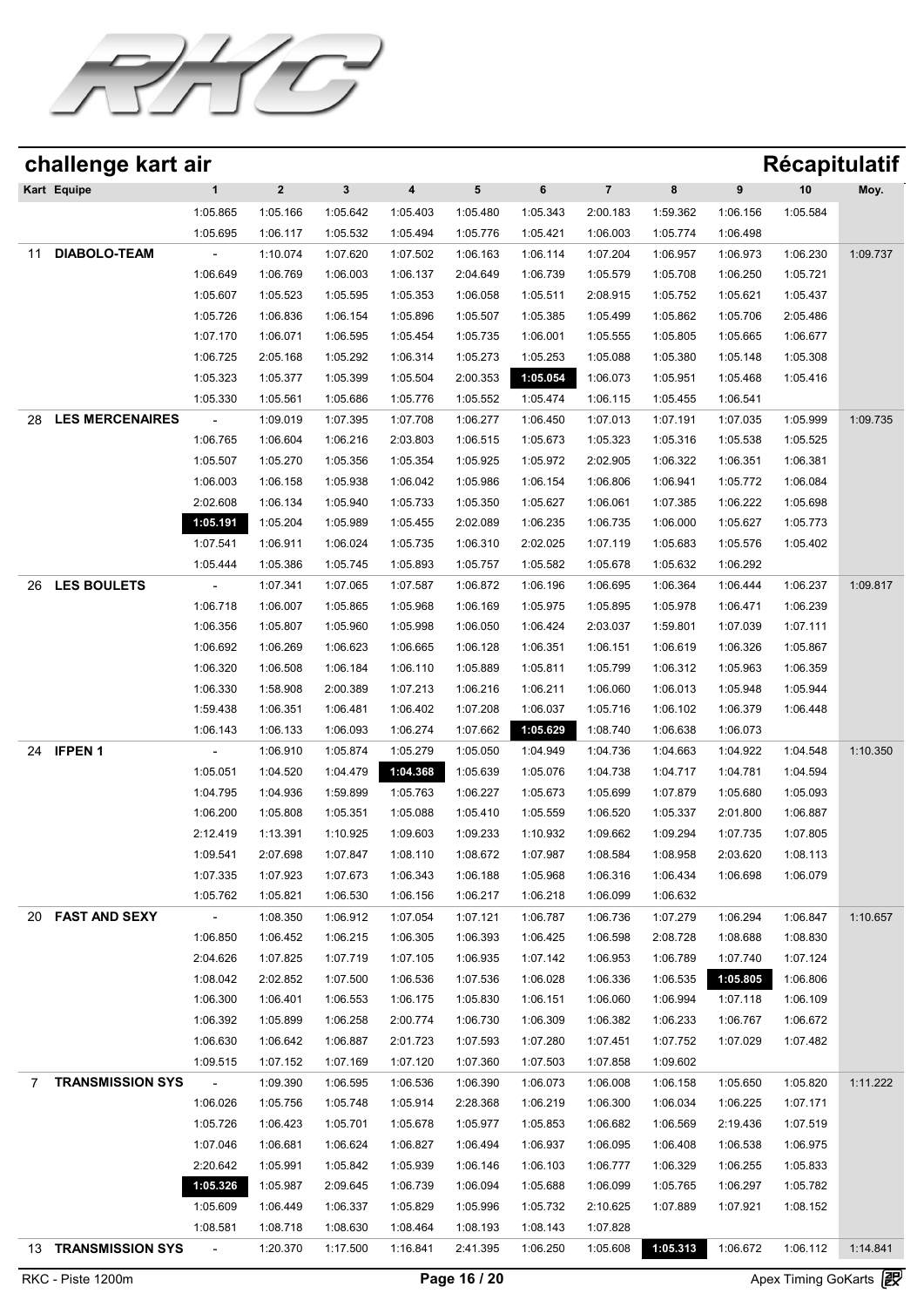## challenge kart air

## Récapitulatif

| Kart | Equipe | 1 | 2 | 3 | 4 | 5 | 6 | 7 | 8 | 9 | 10 | Moy. |
|---|---|---|---|---|---|---|---|---|---|---|---|---|
| | | 1:05.865 | 1:05.166 | 1:05.642 | 1:05.403 | 1:05.480 | 1:05.343 | 2:00.183 | 1:59.362 | 1:06.156 | 1:05.584 | |
| | | 1:05.695 | 1:06.117 | 1:05.532 | 1:05.494 | 1:05.776 | 1:05.421 | 1:06.003 | 1:05.774 | 1:06.498 | | |
| 11 | **DIABOLO-TEAM** | - | 1:10.074 | 1:07.620 | 1:07.502 | 1:06.163 | 1:06.114 | 1:07.204 | 1:06.957 | 1:06.973 | 1:06.230 | 1:09.737 |
| | | 1:06.649 | 1:06.769 | 1:06.003 | 1:06.137 | 2:04.649 | 1:06.739 | 1:05.579 | 1:05.708 | 1:06.250 | 1:05.721 | |
| | | 1:05.607 | 1:05.523 | 1:05.595 | 1:05.353 | 1:06.058 | 1:05.511 | 2:08.915 | 1:05.752 | 1:05.621 | 1:05.437 | |
| | | 1:05.726 | 1:06.836 | 1:06.154 | 1:05.896 | 1:05.507 | 1:05.385 | 1:05.499 | 1:05.862 | 1:05.706 | 2:05.486 | |
| | | 1:07.170 | 1:06.071 | 1:06.595 | 1:05.454 | 1:05.735 | 1:06.001 | 1:05.555 | 1:05.805 | 1:05.665 | 1:06.677 | |
| | | 1:06.725 | 2:05.168 | 1:05.292 | 1:06.314 | 1:05.273 | 1:05.253 | 1:05.088 | 1:05.380 | 1:05.148 | 1:05.308 | |
| | | 1:05.323 | 1:05.377 | 1:05.399 | 1:05.504 | 2:00.353 | **1:05.054** | 1:06.073 | 1:05.951 | 1:05.468 | 1:05.416 | |
| | | 1:05.330 | 1:05.561 | 1:05.686 | 1:05.776 | 1:05.552 | 1:05.474 | 1:06.115 | 1:05.455 | 1:06.541 | | |
| 28 | **LES MERCENAIRES** | - | 1:09.019 | 1:07.395 | 1:07.708 | 1:06.277 | 1:06.450 | 1:07.013 | 1:07.191 | 1:07.035 | 1:05.999 | 1:09.735 |
| | | 1:06.765 | 1:06.604 | 1:06.216 | 2:03.803 | 1:06.515 | 1:05.673 | 1:05.323 | 1:05.316 | 1:05.538 | 1:05.525 | |
| | | 1:05.507 | 1:05.270 | 1:05.356 | 1:05.354 | 1:05.925 | 1:05.972 | 2:02.905 | 1:06.322 | 1:06.351 | 1:06.381 | |
| | | 1:06.003 | 1:06.158 | 1:05.938 | 1:06.042 | 1:05.986 | 1:06.154 | 1:06.806 | 1:06.941 | 1:05.772 | 1:06.084 | |
| | | 2:02.608 | 1:06.134 | 1:05.940 | 1:05.733 | 1:05.350 | 1:05.627 | 1:06.061 | 1:07.385 | 1:06.222 | 1:05.698 | |
| | | **1:05.191** | 1:05.204 | 1:05.989 | 1:05.455 | 2:02.089 | 1:06.235 | 1:06.735 | 1:06.000 | 1:05.627 | 1:05.773 | |
| | | 1:07.541 | 1:06.911 | 1:06.024 | 1:05.735 | 1:06.310 | 2:02.025 | 1:07.119 | 1:05.683 | 1:05.576 | 1:05.402 | |
| | | 1:05.444 | 1:05.386 | 1:05.745 | 1:05.893 | 1:05.757 | 1:05.582 | 1:05.678 | 1:05.632 | 1:06.292 | | |
| 26 | **LES BOULETS** | - | 1:07.341 | 1:07.065 | 1:07.587 | 1:06.872 | 1:06.196 | 1:06.695 | 1:06.364 | 1:06.444 | 1:06.237 | 1:09.817 |
| | | 1:06.718 | 1:06.007 | 1:05.865 | 1:05.968 | 1:06.169 | 1:05.975 | 1:05.895 | 1:05.978 | 1:06.471 | 1:06.239 | |
| | | 1:06.356 | 1:05.807 | 1:05.960 | 1:05.998 | 1:06.050 | 1:06.424 | 2:03.037 | 1:59.801 | 1:07.039 | 1:07.111 | |
| | | 1:06.692 | 1:06.269 | 1:06.623 | 1:06.665 | 1:06.128 | 1:06.351 | 1:06.151 | 1:06.619 | 1:06.326 | 1:05.867 | |
| | | 1:06.320 | 1:06.508 | 1:06.184 | 1:06.110 | 1:05.889 | 1:05.811 | 1:05.799 | 1:06.312 | 1:05.963 | 1:06.359 | |
| | | 1:06.330 | 1:58.908 | 2:00.389 | 1:07.213 | 1:06.216 | 1:06.211 | 1:06.060 | 1:06.013 | 1:05.948 | 1:05.944 | |
| | | 1:59.438 | 1:06.351 | 1:06.481 | 1:06.402 | 1:07.208 | 1:06.037 | 1:05.716 | 1:06.102 | 1:06.379 | 1:06.448 | |
| | | 1:06.143 | 1:06.133 | 1:06.093 | 1:06.274 | 1:07.662 | **1:05.629** | 1:08.740 | 1:06.638 | 1:06.073 | | |
| 24 | **IFPEN 1** | - | 1:06.910 | 1:05.874 | 1:05.279 | 1:05.050 | 1:04.949 | 1:04.736 | 1:04.663 | 1:04.922 | 1:04.548 | 1:10.350 |
| | | 1:05.051 | 1:04.520 | 1:04.479 | **1:04.368** | 1:05.639 | 1:05.076 | 1:04.738 | 1:04.717 | 1:04.781 | 1:04.594 | |
| | | 1:04.795 | 1:04.936 | 1:59.899 | 1:05.763 | 1:06.227 | 1:05.673 | 1:05.699 | 1:07.879 | 1:05.680 | 1:05.093 | |
| | | 1:06.200 | 1:05.808 | 1:05.351 | 1:05.088 | 1:05.410 | 1:05.559 | 1:06.520 | 1:05.337 | 2:01.800 | 1:06.887 | |
| | | 2:12.419 | 1:13.391 | 1:10.925 | 1:09.603 | 1:09.233 | 1:10.932 | 1:09.662 | 1:09.294 | 1:07.735 | 1:07.805 | |
| | | 1:09.541 | 2:07.698 | 1:07.847 | 1:08.110 | 1:08.672 | 1:07.987 | 1:08.584 | 1:08.958 | 2:03.620 | 1:08.113 | |
| | | 1:07.335 | 1:07.923 | 1:07.673 | 1:06.343 | 1:06.188 | 1:05.968 | 1:06.316 | 1:06.434 | 1:06.698 | 1:06.079 | |
| | | 1:05.762 | 1:05.821 | 1:06.530 | 1:06.156 | 1:06.217 | 1:06.218 | 1:06.099 | 1:06.632 | | | |
| 20 | **FAST AND SEXY** | - | 1:08.350 | 1:06.912 | 1:07.054 | 1:07.121 | 1:06.787 | 1:06.736 | 1:07.279 | 1:06.294 | 1:06.847 | 1:10.657 |
| | | 1:06.850 | 1:06.452 | 1:06.215 | 1:06.305 | 1:06.393 | 1:06.425 | 1:06.598 | 2:08.728 | 1:08.688 | 1:08.830 | |
| | | 2:04.626 | 1:07.825 | 1:07.719 | 1:07.105 | 1:06.935 | 1:07.142 | 1:06.953 | 1:06.789 | 1:07.740 | 1:07.124 | |
| | | 1:08.042 | 2:02.852 | 1:07.500 | 1:06.536 | 1:07.536 | 1:06.028 | 1:06.336 | 1:06.535 | **1:05.805** | 1:06.806 | |
| | | 1:06.300 | 1:06.401 | 1:06.553 | 1:06.175 | 1:05.830 | 1:06.151 | 1:06.060 | 1:06.994 | 1:07.118 | 1:06.109 | |
| | | 1:06.392 | 1:05.899 | 1:06.258 | 2:00.774 | 1:06.730 | 1:06.309 | 1:06.382 | 1:06.233 | 1:06.767 | 1:06.672 | |
| | | 1:06.630 | 1:06.642 | 1:06.887 | 2:01.723 | 1:07.593 | 1:07.280 | 1:07.451 | 1:07.752 | 1:07.029 | 1:07.482 | |
| | | 1:09.515 | 1:07.152 | 1:07.169 | 1:07.120 | 1:07.360 | 1:07.503 | 1:07.858 | 1:09.602 | | | |
| 7 | **TRANSMISSION SYS** | - | 1:09.390 | 1:06.595 | 1:06.536 | 1:06.390 | 1:06.073 | 1:06.008 | 1:06.158 | 1:05.650 | 1:05.820 | 1:11.222 |
| | | 1:06.026 | 1:05.756 | 1:05.748 | 1:05.914 | 2:28.368 | 1:06.219 | 1:06.300 | 1:06.034 | 1:06.225 | 1:07.171 | |
| | | 1:05.726 | 1:06.423 | 1:05.701 | 1:05.678 | 1:05.977 | 1:05.853 | 1:06.682 | 1:06.569 | 2:19.436 | 1:07.519 | |
| | | 1:07.046 | 1:06.681 | 1:06.624 | 1:06.827 | 1:06.494 | 1:06.937 | 1:06.095 | 1:06.408 | 1:06.538 | 1:06.975 | |
| | | 2:20.642 | 1:05.991 | 1:05.842 | 1:05.939 | 1:06.146 | 1:06.103 | 1:06.777 | 1:06.329 | 1:06.255 | 1:05.833 | |
| | | **1:05.326** | 1:05.987 | 2:09.645 | 1:06.739 | 1:06.094 | 1:05.688 | 1:06.099 | 1:05.765 | 1:06.297 | 1:05.782 | |
| | | 1:05.609 | 1:06.449 | 1:06.337 | 1:05.829 | 1:05.996 | 1:05.732 | 2:10.625 | 1:07.889 | 1:07.921 | 1:08.152 | |
| | | 1:08.581 | 1:08.718 | 1:08.630 | 1:08.464 | 1:08.193 | 1:08.143 | 1:07.828 | | | | |
| 13 | **TRANSMISSION SYS** | - | 1:20.370 | 1:17.500 | 1:16.841 | 2:41.395 | 1:06.250 | 1:05.608 | **1:05.313** | 1:06.672 | 1:06.112 | 1:14.841 |

RKC - Piste 1200m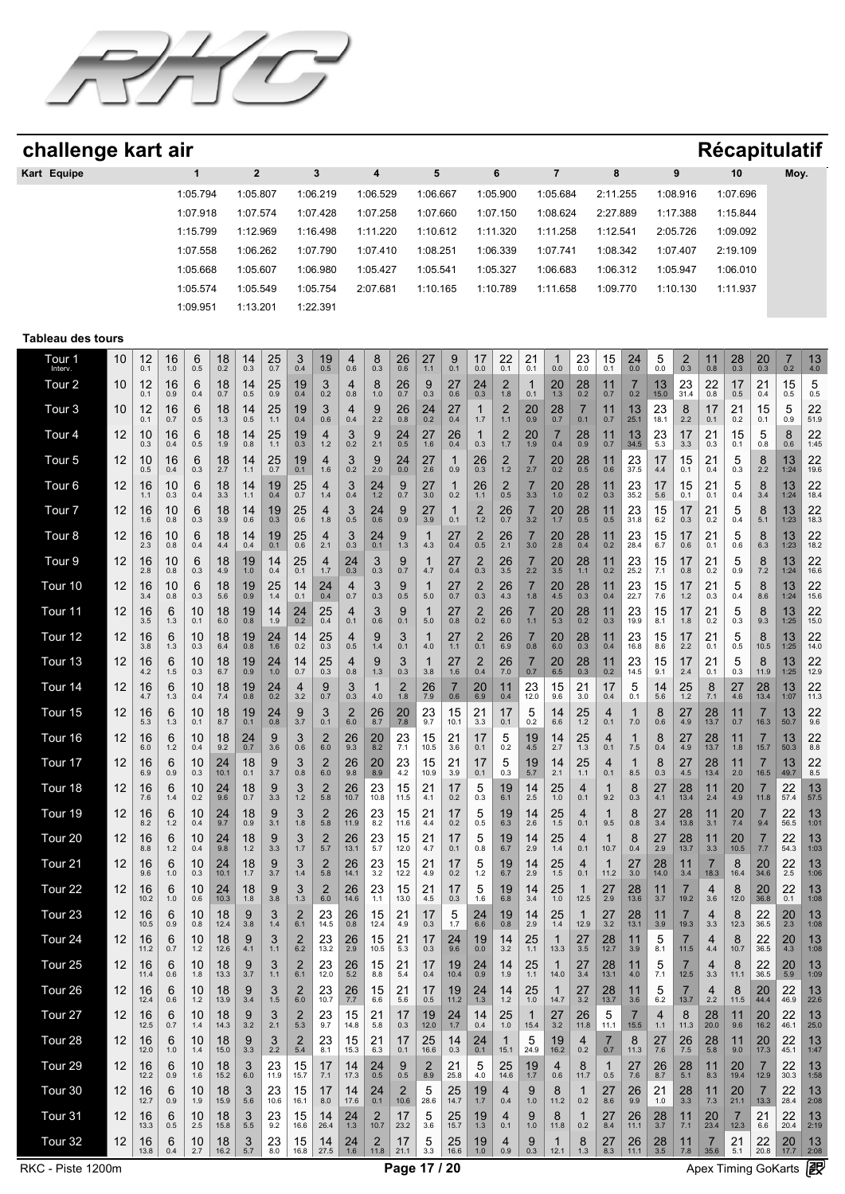# challenge kart air

## Récapitulatif

| Kart | Equipe | 1 | 2 | 3 | 4 | 5 | 6 | 7 | 8 | 9 | 10 | Moy. |
|---|---|---|---|---|---|---|---|---|---|---|---|---|
| | | 1:05.794 | 1:05.807 | 1:06.219 | 1:06.529 | 1:06.667 | 1:05.900 | 1:05.684 | 2:11.255 | 1:08.916 | 1:07.696 | |
| | | 1:07.918 | 1:07.574 | 1:07.428 | 1:07.258 | 1:07.660 | 1:07.150 | 1:08.624 | 2:27.889 | 1:17.388 | 1:15.844 | |
| | | 1:15.799 | 1:12.969 | 1:16.498 | 1:11.220 | 1:10.612 | 1:11.320 | 1:11.258 | 1:12.541 | 2:05.726 | 1:09.092 | |
| | | 1:07.558 | 1:06.262 | 1:07.790 | 1:07.410 | 1:08.251 | 1:06.339 | 1:07.741 | 1:08.342 | 1:07.407 | 2:19.109 | |
| | | 1:05.668 | 1:05.607 | 1:06.980 | 1:05.427 | 1:05.541 | 1:05.327 | 1:06.683 | 1:06.312 | 1:05.947 | 1:06.010 | |
| | | 1:05.574 | 1:05.549 | 1:05.754 | 2:07.681 | 1:10.165 | 1:10.789 | 1:11.658 | 1:09.770 | 1:10.130 | 1:11.937 | |
| | | 1:09.951 | 1:13.201 | 1:22.391 | | | | | | | | |

### Tableau des tours

| Tour | 1 | 2 | 3 | 4 | 5 | 6 | 7 | 8 | 9 | 10 | 11 | 12 | 13 | 14 | 15 | 16 | 17 | 18 | 19 | 20 | 21 | 22 | 23 | 24 | 25 | 26 | 27 | 28 |
|---|---|---|---|---|---|---|---|---|---|---|---|---|---|---|---|---|---|---|---|---|---|---|---|---|---|---|---|---|
| Tour 1 Interv. | 10 | 12 0.1 | 16 1.0 | 6 0.5 | 18 0.2 | 14 0.3 | 25 0.7 | 3 0.4 | 19 0.5 | 4 0.6 | 8 0.3 | 26 0.6 | 27 1.1 | 9 0.1 | 17 0.0 | 22 0.1 | 21 0.1 | 1 0.0 | 23 0.0 | 15 0.1 | 24 0.0 | 5 0.0 | 2 0.3 | 11 0.8 | 28 0.3 | 20 0.3 | 7 0.2 | 13 4.0 |
| Tour 2 | 10 | 12 0.1 | 16 0.9 | 6 0.4 | 18 0.7 | 14 0.5 | 25 0.9 | 19 0.4 | 3 0.2 | 4 0.8 | 8 1.0 | 26 0.7 | 9 0.3 | 27 0.6 | 24 0.3 | 2 1.8 | 1 0.1 | 20 1.3 | 28 0.2 | 11 0.7 | 7 0.2 | 13 15.0 | 23 31.4 | 22 0.8 | 17 0.5 | 21 0.4 | 15 0.5 | 5 0.5 |
| Tour 3 | 10 | 12 0.1 | 16 0.7 | 6 0.5 | 18 1.3 | 14 0.5 | 25 1.1 | 19 0.4 | 4 0.6 | 3 0.4 | 9 2.2 | 26 0.8 | 24 0.2 | 27 0.4 | 1 1.7 | 2 1.1 | 20 0.9 | 28 0.7 | 7 0.1 | 11 0.7 | 13 25.1 | 23 18.1 | 8 2.2 | 17 0.1 | 21 0.2 | 15 0.1 | 5 0.9 | 22 51.9 |
| Tour 4 | 12 | 10 0.3 | 16 0.4 | 6 0.5 | 18 1.9 | 14 0.8 | 25 1.1 | 19 0.3 | 4 1.2 | 3 0.2 | 9 2.1 | 24 0.5 | 27 1.6 | 26 0.4 | 1 0.3 | 2 1.7 | 20 1.9 | 7 0.4 | 28 0.9 | 11 0.7 | 13 34.5 | 23 5.3 | 17 3.3 | 21 0.3 | 15 0.1 | 5 0.8 | 8 0.6 | 22 1:45 |
| Tour 5 | 12 | 10 0.5 | 16 0.4 | 6 0.3 | 18 2.7 | 14 1.1 | 25 0.7 | 19 0.1 | 4 1.6 | 3 0.2 | 9 2.0 | 24 0.0 | 27 2.6 | 1 0.9 | 26 0.3 | 2 1.2 | 7 2.7 | 20 0.2 | 28 0.5 | 11 0.6 | 23 37.5 | 17 4.4 | 15 0.1 | 21 0.4 | 5 0.3 | 8 2.2 | 13 1:24 | 22 19.6 |
| Tour 6 | 12 | 16 1.1 | 10 0.3 | 6 0.4 | 18 3.3 | 14 1.1 | 19 0.4 | 25 0.7 | 4 1.4 | 3 0.4 | 24 1.2 | 9 0.7 | 27 3.0 | 1 0.2 | 26 1.1 | 2 0.5 | 7 3.3 | 20 1.0 | 28 0.2 | 11 0.3 | 23 35.2 | 17 5.6 | 15 0.1 | 21 0.1 | 5 0.4 | 8 3.4 | 13 1:24 | 22 18.4 |
| Tour 7 | 12 | 16 1.6 | 10 0.8 | 6 0.3 | 18 3.9 | 14 0.6 | 19 0.3 | 25 0.6 | 4 1.8 | 3 0.5 | 24 0.6 | 9 0.9 | 27 3.9 | 1 0.1 | 2 1.2 | 26 0.7 | 7 3.2 | 20 1.7 | 28 0.5 | 11 0.5 | 23 31.8 | 15 6.2 | 17 0.3 | 21 0.2 | 5 0.4 | 8 5.1 | 13 1:23 | 22 18.3 |
| Tour 8 | 12 | 16 2.3 | 10 0.8 | 6 0.4 | 18 4.4 | 14 0.4 | 19 0.1 | 25 0.6 | 4 2.1 | 3 0.3 | 24 0.1 | 9 1.3 | 1 4.3 | 27 0.4 | 2 0.5 | 26 2.1 | 7 3.0 | 20 2.8 | 28 0.4 | 11 0.2 | 23 28.4 | 15 6.7 | 17 0.6 | 21 0.1 | 5 0.6 | 8 6.3 | 13 1:23 | 22 18.2 |
| Tour 9 | 12 | 16 2.8 | 10 0.8 | 6 0.3 | 18 4.9 | 19 1.0 | 14 0.4 | 25 0.1 | 4 1.7 | 24 0.3 | 3 0.3 | 9 0.7 | 1 4.7 | 27 0.4 | 2 0.3 | 26 3.5 | 7 2.2 | 20 3.5 | 28 1.1 | 11 0.2 | 23 25.2 | 15 7.1 | 17 0.8 | 21 0.2 | 5 0.9 | 8 7.2 | 13 1:24 | 22 16.6 |
| Tour 10 | 12 | 16 3.4 | 10 0.8 | 6 0.3 | 18 5.6 | 19 0.9 | 25 1.4 | 14 0.1 | 24 0.4 | 4 0.7 | 3 0.3 | 9 0.5 | 1 5.0 | 27 0.7 | 2 0.3 | 26 4.3 | 7 1.8 | 20 4.5 | 28 0.3 | 11 0.4 | 23 22.7 | 15 7.6 | 17 1.2 | 21 0.3 | 5 0.4 | 8 8.6 | 13 1:24 | 22 15.6 |
| Tour 11 | 12 | 16 3.5 | 6 1.3 | 10 0.1 | 18 6.0 | 19 0.8 | 14 1.9 | 24 0.2 | 25 0.4 | 4 0.1 | 3 0.6 | 9 0.1 | 1 5.0 | 27 0.8 | 2 0.2 | 26 6.0 | 7 1.1 | 20 5.3 | 28 0.2 | 11 0.3 | 23 19.9 | 15 8.1 | 17 1.8 | 21 0.2 | 5 0.3 | 8 9.3 | 13 1:25 | 22 15.0 |
| Tour 12 | 12 | 16 3.8 | 6 1.3 | 10 0.3 | 18 6.4 | 19 0.8 | 24 1.6 | 14 0.2 | 25 0.3 | 4 0.5 | 9 1.4 | 3 0.1 | 1 4.0 | 27 1.1 | 2 0.1 | 26 6.9 | 7 0.8 | 20 6.0 | 28 0.3 | 11 0.4 | 23 16.8 | 15 8.6 | 17 2.2 | 21 0.1 | 5 0.5 | 8 10.5 | 13 1:25 | 22 14.0 |
| Tour 13 | 12 | 16 4.2 | 6 1.5 | 10 0.3 | 18 6.7 | 19 0.9 | 24 1.0 | 14 0.7 | 25 0.3 | 4 0.8 | 9 1.3 | 3 0.3 | 1 3.8 | 27 1.6 | 2 0.4 | 26 7.0 | 7 0.7 | 20 6.5 | 28 0.3 | 11 0.2 | 23 14.5 | 15 9.1 | 17 2.4 | 21 0.1 | 5 0.3 | 8 11.9 | 13 1:25 | 22 12.9 |
| Tour 14 | 12 | 16 4.7 | 6 1.3 | 10 0.4 | 18 7.4 | 19 0.8 | 24 0.2 | 4 3.2 | 9 0.7 | 3 0.3 | 1 4.0 | 2 1.8 | 26 7.9 | 7 0.6 | 20 6.9 | 11 0.4 | 23 12.0 | 15 9.6 | 21 3.0 | 17 0.4 | 5 0.1 | 14 5.6 | 25 1.2 | 8 7.1 | 27 4.6 | 28 13.4 | 13 1:07 | 22 11.3 |
| Tour 15 | 12 | 16 5.3 | 6 1.3 | 10 0.1 | 18 8.7 | 19 0.1 | 24 0.8 | 9 3.7 | 3 0.1 | 2 6.0 | 26 8.7 | 20 7.8 | 23 9.7 | 15 10.1 | 21 3.3 | 17 0.1 | 5 0.2 | 14 6.6 | 25 1.2 | 4 0.1 | 1 7.0 | 8 0.6 | 27 4.9 | 28 13.7 | 11 0.7 | 7 16.3 | 13 50.7 | 22 9.6 |
| Tour 16 | 12 | 16 6.0 | 6 1.2 | 10 0.4 | 18 9.2 | 24 0.7 | 9 3.6 | 3 0.6 | 2 6.0 | 26 9.3 | 20 8.2 | 23 7.1 | 15 10.5 | 21 3.6 | 17 0.1 | 5 0.2 | 19 4.5 | 14 2.7 | 25 1.3 | 4 0.1 | 1 7.5 | 8 0.4 | 27 4.9 | 28 13.7 | 11 1.8 | 7 15.7 | 13 50.3 | 22 8.8 |
| Tour 17 | 12 | 16 6.9 | 6 0.9 | 10 0.3 | 24 10.1 | 18 0.1 | 9 3.7 | 3 0.8 | 2 6.0 | 26 9.8 | 20 8.9 | 23 4.2 | 15 10.9 | 21 3.9 | 17 0.1 | 5 0.3 | 19 5.7 | 14 2.1 | 25 1.1 | 4 0.1 | 1 8.5 | 8 0.3 | 27 4.5 | 28 13.4 | 11 2.0 | 7 16.5 | 13 49.7 | 22 8.5 |
| Tour 18 | 12 | 16 7.6 | 6 1.4 | 10 0.2 | 24 9.6 | 18 0.7 | 9 3.3 | 3 1.2 | 2 5.8 | 26 10.7 | 23 10.8 | 15 11.5 | 21 4.1 | 17 0.2 | 5 0.3 | 19 6.1 | 14 2.5 | 25 1.0 | 4 0.1 | 1 9.2 | 8 0.3 | 27 4.1 | 28 13.4 | 11 2.4 | 20 4.9 | 7 11.8 | 22 57.4 | 13 57.5 |
| Tour 19 | 12 | 16 8.2 | 6 1.2 | 10 0.4 | 24 9.7 | 18 0.9 | 9 3.1 | 3 1.8 | 2 5.8 | 26 11.9 | 23 8.2 | 15 11.6 | 21 4.4 | 17 0.2 | 5 0.5 | 19 6.3 | 14 2.6 | 25 1.5 | 4 0.1 | 1 9.5 | 8 0.8 | 27 3.4 | 28 13.8 | 11 3.1 | 20 7.4 | 7 9.4 | 22 56.5 | 13 1:01 |
| Tour 20 | 12 | 16 8.8 | 6 1.2 | 10 0.4 | 24 9.8 | 18 1.2 | 9 3.3 | 3 1.7 | 2 5.7 | 26 13.1 | 23 5.7 | 15 12.0 | 21 4.7 | 17 0.1 | 5 0.8 | 19 6.7 | 14 2.9 | 25 1.4 | 4 0.1 | 1 10.7 | 8 0.4 | 27 2.9 | 28 13.7 | 11 3.3 | 20 10.5 | 7 7.7 | 22 54.3 | 13 1:03 |
| Tour 21 | 12 | 16 9.6 | 6 1.0 | 10 0.3 | 24 10.1 | 18 1.7 | 9 3.7 | 3 1.4 | 2 5.8 | 26 14.1 | 23 3.2 | 15 12.2 | 21 4.9 | 17 0.2 | 5 0.5 | 19 6.7 | 14 2.9 | 25 1.5 | 4 0.1 | 1 11.2 | 27 3.0 | 28 14.0 | 11 3.4 | 7 18.3 | 8 16.4 | 20 34.6 | 22 2.5 | 13 1:06 |
| Tour 22 | 12 | 16 10.2 | 6 1.0 | 10 0.6 | 24 10.3 | 18 1.8 | 9 3.8 | 3 1.3 | 2 6.0 | 26 14.6 | 23 1.1 | 15 13.0 | 21 4.5 | 17 0.3 | 5 1.6 | 19 6.8 | 14 3.4 | 25 1.0 | 1 12.5 | 27 2.9 | 28 13.6 | 11 3.7 | 7 19.2 | 4 3.6 | 8 12.0 | 20 36.8 | 22 0.1 | 13 1:08 |
| Tour 23 | 12 | 16 10.5 | 6 0.9 | 10 0.8 | 18 12.4 | 9 3.8 | 3 1.4 | 2 6.1 | 23 14.5 | 26 0.8 | 15 12.4 | 21 4.9 | 17 0.3 | 5 1.7 | 24 6.6 | 19 0.8 | 14 2.9 | 25 1.4 | 1 12.9 | 27 3.2 | 28 13.1 | 11 3.9 | 7 19.3 | 4 3.3 | 8 12.3 | 20 36.5 | 22 2.3 | 13 1:08 |
| Tour 24 | 12 | 16 11.2 | 6 0.7 | 10 1.2 | 18 12.6 | 9 4.1 | 3 1.1 | 2 6.2 | 23 13.2 | 26 2.9 | 15 10.5 | 21 5.3 | 17 0.3 | 24 9.6 | 19 0.0 | 14 3.2 | 25 1.1 | 1 13.3 | 27 3.5 | 28 12.7 | 11 3.9 | 5 8.1 | 7 11.5 | 4 4.4 | 8 10.7 | 20 36.5 | 22 4.3 | 13 1:08 |
| Tour 25 | 12 | 16 11.4 | 6 0.6 | 10 1.8 | 18 13.3 | 9 3.7 | 3 1.1 | 2 6.1 | 23 12.0 | 26 5.2 | 15 8.8 | 21 5.4 | 17 0.4 | 19 10.4 | 24 0.9 | 14 1.9 | 25 1.1 | 1 14.0 | 27 3.4 | 28 13.1 | 11 4.0 | 5 7.1 | 7 12.5 | 4 3.3 | 8 11.1 | 20 36.5 | 22 5.9 | 13 1:09 |
| Tour 26 | 12 | 16 12.4 | 6 0.6 | 10 1.2 | 18 13.9 | 9 3.4 | 3 1.5 | 2 6.0 | 23 10.7 | 26 7.7 | 15 6.6 | 21 5.6 | 17 0.5 | 19 11.2 | 24 1.3 | 14 1.2 | 25 1.0 | 1 14.7 | 27 3.2 | 28 13.7 | 11 3.6 | 5 6.2 | 7 13.7 | 4 2.2 | 8 11.5 | 20 44.4 | 22 46.9 | 13 22.6 |
| Tour 27 | 12 | 16 12.5 | 6 0.7 | 10 1.4 | 18 14.3 | 9 3.2 | 3 2.1 | 2 5.3 | 23 9.7 | 15 14.8 | 21 5.8 | 17 0.3 | 19 12.0 | 24 1.7 | 14 0.4 | 25 1.0 | 1 15.4 | 27 3.2 | 26 11.8 | 5 11.1 | 7 15.5 | 4 1.1 | 8 11.3 | 28 20.0 | 11 9.6 | 20 16.2 | 22 46.1 | 13 25.0 |
| Tour 28 | 12 | 16 12.0 | 6 1.0 | 10 1.4 | 18 15.0 | 9 3.3 | 3 2.2 | 2 5.4 | 23 8.1 | 15 15.3 | 21 6.3 | 17 0.1 | 25 16.6 | 14 0.3 | 24 0.1 | 1 15.1 | 5 24.9 | 19 16.2 | 4 0.2 | 7 0.7 | 8 11.3 | 27 7.6 | 26 7.5 | 28 5.8 | 11 9.0 | 20 17.3 | 22 45.1 | 13 1:47 |
| Tour 29 | 12 | 16 12.2 | 6 0.9 | 10 1.6 | 18 15.2 | 3 6.0 | 23 11.9 | 15 15.7 | 17 7.1 | 14 17.3 | 24 0.5 | 9 0.5 | 2 8.9 | 21 25.8 | 5 4.0 | 25 14.6 | 19 1.7 | 4 0.6 | 8 11.7 | 1 0.5 | 27 7.6 | 26 8.7 | 28 5.1 | 11 8.3 | 20 19.4 | 7 12.9 | 22 30.3 | 13 1:58 |
| Tour 30 | 12 | 16 12.7 | 6 0.9 | 10 1.9 | 18 15.9 | 3 5.6 | 23 10.6 | 15 16.1 | 17 8.0 | 14 17.6 | 24 0.1 | 2 10.6 | 5 28.6 | 25 14.7 | 19 1.7 | 4 0.4 | 9 1.0 | 8 11.2 | 1 0.2 | 27 8.6 | 26 9.9 | 21 1.0 | 28 3.3 | 11 7.3 | 20 21.1 | 7 13.3 | 22 28.4 | 13 2:08 |
| Tour 31 | 12 | 16 13.3 | 6 0.5 | 10 2.5 | 18 15.8 | 3 5.5 | 23 9.2 | 15 16.6 | 14 26.4 | 24 2.0 | 2 10.7 | 17 23.2 | 5 3.6 | 25 15.7 | 19 1.3 | 4 0.1 | 9 1.0 | 8 11.8 | 1 0.2 | 27 8.4 | 26 11.1 | 28 3.7 | 11 7.1 | 20 23.4 | 7 12.3 | 21 6.6 | 22 20.4 | 13 2:19 |
| Tour 32 | 12 | 16 13.8 | 6 0.4 | 10 2.7 | 18 16.2 | 3 5.7 | 23 8.0 | 15 16.8 | 14 27.5 | 24 1.6 | 2 11.8 | 17 21.1 | 5 3.3 | 25 16.6 | 19 1.0 | 4 0.9 | 9 0.3 | 1 12.1 | 8 1.3 | 27 8.3 | 26 11.1 | 28 3.5 | 11 7.8 | 7 35.6 | 21 5.1 | 22 20.8 | 20 17.7 | 13 2:08 |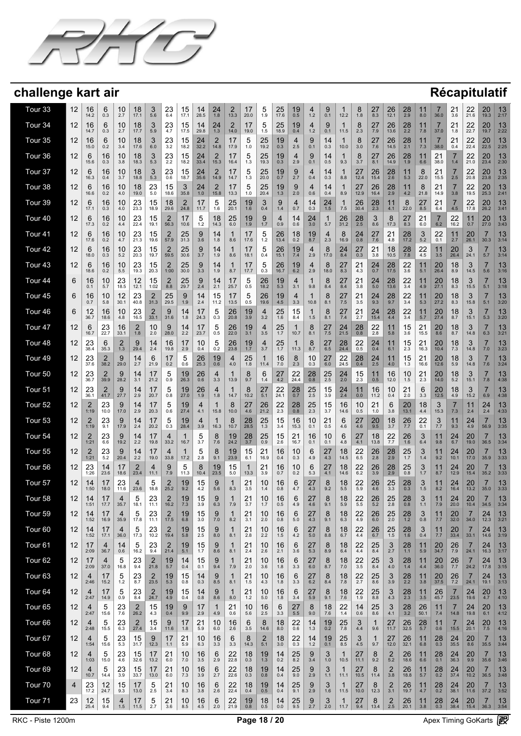# challenge kart air

## Récapitulatif

| | | | | | | | | | | | | | | | | | | | | | | | | | | | |
|---|---|---|---|---|---|---|---|---|---|---|---|---|---|---|---|---|---|---|---|---|---|---|---|---|---|---|---|
| Tour 33 | 12 | 16 14.2 | 6 0.3 | 10 2.7 | 18 17.1 | 3 5.6 | 23 6.4 | 15 17.1 | 14 28.5 | 24 1.8 | 2 13.3 | 17 20.0 | 5 1.9 | 25 17.6 | 19 0.5 | 4 1.2 | 9 0.1 | 1 12.2 | 8 1.8 | 27 8.3 | 26 12.1 | 28 2.9 | 11 8.0 | 7 36.0 | 21 3.6 | 22 21.6 | 20 19.3 | 13 2:17 |
| Tour 34 | 12 | 16 14.7 | 6 0.3 | 10 2.7 | 18 17.7 | 3 5.9 | 23 4.7 | 15 17.5 | 14 29.8 | 24 1.3 | 2 14.0 | 17 19.0 | 5 1.5 | 25 18.9 | 19 0.4 | 4 1.2 | 9 0.1 | 1 11.5 | 8 2.3 | 27 7.9 | 26 13.6 | 28 2.2 | 11 7.8 | 7 37.0 | 21 1.8 | 22 22.7 | 20 19.7 | 13 2:22 |
| Tour 35 | 12 | 16 15.0 | 6 0.2 | 10 3.4 | 18 17.6 | 3 6.0 | 23 3.2 | 15 18.2 | 24 32.2 | 2 14.8 | 17 17.9 | 5 1.0 | 25 19.2 | 19 0.3 | 4 2.5 | 9 0.1 | 14 0.3 | 1 10.0 | 8 3.0 | 27 7.6 | 26 14.5 | 28 2.1 | 11 7.3 | 7 38.0 | 21 0.4 | 22 22.4 | 20 22.5 | 13 2:25 |
| Tour 36 | 12 | 6 15.6 | 16 0.3 | 10 3.8 | 18 18.3 | 3 5.3 | 23 2.2 | 15 18.2 | 24 33.4 | 2 15.3 | 17 16.4 | 5 1.3 | 25 19.3 | 19 0.3 | 4 2.9 | 9 0.1 | 14 0.5 | 1 9.3 | 8 3.7 | 27 8.1 | 26 14.9 | 28 1.9 | 11 6.6 | 21 38.0 | 7 1.4 | 22 21.0 | 20 23.4 | 13 2:30 |
| Tour 37 | 12 | 6 16.3 | 16 0.4 | 10 3.7 | 18 18.8 | 3 5.3 | 23 0.6 | 15 18.7 | 24 35.6 | 2 14.9 | 17 14.7 | 5 1.3 | 25 20.0 | 19 0.7 | 9 2.7 | 4 0.4 | 14 0.3 | 1 8.8 | 27 12.4 | 26 15.4 | 28 2.6 | 11 5.3 | 8 22.0 | 21 15.5 | 7 2.5 | 22 20.8 | 20 23.8 | 13 2:35 |
| Tour 38 | 12 | 6 16.6 | 16 0.2 | 10 4.0 | 18 19.0 | 23 5.0 | 15 18.6 | 3 35.8 | 24 1.0 | 2 15.8 | 17 13.3 | 5 1.0 | 25 20.4 | 19 1.3 | 9 2.0 | 4 0.6 | 14 0.4 | 1 8.9 | 27 12.9 | 26 16.4 | 28 2.9 | 11 4.2 | 8 21.8 | 21 14.9 | 7 3.8 | 22 19.5 | 20 25.3 | 13 2:41 |
| Tour 39 | 12 | 6 17.1 | 16 0.3 | 10 4.0 | 23 23.3 | 15 18.9 | 18 29.6 | 2 24.8 | 17 11.7 | 5 1.6 | 25 20.1 | 19 1.6 | 3 0.4 | 9 1.4 | 4 0.7 | 14 0.3 | 24 1.5 | 1 7.5 | 26 30.4 | 28 2.3 | 11 4.1 | 8 22.0 | 27 8.5 | 21 6.4 | 7 4.5 | 22 17.8 | 20 26.2 | 13 3:41 |
| Tour 40 | 12 | 6 17.3 | 16 0.2 | 10 4.4 | 23 22.4 | 15 19.1 | 2 56.3 | 17 10.6 | 5 1.2 | 18 14.3 | 25 6.0 | 19 1.9 | 9 1.7 | 4 0.9 | 14 0.6 | 24 3.0 | 1 5.7 | 26 31.2 | 28 2.5 | 3 8.6 | 8 17.3 | 27 8.3 | 21 6.0 | 7 6.2 | 22 16.2 | 11 0.7 | 20 27.0 | 13 3:43 |
| Tour 41 | 12 | 6 17.6 | 16 0.2 | 10 4.7 | 23 21.3 | 15 19.6 | 2 57.9 | 25 31.3 | 9 3.6 | 14 1.8 | 1 8.6 | 17 17.6 | 5 1.2 | 26 13.4 | 18 0.2 | 19 8.7 | 4 2.3 | 8 16.9 | 24 0.8 | 27 7.6 | 21 4.8 | 28 17.2 | 3 5.2 | 22 0.1 | 11 2.7 | 20 26.1 | 7 30.3 | 13 3:14 |
| Tour 42 | 12 | 6 18.0 | 16 0.3 | 10 5.2 | 23 20.3 | 15 19.7 | 2 59.5 | 25 30.6 | 9 3.7 | 14 1.9 | 1 8.6 | 17 18.1 | 5 0.4 | 26 15.1 | 19 7.4 | 4 2.9 | 8 17.0 | 24 8.4 | 27 0.3 | 21 3.8 | 18 10.5 | 28 7.8 | 22 4.5 | 11 3.5 | 20 26.4 | 3 24.1 | 7 5.7 | 13 3:14 |
| Tour 43 | 12 | 6 18.6 | 16 0.2 | 10 5.5 | 23 19.3 | 15 20.3 | 2 1:00 | 25 30.0 | 9 3.3 | 14 1.9 | 1 8.7 | 17 17.7 | 5 0.3 | 26 16.7 | 19 6.2 | 4 2.9 | 8 18.0 | 27 8.3 | 21 4.3 | 24 0.7 | 28 17.5 | 22 3.6 | 11 5.1 | 20 26.4 | 18 8.9 | 3 14.5 | 7 5.6 | 13 3:16 |
| Tour 44 | 6 | 16 0.1 | 10 5.7 | 23 18.5 | 12 12.1 | 15 1:02 | 2 8.8 | 25 29.7 | 9 2.4 | 14 2.1 | 17 25.7 | 5 0.5 | 26 18.2 | 19 5.3 | 4 3.1 | 1 9.8 | 8 8.4 | 27 8.4 | 21 3.8 | 24 5.0 | 28 13.6 | 22 3.4 | 11 4.9 | 20 27.1 | 18 8.3 | 3 15.5 | 7 5.1 | 13 3:18 |
| Tour 45 | 6 | 16 0.7 | 10 5.8 | 12 30.1 | 23 40.8 | 2 31.3 | 25 29.5 | 9 1.9 | 14 2.4 | 15 11.2 | 17 13.5 | 5 0.5 | 26 19.6 | 19 4.5 | 4 3.3 | 1 10.8 | 8 8.1 | 27 7.5 | 21 3.5 | 24 9.3 | 28 9.7 | 22 3.4 | 11 5.3 | 20 27.2 | 18 8.3 | 3 15.8 | 7 5.1 | 13 3:20 |
| Tour 46 | 6 | 12 36.7 | 16 18.6 | 10 4.8 | 23 16.5 | 2 33.1 | 9 31.6 | 14 1.8 | 17 24.3 | 5 0.3 | 26 20.8 | 19 3.9 | 4 3.2 | 25 1.6 | 15 8.4 | 1 1.5 | 8 8.1 | 27 7.4 | 21 2.7 | 24 15.4 | 28 4.4 | 22 3.4 | 11 5.7 | 20 27.4 | 18 8.7 | 3 15.1 | 7 5.3 | 13 3:20 |
| Tour 47 | 12 | 6 16.7 | 23 22.7 | 16 33.1 | 2 1.8 | 10 2.0 | 9 28.0 | 14 2.2 | 17 23.7 | 5 0.5 | 26 22.0 | 19 3.1 | 4 3.5 | 25 1.7 | 1 10.7 | 8 8.1 | 27 7.5 | 24 21.5 | 28 0.8 | 22 2.8 | 11 5.8 | 15 3.6 | 21 15.5 | 20 8.6 | 18 8.7 | 3 14.8 | 7 6.3 | 13 3:21 |
| Tour 48 | 12 | 23 38.4 | 6 35.3 | 2 1.3 | 9 29.4 | 14 2.4 | 16 19.8 | 17 2.9 | 10 0.4 | 5 0.2 | 26 23.8 | 19 1.7 | 4 3.7 | 25 1.7 | 1 11.3 | 8 8.7 | 27 6.5 | 28 24.4 | 22 0.5 | 24 0.4 | 11 6.1 | 15 2.3 | 21 16.3 | 20 10.4 | 18 7.3 | 3 14.8 | 7 7.0 | 13 3:23 |
| Tour 49 | 12 | 23 37.6 | 2 38.2 | 9 29.0 | 14 2.7 | 6 21.9 | 17 0.2 | 5 0.6 | 26 25.3 | 19 0.6 | 4 4.0 | 25 1.8 | 1 11.4 | 16 7.0 | 8 2.3 | 10 0.3 | 27 6.0 | 22 24.5 | 28 0.4 | 24 2.5 | 11 4.0 | 15 1.3 | 21 16.6 | 20 12.6 | 18 5.9 | 3 14.8 | 7 7.6 | 13 3:24 |
| Tour 50 | 12 | 23 36.7 | 2 39.9 | 9 28.2 | 14 3.1 | 17 21.2 | 5 0.9 | 19 26.3 | 26 0.6 | 4 3.3 | 1 13.9 | 8 9.7 | 6 1.4 | 27 4.2 | 22 24.4 | 28 0.8 | 25 2.5 | 24 2.0 | 15 2.3 | 11 0.5 | 16 12.0 | 10 1.5 | 21 2.3 | 20 14.0 | 18 5.2 | 3 15.1 | 7 7.8 | 13 4:38 |
| Tour 51 | 12 | 23 36.1 | 2 41.7 | 9 27.7 | 14 2.9 | 17 20.7 | 5 0.8 | 19 27.0 | 26 1.9 | 4 1.8 | 1 14.7 | 8 10.2 | 27 5.1 | 22 24.1 | 28 0.7 | 25 2.5 | 15 3.9 | 24 2.4 | 11 0.0 | 16 11.2 | 10 0.4 | 21 2.0 | 6 3.3 | 20 12.5 | 18 4.9 | 3 15.2 | 7 6.9 | 13 4:38 |
| Tour 52 | 12 | 2 1:19 | 23 10.0 | 9 17.0 | 14 2.9 | 17 20.3 | 5 0.6 | 19 27.4 | 4 4.1 | 1 15.8 | 8 10.0 | 27 4.6 | 26 21.2 | 22 2.3 | 28 0.8 | 25 2.3 | 15 3.7 | 16 14.6 | 10 0.5 | 21 1.0 | 6 3.8 | 20 13.1 | 18 4.4 | 3 15.3 | 7 7.3 | 11 2.4 | 24 2.4 | 13 4:33 |
| Tour 53 | 12 | 2 1:19 | 23 9.1 | 9 17.9 | 14 2.4 | 17 20.2 | 5 0.3 | 19 28.4 | 4 3.9 | 1 16.3 | 8 10.7 | 28 28.5 | 25 1.3 | 15 3.4 | 16 15.3 | 10 0.1 | 21 0.5 | 6 4.6 | 27 4.6 | 20 9.5 | 18 3.7 | 26 7.7 | 22 0.1 | 3 7.7 | 11 9.3 | 24 4.9 | 7 56.9 | 13 3:35 |
| Tour 54 | 12 | 2 1:21 | 23 6.6 | 9 19.2 | 14 2.2 | 17 19.8 | 4 33.2 | 1 16.7 | 5 3.7 | 8 7.6 | 19 24.2 | 28 3.7 | 25 0.9 | 15 2.6 | 21 16.7 | 16 0.1 | 10 0.1 | 6 4.8 | 27 4.1 | 18 13.8 | 22 7.7 | 26 1.6 | 3 6.4 | 11 9.8 | 24 6.7 | 20 19.0 | 7 36.5 | 13 3:34 |
| Tour 55 | 12 | 2 1:21 | 23 5.2 | 9 20.4 | 14 2.2 | 17 19.0 | 4 33.8 | 1 17.2 | 5 2.8 | 8 9.1 | 19 23.9 | 15 6.1 | 21 16.9 | 16 0.4 | 10 0.3 | 6 4.9 | 27 4.3 | 18 14.5 | 22 6.5 | 26 2.8 | 28 2.9 | 25 1.7 | 3 1.4 | 11 9.2 | 24 10.1 | 20 17.0 | 7 35.9 | 13 3:33 |
| Tour 56 | 12 | 23 1:26 | 14 23.6 | 17 18.6 | 2 23.4 | 4 11.1 | 9 7.9 | 5 11.3 | 8 10.4 | 19 23.5 | 15 5.0 | 1 13.3 | 21 3.9 | 16 0.7 | 10 0.2 | 6 5.3 | 27 4.1 | 18 14.6 | 22 6.2 | 26 3.9 | 28 2.9 | 25 0.8 | 3 1.7 | 11 8.7 | 24 12.9 | 20 15.4 | 7 35.2 | 13 3:33 |
| Tour 57 | 12 | 14 1:50 | 17 18.0 | 23 11.6 | 4 23.6 | 5 18.8 | 2 25.2 | 19 9.2 | 15 4.2 | 9 5.6 | 1 8.3 | 21 3.5 | 10 1.4 | 16 0.8 | 6 4.7 | 27 4.3 | 8 9.2 | 18 5.5 | 22 5.9 | 26 4.6 | 25 3.3 | 28 0.3 | 3 1.5 | 11 8.2 | 24 16.4 | 20 13.2 | 7 35.0 | 13 3:33 |
| Tour 58 | 12 | 14 1:51 | 17 17.7 | 4 35.7 | 5 18.1 | 23 11.1 | 2 16.2 | 19 7.3 | 15 3.9 | 9 6.3 | 1 7.9 | 21 3.7 | 10 1.7 | 16 0.5 | 6 4.9 | 27 4.6 | 8 9.1 | 18 5.9 | 22 5.5 | 26 5.2 | 25 2.8 | 28 0.8 | 3 1.1 | 11 7.9 | 24 20.0 | 20 10.4 | 7 34.5 | 13 3:34 |
| Tour 59 | 12 | 14 1:52 | 17 16.9 | 4 35.9 | 5 17.8 | 23 11.1 | 2 17.5 | 19 6.8 | 15 3.0 | 9 7.0 | 1 8.2 | 21 3.1 | 10 2.0 | 16 0.8 | 6 5.0 | 27 4.3 | 8 9.1 | 18 6.3 | 22 4.9 | 26 6.0 | 25 2.0 | 28 1.2 | 3 0.8 | 11 7.7 | 20 32.0 | 7 34.0 | 24 12.3 | 13 3:21 |
| Tour 60 | 12 | 14 1:52 | 17 17.1 | 4 36.0 | 5 17.3 | 23 10.2 | 2 19.4 | 19 5.8 | 15 2.5 | 9 8.0 | 1 8.1 | 21 2.8 | 10 2.2 | 16 1.5 | 6 4.2 | 27 5.0 | 8 8.8 | 18 6.7 | 22 4.4 | 26 6.7 | 25 1.5 | 28 1.6 | 3 0.4 | 11 7.7 | 20 33.4 | 7 33.1 | 24 14.6 | 13 3:19 |
| Tour 61 | 12 | 17 2:09 | 4 36.7 | 14 0.6 | 5 16.2 | 23 9.4 | 2 21.4 | 19 5.1 | 15 1.7 | 9 8.6 | 1 8.1 | 21 2.4 | 10 2.6 | 16 2.1 | 6 3.6 | 27 5.3 | 8 8.9 | 18 6.4 | 22 4.4 | 25 8.4 | 3 2.7 | 28 1.1 | 11 5.9 | 20 34.7 | 26 7.9 | 7 24.1 | 24 16.3 | 13 3:17 |
| Tour 62 | 12 | 17 2:09 | 4 37.0 | 5 16.8 | 23 9.4 | 2 21.8 | 19 5.7 | 14 0.4 | 15 0.1 | 9 9.4 | 1 7.9 | 21 2.0 | 10 3.6 | 16 1.8 | 6 3.3 | 27 6.0 | 8 8.7 | 18 7.0 | 22 3.5 | 25 8.4 | 3 4.0 | 28 1.4 | 11 4.4 | 20 36.0 | 26 7.7 | 7 24.2 | 24 17.8 | 13 3:15 |
| Tour 63 | 12 | 4 2:46 | 17 15.2 | 5 1.2 | 23 8.7 | 2 23.5 | 19 5.3 | 15 0.8 | 14 0.3 | 9 8.5 | 1 8.1 | 21 1.5 | 10 4.3 | 16 1.8 | 6 3.3 | 27 6.2 | 8 8.4 | 18 7.8 | 22 2.7 | 25 8.6 | 3 3.9 | 28 2.2 | 11 3.8 | 20 37.5 | 26 7.2 | 7 24.1 | 24 19.1 | 13 3:13 |
| Tour 64 | 12 | 4 2:47 | 17 14.9 | 5 0.9 | 23 8.4 | 2 24.7 | 19 4.9 | 15 0.4 | 14 0.8 | 9 8.6 | 1 8.0 | 21 1.2 | 10 5.0 | 16 1.8 | 6 3.4 | 27 5.9 | 8 9.1 | 18 7.6 | 22 1.9 | 25 8.8 | 3 4.3 | 28 2.3 | 11 3.5 | 26 45.7 | 7 23.5 | 24 19.6 | 20 4.7 | 13 4:10 |
| Tour 65 | 12 | 4 2:47 | 5 15.6 | 23 7.6 | 2 26.2 | 15 4.3 | 19 0.4 | 9 9.9 | 17 2.9 | 1 4.9 | 21 0.6 | 10 5.6 | 16 2.5 | 6 3.3 | 27 5.5 | 8 9.0 | 18 7.6 | 22 1.4 | 14 0.6 | 25 8.6 | 3 4.1 | 28 3.2 | 26 50.1 | 11 7.4 | 7 14.8 | 24 19.8 | 20 6.1 | 13 4:12 |
| Tour 66 | 12 | 4 2:48 | 5 15.5 | 23 6.3 | 2 27.4 | 15 3.4 | 9 11.6 | 17 1.8 | 21 5.9 | 10 6.0 | 16 2.6 | 6 3.5 | 8 14.6 | 18 8.0 | 22 0.6 | 14 1.3 | 19 0.2 | 25 7.8 | 3 4.4 | 1 9.6 | 27 11.7 | 26 32.5 | 28 5.7 | 11 0.6 | 7 15.5 | 24 20.1 | 20 7.5 | 13 4:16 |
| Tour 67 | 12 | 4 1:54 | 5 15.6 | 23 5.3 | 15 31.7 | 9 12.3 | 17 1.1 | 21 5.9 | 10 6.3 | 16 3.3 | 6 3.3 | 8 14.3 | 2 5.1 | 18 3.0 | 22 0.3 | 14 1.2 | 19 0.1 | 25 8.5 | 3 4.5 | 1 9.7 | 27 12.0 | 26 32.1 | 11 6.8 | 28 0.3 | 24 35.5 | 20 8.6 | 7 35.5 | 13 3:44 |
| Tour 68 | 12 | 4 1:03 | 5 15.0 | 23 4.6 | 15 32.6 | 17 13.2 | 21 6.0 | 10 7.0 | 16 3.5 | 6 2.9 | 22 22.8 | 18 0.3 | 19 1.3 | 14 0.2 | 25 8.2 | 9 3.4 | 3 1.0 | 1 10.5 | 27 11.1 | 8 9.2 | 2 5.2 | 26 18.6 | 11 6.6 | 28 0.1 | 24 36.3 | 20 9.9 | 7 35.6 | 13 3:46 |
| Tour 69 | 12 | 4 10.7 | 5 14.4 | 23 3.9 | 15 33.7 | 17 13.0 | 21 6.0 | 10 7.3 | 16 3.9 | 6 2.7 | 22 22.6 | 18 0.3 | 19 0.8 | 14 0.4 | 25 9.0 | 9 2.9 | 3 1.1 | 1 11.1 | 27 10.5 | 8 11.4 | 2 3.8 | 26 18.8 | 11 5.7 | 28 0.2 | 24 37.4 | 20 10.2 | 7 36.5 | 13 3:48 |
| Tour 70 | 4 | 23 17.2 | 12 24.7 | 15 9.3 | 17 13.0 | 5 2.5 | 21 3.4 | 10 8.3 | 16 3.8 | 6 2.6 | 22 22.4 | 18 0.4 | 19 0.5 | 14 0.4 | 25 9.1 | 9 2.9 | 3 1.6 | 1 11.5 | 27 10.0 | 8 12.3 | 2 3.1 | 26 19.7 | 11 4.7 | 28 0.2 | 24 38.1 | 20 11.6 | 7 37.2 | 13 3:52 |
| Tour 71 | 23 | 12 25.4 | 15 9.4 | 4 1.5 | 17 11.5 | 5 2.7 | 21 3.6 | 10 8.5 | 16 4.5 | 6 2.0 | 22 21.9 | 19 0.8 | 18 0.5 | 14 0.0 | 25 9.5 | 9 2.7 | 3 2.0 | 1 11.7 | 27 9.4 | 8 13.4 | 2 2.5 | 26 20.1 | 11 3.8 | 28 0.3 | 24 38.4 | 20 15.4 | 7 36.3 | 13 3:54 |

RKC - Piste 1200m

Apex Timing GoKarts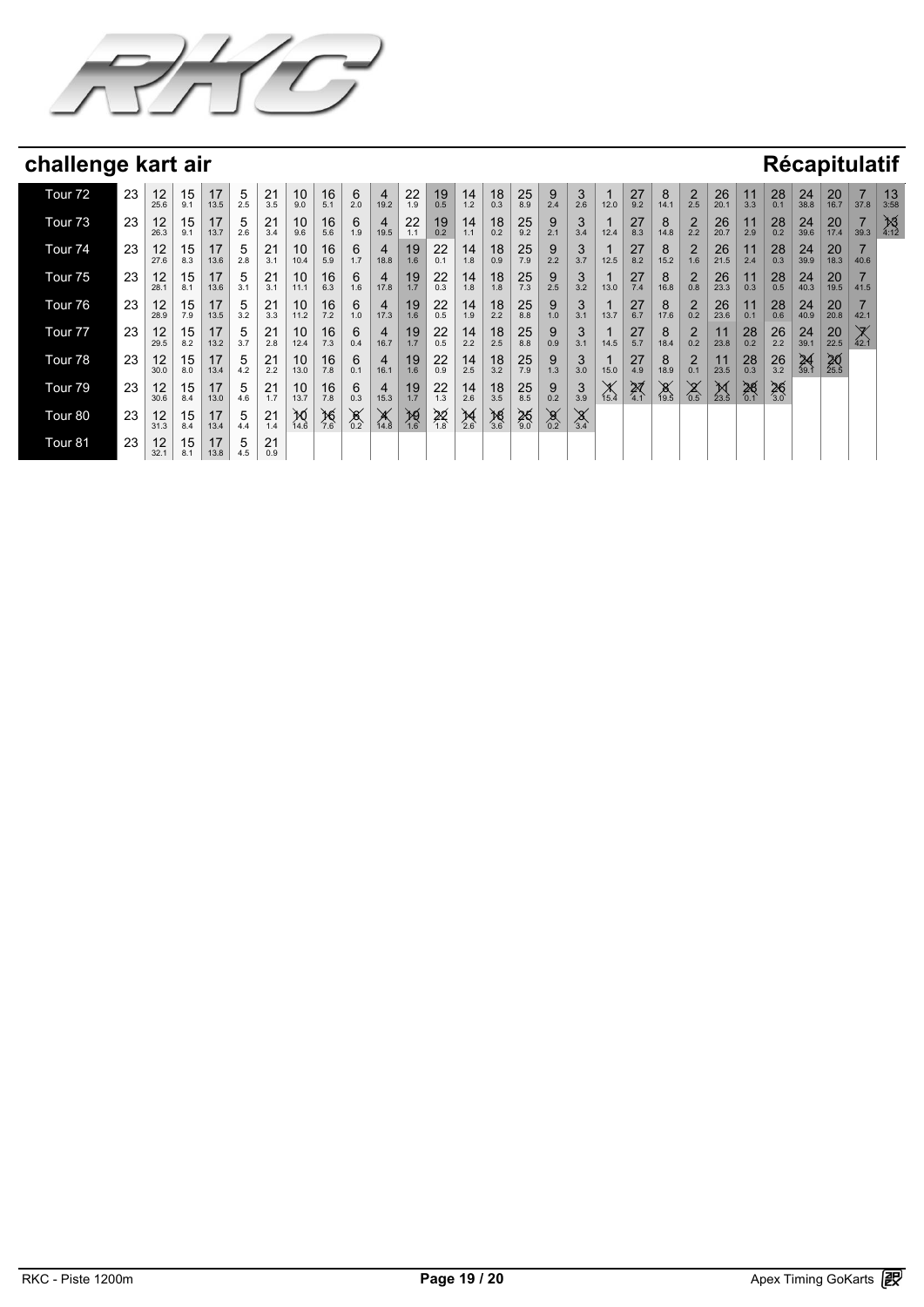## challenge kart air

## Récapitulatif

| | | | | | | | | | | | | | | | | | | | | | | | | | | | | | | | | |
|---|---|---|---|---|---|---|---|---|---|---|---|---|---|---|---|---|---|---|---|---|---|---|---|---|---|---|---|---|---|---|---|---|
| Tour 72 | 23 | 12 25.6 | 15 9.1 | 17 13.5 | 5 2.5 | 21 3.5 | 10 9.0 | 16 5.1 | 6 2.0 | 4 19.2 | 22 1.9 | 19 0.5 | 14 1.2 | 18 0.3 | 25 8.9 | 9 2.4 | 3 2.6 | 1 12.0 | 27 9.2 | 8 14.1 | 2 2.5 | 26 20.1 | 11 3.3 | 28 0.1 | 24 38.8 | 20 16.7 | 7 37.8 | 13 3:58 |
| Tour 73 | 23 | 12 26.3 | 15 9.1 | 17 13.7 | 5 2.6 | 21 3.4 | 10 9.6 | 16 5.6 | 6 1.9 | 4 19.5 | 22 1.1 | 19 0.2 | 14 1.1 | 18 0.2 | 25 9.2 | 9 2.1 | 3 3.4 | 1 12.4 | 27 8.3 | 8 14.8 | 2 2.2 | 26 20.7 | 11 2.9 | 28 0.2 | 24 39.6 | 20 17.4 | 7 39.3 | 13 4:12 |
| Tour 74 | 23 | 12 27.6 | 15 8.3 | 17 13.6 | 5 2.8 | 21 3.1 | 10 10.4 | 16 5.9 | 6 1.7 | 4 18.8 | 19 1.6 | 22 0.1 | 14 1.8 | 18 0.9 | 25 7.9 | 9 2.2 | 3 3.7 | 1 12.5 | 27 8.2 | 8 15.2 | 2 1.6 | 26 21.5 | 11 2.4 | 28 0.3 | 24 39.9 | 20 18.3 | 7 40.6 | |
| Tour 75 | 23 | 12 28.1 | 15 8.1 | 17 13.6 | 5 3.1 | 21 3.1 | 10 11.1 | 16 6.3 | 6 1.6 | 4 17.8 | 19 1.7 | 22 0.3 | 14 1.8 | 18 1.8 | 25 7.3 | 9 2.5 | 3 3.2 | 1 13.0 | 27 7.4 | 8 16.8 | 2 0.8 | 26 23.3 | 11 0.3 | 28 0.5 | 24 40.3 | 20 19.5 | 7 41.5 | |
| Tour 76 | 23 | 12 28.9 | 15 7.9 | 17 13.5 | 5 3.2 | 21 3.3 | 10 11.2 | 16 7.2 | 6 1.0 | 4 17.3 | 19 1.6 | 22 0.5 | 14 1.9 | 18 2.2 | 25 8.8 | 9 1.0 | 3 3.1 | 1 13.7 | 27 6.7 | 8 17.6 | 2 0.2 | 26 23.6 | 11 0.1 | 28 0.6 | 24 40.9 | 20 20.8 | 7 42.1 | |
| Tour 77 | 23 | 12 29.5 | 15 8.2 | 17 13.2 | 5 3.7 | 21 2.8 | 10 12.4 | 16 7.3 | 6 0.4 | 4 16.7 | 19 1.7 | 22 0.5 | 14 2.2 | 18 2.5 | 25 8.8 | 9 0.9 | 3 3.1 | 1 14.5 | 27 5.7 | 8 18.4 | 2 0.2 | 11 23.8 | 28 0.2 | 26 2.2 | 24 39.1 | 20 22.5 | 7 42.1 | |
| Tour 78 | 23 | 12 30.0 | 15 8.0 | 17 13.4 | 5 4.2 | 21 2.2 | 10 13.0 | 16 7.8 | 6 0.1 | 4 16.1 | 19 1.6 | 22 0.9 | 14 2.5 | 18 3.2 | 25 7.9 | 9 1.3 | 3 3.0 | 1 15.0 | 27 4.9 | 8 18.9 | 2 0.1 | 11 23.5 | 28 0.3 | 26 3.2 | 24 39.1 | 20 25.5 | | |
| Tour 79 | 23 | 12 30.6 | 15 8.4 | 17 13.0 | 5 4.6 | 21 1.7 | 10 13.7 | 16 7.8 | 6 0.3 | 4 15.3 | 19 1.7 | 22 1.3 | 14 2.6 | 18 3.5 | 25 8.5 | 9 0.2 | 3 3.9 | 1 15.4 | 27 4.1 | 8 19.5 | 2 0.5 | 11 23.5 | 28 0.1 | 26 3.0 | | | | |
| Tour 80 | 23 | 12 31.3 | 15 8.4 | 17 13.4 | 5 4.4 | 21 1.4 | 10 14.6 | 16 7.6 | 6 0.2 | 4 14.8 | 19 1.6 | 22 1.8 | 14 2.6 | 18 3.6 | 25 9.0 | 9 0.2 | 3 3.4 | | | | | | | | | | | |
| Tour 81 | 23 | 12 32.1 | 15 8.1 | 17 13.8 | 5 4.5 | 21 0.9 | | | | | | | | | | | | | | | | | | | | | | |

RKC - Piste 1200m

Apex Timing GoKarts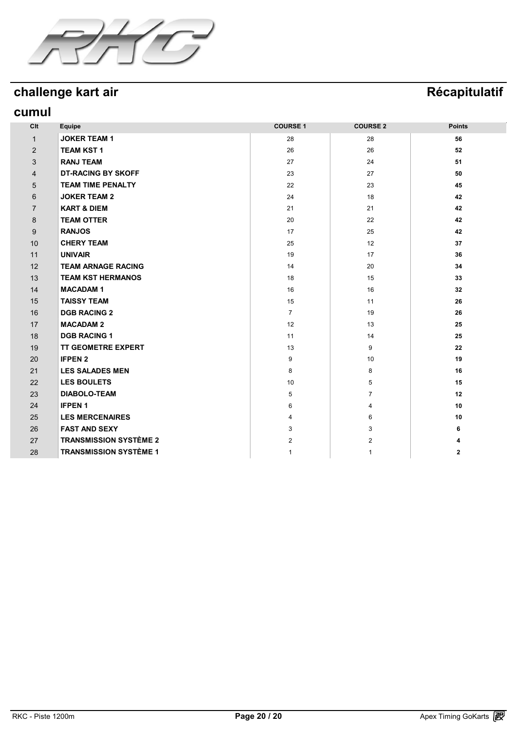## challenge kart air

## Récapitulatif

## cumul

| Clt | Equipe | COURSE 1 | COURSE 2 | Points |
|---|---|---|---|---|
| 1 | **JOKER TEAM 1** | 28 | 28 | **56** |
| 2 | **TEAM KST 1** | 26 | 26 | **52** |
| 3 | **RANJ TEAM** | 27 | 24 | **51** |
| 4 | **DT-RACING BY SKOFF** | 23 | 27 | **50** |
| 5 | **TEAM TIME PENALTY** | 22 | 23 | **45** |
| 6 | **JOKER TEAM 2** | 24 | 18 | **42** |
| 7 | **KART & DIEM** | 21 | 21 | **42** |
| 8 | **TEAM OTTER** | 20 | 22 | **42** |
| 9 | **RANJOS** | 17 | 25 | **42** |
| 10 | **CHERY TEAM** | 25 | 12 | **37** |
| 11 | **UNIVAIR** | 19 | 17 | **36** |
| 12 | **TEAM ARNAGE RACING** | 14 | 20 | **34** |
| 13 | **TEAM KST HERMANOS** | 18 | 15 | **33** |
| 14 | **MACADAM 1** | 16 | 16 | **32** |
| 15 | **TAISSY TEAM** | 15 | 11 | **26** |
| 16 | **DGB RACING 2** | 7 | 19 | **26** |
| 17 | **MACADAM 2** | 12 | 13 | **25** |
| 18 | **DGB RACING 1** | 11 | 14 | **25** |
| 19 | **TT GEOMETRE EXPERT** | 13 | 9 | **22** |
| 20 | **IFPEN 2** | 9 | 10 | **19** |
| 21 | **LES SALADES MEN** | 8 | 8 | **16** |
| 22 | **LES BOULETS** | 10 | 5 | **15** |
| 23 | **DIABOLO-TEAM** | 5 | 7 | **12** |
| 24 | **IFPEN 1** | 6 | 4 | **10** |
| 25 | **LES MERCENAIRES** | 4 | 6 | **10** |
| 26 | **FAST AND SEXY** | 3 | 3 | **6** |
| 27 | **TRANSMISSION SYSTÈME 2** | 2 | 2 | **4** |
| 28 | **TRANSMISSION SYSTÈME 1** | 1 | 1 | **2** |